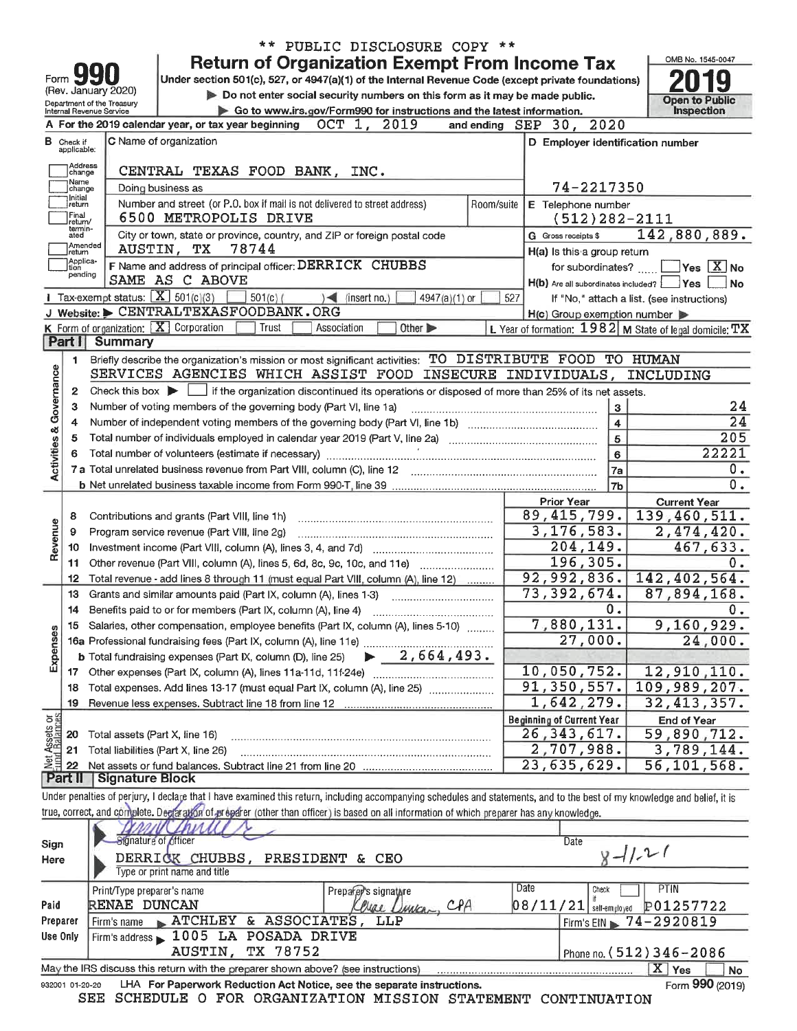\*\* PUBLIC DISCLOSURE COPY \*\*

# Form 990 — Return of Organization Exempt From Income Tax

(Rev. January 2020)

Department of the Treasury
Internal Revenue Service

Under section 501(c), 527, or 4947(a)(1) of the Internal Revenue Code (except private foundations)

▶ Do not enter social security numbers on this form as it may be made public.

▶ Go to www.irs.gov/Form990 for instructions and the latest information.

OMB No. 1545-0047

**2019**

**Open to Public Inspection**

**A** For the 2019 calendar year, or tax year beginning OCT 1, 2019 and ending SEP 30, 2020

**B** Check if applicable:
- Address change
- Name change
- Initial return
- Final return/terminated
- Amended return
- Application pending

**C** Name of organization: CENTRAL TEXAS FOOD BANK, INC.

Doing business as

Number and street (or P.O. box if mail is not delivered to street address): 6500 METROPOLIS DRIVE — Room/suite

City or town, state or province, country, and ZIP or foreign postal code: AUSTIN, TX 78744

**D** Employer identification number: 74-2217350

**E** Telephone number: (512)282-2111

**G** Gross receipts $ 142,880,889.

**F** Name and address of principal officer: DERRICK CHUBBS
SAME AS C ABOVE

**H(a)** Is this a group return for subordinates? ☐ Yes ☒ No

**H(b)** Are all subordinates included? ☐ Yes ☐ No
If "No," attach a list. (see instructions)

**I** Tax-exempt status: ☒ 501(c)(3) ☐ 501(c) ( ) ◀ (insert no.) ☐ 4947(a)(1) or ☐ 527

**J** Website: ▶ CENTRALTEXASFOODBANK.ORG

**H(c)** Group exemption number ▶

**K** Form of organization: ☒ Corporation ☐ Trust ☐ Association ☐ Other ▶

**L** Year of formation: 1982 **M** State of legal domicile: TX

## Part I Summary

**Activities & Governance**

1. Briefly describe the organization's mission or most significant activities: TO DISTRIBUTE FOOD TO HUMAN SERVICES AGENCIES WHICH ASSIST FOOD INSECURE INDIVIDUALS, INCLUDING
2. Check this box ▶ ☐ if the organization discontinued its operations or disposed of more than 25% of its net assets.

| | | | |
|---|---|---|---|
| 3 | Number of voting members of the governing body (Part VI, line 1a) | 3 | 24 |
| 4 | Number of independent voting members of the governing body (Part VI, line 1b) | 4 | 24 |
| 5 | Total number of individuals employed in calendar year 2019 (Part V, line 2a) | 5 | 205 |
| 6 | Total number of volunteers (estimate if necessary) | 6 | 22221 |
| 7a | Total unrelated business revenue from Part VIII, column (C), line 12 | 7a | 0. |
| b | Net unrelated business taxable income from Form 990-T, line 39 | 7b | 0. |

| | | Prior Year | Current Year |
|---|---|---|---|
| **Revenue** | | | |
| 8 | Contributions and grants (Part VIII, line 1h) | 89,415,799. | 139,460,511. |
| 9 | Program service revenue (Part VIII, line 2g) | 3,176,583. | 2,474,420. |
| 10 | Investment income (Part VIII, column (A), lines 3, 4, and 7d) | 204,149. | 467,633. |
| 11 | Other revenue (Part VIII, column (A), lines 5, 6d, 8c, 9c, 10c, and 11e) | 196,305. | 0. |
| 12 | Total revenue - add lines 8 through 11 (must equal Part VIII, column (A), line 12) | 92,992,836. | 142,402,564. |
| **Expenses** | | | |
| 13 | Grants and similar amounts paid (Part IX, column (A), lines 1-3) | 73,392,674. | 87,894,168. |
| 14 | Benefits paid to or for members (Part IX, column (A), line 4) | 0. | 0. |
| 15 | Salaries, other compensation, employee benefits (Part IX, column (A), lines 5-10) | 7,880,131. | 9,160,929. |
| 16a | Professional fundraising fees (Part IX, column (A), line 11e) | 27,000. | 24,000. |
| b | Total fundraising expenses (Part IX, column (D), line 25) ▶ 2,664,493. | | |
| 17 | Other expenses (Part IX, column (A), lines 11a-11d, 11f-24e) | 10,050,752. | 12,910,110. |
| 18 | Total expenses. Add lines 13-17 (must equal Part IX, column (A), line 25) | 91,350,557. | 109,989,207. |
| 19 | Revenue less expenses. Subtract line 18 from line 12 | 1,642,279. | 32,413,357. |

| **Net Assets or Fund Balances** | | Beginning of Current Year | End of Year |
|---|---|---|---|
| 20 | Total assets (Part X, line 16) | 26,343,617. | 59,890,712. |
| 21 | Total liabilities (Part X, line 26) | 2,707,988. | 3,789,144. |
| 22 | Net assets or fund balances. Subtract line 21 from line 20 | 23,635,629. | 56,101,568. |

## Part II Signature Block

Under penalties of perjury, I declare that I have examined this return, including accompanying schedules and statements, and to the best of my knowledge and belief, it is true, correct, and complete. Declaration of preparer (other than officer) is based on all information of which preparer has any knowledge.

**Sign Here**

Signature of officer — Date: 8-11-21

DERRICK CHUBBS, PRESIDENT & CEO
Type or print name and title

**Paid Preparer Use Only**

| Print/Type preparer's name | Preparer's signature | Date | Check ☐ if self-employed | PTIN |
|---|---|---|---|---|
| RENAE DUNCAN | Renae Duncan, CPA | 08/11/21 | | P01257722 |

Firm's name ▶ ATCHLEY & ASSOCIATES, LLP — Firm's EIN ▶ 74-2920819

Firm's address ▶ 1005 LA POSADA DRIVE, AUSTIN, TX 78752 — Phone no. (512)346-2086

May the IRS discuss this return with the preparer shown above? (see instructions) ☒ Yes ☐ No

932001 01-20-20 LHA For Paperwork Reduction Act Notice, see the separate instructions. Form **990** (2019)

SEE SCHEDULE O FOR ORGANIZATION MISSION STATEMENT CONTINUATION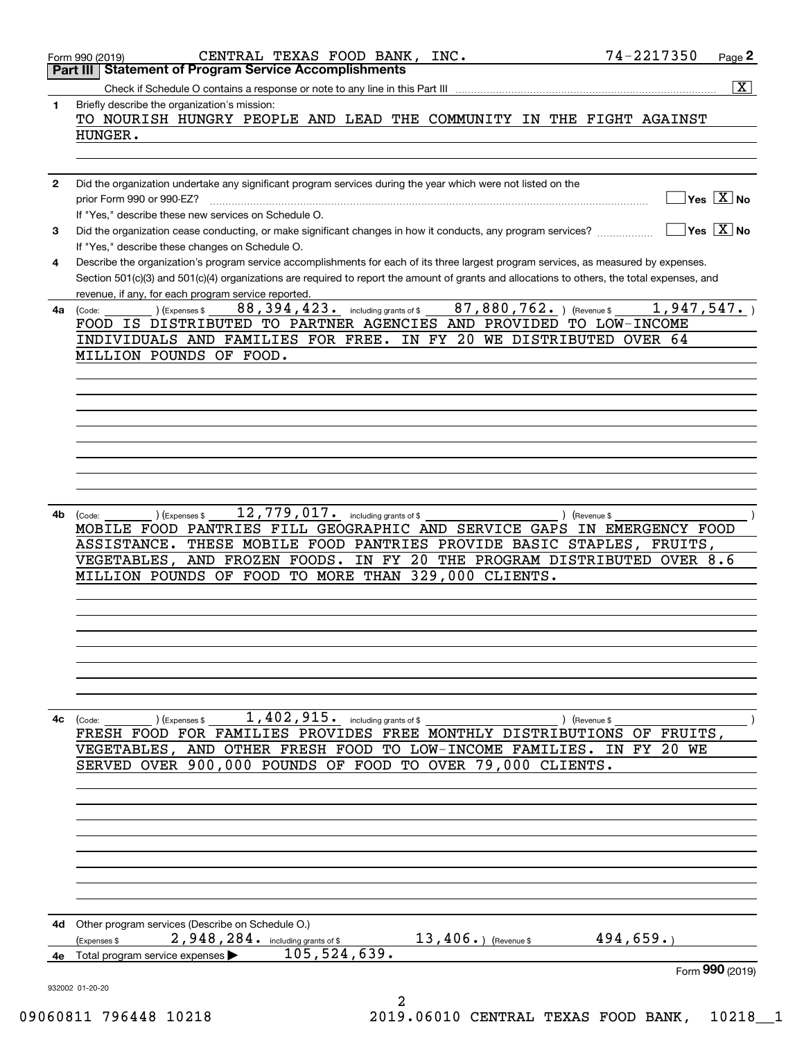Form 990 (2019) CENTRAL TEXAS FOOD BANK, INC. 74-2217350

## Part III Statement of Program Service Accomplishments

Check if Schedule O contains a response or note to any line in this Part III ..... [X]

**1** Briefly describe the organization's mission:

TO NOURISH HUNGRY PEOPLE AND LEAD THE COMMUNITY IN THE FIGHT AGAINST HUNGER.

**2** Did the organization undertake any significant program services during the year which were not listed on the prior Form 990 or 990-EZ? ..... [ ] Yes [X] No

If "Yes," describe these new services on Schedule O.

**3** Did the organization cease conducting, or make significant changes in how it conducts, any program services? ..... [ ] Yes [X] No

If "Yes," describe these changes on Schedule O.

**4** Describe the organization's program service accomplishments for each of its three largest program services, as measured by expenses. Section 501(c)(3) and 501(c)(4) organizations are required to report the amount of grants and allocations to others, the total expenses, and revenue, if any, for each program service reported.

**4a** (Code: ) (Expenses $ 88,394,423. including grants of $ 87,880,762. ) (Revenue $ 1,947,547. )

FOOD IS DISTRIBUTED TO PARTNER AGENCIES AND PROVIDED TO LOW-INCOME INDIVIDUALS AND FAMILIES FOR FREE. IN FY 20 WE DISTRIBUTED OVER 64 MILLION POUNDS OF FOOD.

**4b** (Code: ) (Expenses $ 12,779,017. including grants of $ ) (Revenue $ )

MOBILE FOOD PANTRIES FILL GEOGRAPHIC AND SERVICE GAPS IN EMERGENCY FOOD ASSISTANCE. THESE MOBILE FOOD PANTRIES PROVIDE BASIC STAPLES, FRUITS, VEGETABLES, AND FROZEN FOODS. IN FY 20 THE PROGRAM DISTRIBUTED OVER 8.6 MILLION POUNDS OF FOOD TO MORE THAN 329,000 CLIENTS.

**4c** (Code: ) (Expenses $ 1,402,915. including grants of $ ) (Revenue $ )

FRESH FOOD FOR FAMILIES PROVIDES FREE MONTHLY DISTRIBUTIONS OF FRUITS, VEGETABLES, AND OTHER FRESH FOOD TO LOW-INCOME FAMILIES. IN FY 20 WE SERVED OVER 900,000 POUNDS OF FOOD TO OVER 79,000 CLIENTS.

**4d** Other program services (Describe on Schedule O.)

(Expenses $ 2,948,284. including grants of $ 13,406. ) (Revenue $ 494,659. )

**4e** Total program service expenses ▶ 105,524,639.

Form **990** (2019)

932002 01-20-20

09060811 796448 10218 2019.06010 CENTRAL TEXAS FOOD BANK, 10218__1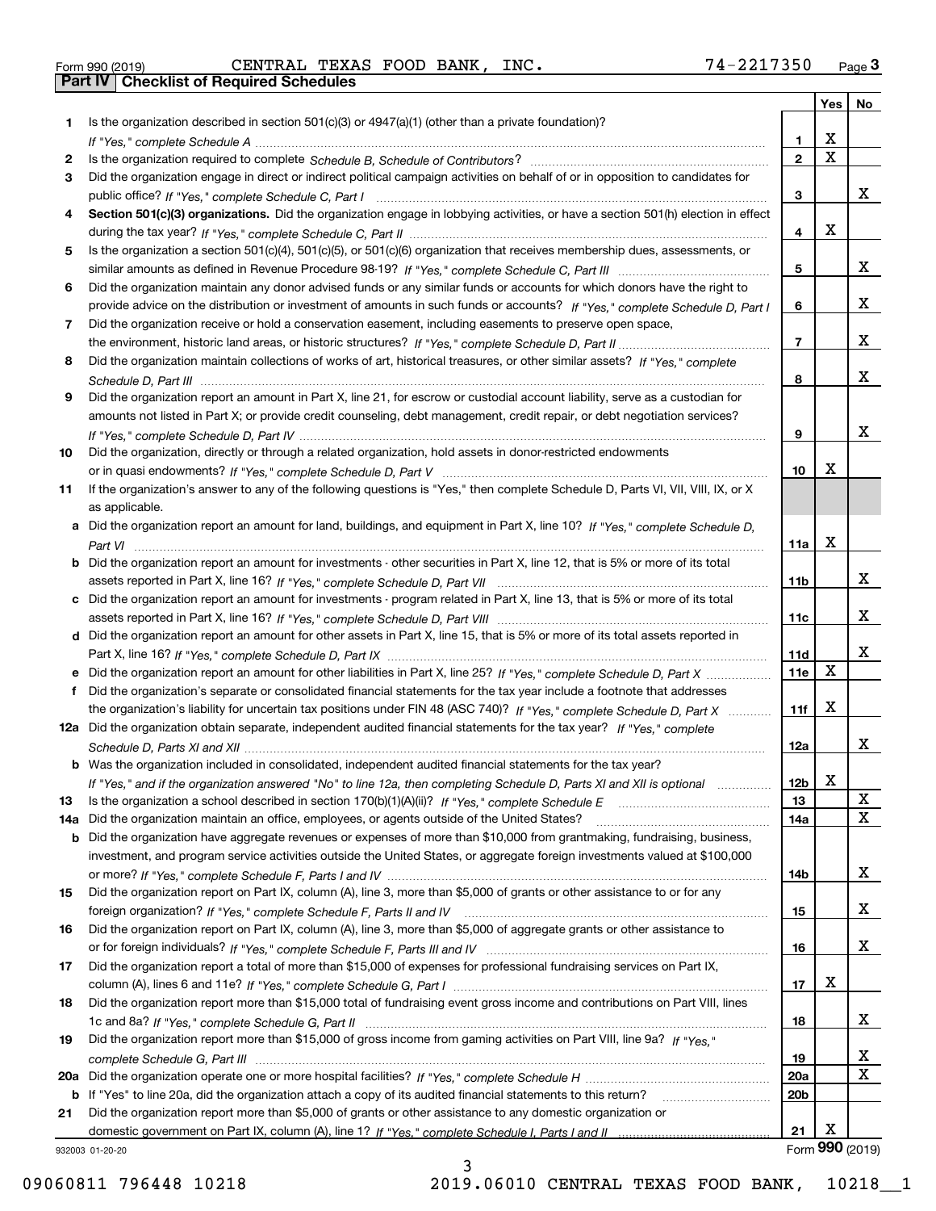Form 990 (2019) CENTRAL TEXAS FOOD BANK, INC. 74-2217350

## Part IV Checklist of Required Schedules

| | | | Yes | No |
|---|---|---|---|---|
| 1 | Is the organization described in section 501(c)(3) or 4947(a)(1) (other than a private foundation)? *If "Yes," complete Schedule A* | 1 | X | |
| 2 | Is the organization required to complete *Schedule B, Schedule of Contributors*? | 2 | X | |
| 3 | Did the organization engage in direct or indirect political campaign activities on behalf of or in opposition to candidates for public office? *If "Yes," complete Schedule C, Part I* | 3 | | X |
| 4 | **Section 501(c)(3) organizations.** Did the organization engage in lobbying activities, or have a section 501(h) election in effect during the tax year? *If "Yes," complete Schedule C, Part II* | 4 | X | |
| 5 | Is the organization a section 501(c)(4), 501(c)(5), or 501(c)(6) organization that receives membership dues, assessments, or similar amounts as defined in Revenue Procedure 98-19? *If "Yes," complete Schedule C, Part III* | 5 | | X |
| 6 | Did the organization maintain any donor advised funds or any similar funds or accounts for which donors have the right to provide advice on the distribution or investment of amounts in such funds or accounts? *If "Yes," complete Schedule D, Part I* | 6 | | X |
| 7 | Did the organization receive or hold a conservation easement, including easements to preserve open space, the environment, historic land areas, or historic structures? *If "Yes," complete Schedule D, Part II* | 7 | | X |
| 8 | Did the organization maintain collections of works of art, historical treasures, or other similar assets? *If "Yes," complete Schedule D, Part III* | 8 | | X |
| 9 | Did the organization report an amount in Part X, line 21, for escrow or custodial account liability, serve as a custodian for amounts not listed in Part X; or provide credit counseling, debt management, credit repair, or debt negotiation services? *If "Yes," complete Schedule D, Part IV* | 9 | | X |
| 10 | Did the organization, directly or through a related organization, hold assets in donor-restricted endowments or in quasi endowments? *If "Yes," complete Schedule D, Part V* | 10 | X | |
| 11 | If the organization's answer to any of the following questions is "Yes," then complete Schedule D, Parts VI, VII, VIII, IX, or X as applicable. | | | |
| a | Did the organization report an amount for land, buildings, and equipment in Part X, line 10? *If "Yes," complete Schedule D, Part VI* | 11a | X | |
| b | Did the organization report an amount for investments - other securities in Part X, line 12, that is 5% or more of its total assets reported in Part X, line 16? *If "Yes," complete Schedule D, Part VII* | 11b | | X |
| c | Did the organization report an amount for investments - program related in Part X, line 13, that is 5% or more of its total assets reported in Part X, line 16? *If "Yes," complete Schedule D, Part VIII* | 11c | | X |
| d | Did the organization report an amount for other assets in Part X, line 15, that is 5% or more of its total assets reported in Part X, line 16? *If "Yes," complete Schedule D, Part IX* | 11d | | X |
| e | Did the organization report an amount for other liabilities in Part X, line 25? *If "Yes," complete Schedule D, Part X* | 11e | X | |
| f | Did the organization's separate or consolidated financial statements for the tax year include a footnote that addresses the organization's liability for uncertain tax positions under FIN 48 (ASC 740)? *If "Yes," complete Schedule D, Part X* | 11f | X | |
| 12a | Did the organization obtain separate, independent audited financial statements for the tax year? *If "Yes," complete Schedule D, Parts XI and XII* | 12a | | X |
| b | Was the organization included in consolidated, independent audited financial statements for the tax year? *If "Yes," and if the organization answered "No" to line 12a, then completing Schedule D, Parts XI and XII is optional* | 12b | X | |
| 13 | Is the organization a school described in section 170(b)(1)(A)(ii)? *If "Yes," complete Schedule E* | 13 | | X |
| 14a | Did the organization maintain an office, employees, or agents outside of the United States? | 14a | | X |
| b | Did the organization have aggregate revenues or expenses of more than $10,000 from grantmaking, fundraising, business, investment, and program service activities outside the United States, or aggregate foreign investments valued at $100,000 or more? *If "Yes," complete Schedule F, Parts I and IV* | 14b | | X |
| 15 | Did the organization report on Part IX, column (A), line 3, more than $5,000 of grants or other assistance to or for any foreign organization? *If "Yes," complete Schedule F, Parts II and IV* | 15 | | X |
| 16 | Did the organization report on Part IX, column (A), line 3, more than $5,000 of aggregate grants or other assistance to or for foreign individuals? *If "Yes," complete Schedule F, Parts III and IV* | 16 | | X |
| 17 | Did the organization report a total of more than $15,000 of expenses for professional fundraising services on Part IX, column (A), lines 6 and 11e? *If "Yes," complete Schedule G, Part I* | 17 | X | |
| 18 | Did the organization report more than $15,000 total of fundraising event gross income and contributions on Part VIII, lines 1c and 8a? *If "Yes," complete Schedule G, Part II* | 18 | | X |
| 19 | Did the organization report more than $15,000 of gross income from gaming activities on Part VIII, line 9a? *If "Yes," complete Schedule G, Part III* | 19 | | X |
| 20a | Did the organization operate one or more hospital facilities? *If "Yes," complete Schedule H* | 20a | | X |
| b | If "Yes" to line 20a, did the organization attach a copy of its audited financial statements to this return? | 20b | | |
| 21 | Did the organization report more than $5,000 of grants or other assistance to any domestic organization or domestic government on Part IX, column (A), line 1? *If "Yes," complete Schedule I, Parts I and II* | 21 | X | |

932003 01-20-20 Form **990** (2019)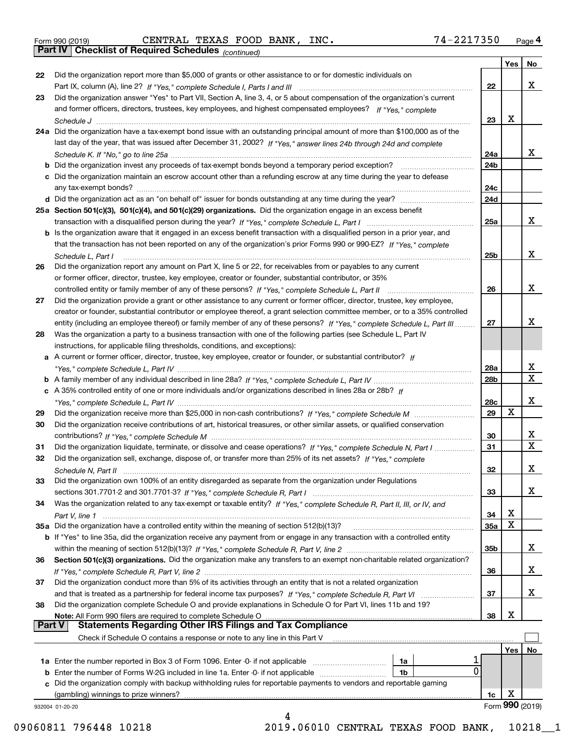Form 990 (2019) CENTRAL TEXAS FOOD BANK, INC. 74-2217350

## Part IV Checklist of Required Schedules *(continued)*

| | | | Yes | No |
|---|---|---|---|---|
| 22 | Did the organization report more than $5,000 of grants or other assistance to or for domestic individuals on Part IX, column (A), line 2? *If "Yes," complete Schedule I, Parts I and III* | 22 | | X |
| 23 | Did the organization answer "Yes" to Part VII, Section A, line 3, 4, or 5 about compensation of the organization's current and former officers, directors, trustees, key employees, and highest compensated employees? *If "Yes," complete Schedule J* | 23 | X | |
| 24a | Did the organization have a tax-exempt bond issue with an outstanding principal amount of more than $100,000 as of the last day of the year, that was issued after December 31, 2002? *If "Yes," answer lines 24b through 24d and complete Schedule K. If "No," go to line 25a* | 24a | | X |
| b | Did the organization invest any proceeds of tax-exempt bonds beyond a temporary period exception? | 24b | | |
| c | Did the organization maintain an escrow account other than a refunding escrow at any time during the year to defease any tax-exempt bonds? | 24c | | |
| d | Did the organization act as an "on behalf of" issuer for bonds outstanding at any time during the year? | 24d | | |
| 25a | **Section 501(c)(3), 501(c)(4), and 501(c)(29) organizations.** Did the organization engage in an excess benefit transaction with a disqualified person during the year? *If "Yes," complete Schedule L, Part I* | 25a | | X |
| b | Is the organization aware that it engaged in an excess benefit transaction with a disqualified person in a prior year, and that the transaction has not been reported on any of the organization's prior Forms 990 or 990-EZ? *If "Yes," complete Schedule L, Part I* | 25b | | X |
| 26 | Did the organization report any amount on Part X, line 5 or 22, for receivables from or payables to any current or former officer, director, trustee, key employee, creator or founder, substantial contributor, or 35% controlled entity or family member of any of these persons? *If "Yes," complete Schedule L, Part II* | 26 | | X |
| 27 | Did the organization provide a grant or other assistance to any current or former officer, director, trustee, key employee, creator or founder, substantial contributor or employee thereof, a grant selection committee member, or to a 35% controlled entity (including an employee thereof) or family member of any of these persons? *If "Yes," complete Schedule L, Part III* | 27 | | X |
| 28 | Was the organization a party to a business transaction with one of the following parties (see Schedule L, Part IV instructions, for applicable filing thresholds, conditions, and exceptions): | | | |
| a | A current or former officer, director, trustee, key employee, creator or founder, or substantial contributor? *If "Yes," complete Schedule L, Part IV* | 28a | | X |
| b | A family member of any individual described in line 28a? *If "Yes," complete Schedule L, Part IV* | 28b | | X |
| c | A 35% controlled entity of one or more individuals and/or organizations described in lines 28a or 28b? *If "Yes," complete Schedule L, Part IV* | 28c | | X |
| 29 | Did the organization receive more than $25,000 in non-cash contributions? *If "Yes," complete Schedule M* | 29 | X | |
| 30 | Did the organization receive contributions of art, historical treasures, or other similar assets, or qualified conservation contributions? *If "Yes," complete Schedule M* | 30 | | X |
| 31 | Did the organization liquidate, terminate, or dissolve and cease operations? *If "Yes," complete Schedule N, Part I* | 31 | | X |
| 32 | Did the organization sell, exchange, dispose of, or transfer more than 25% of its net assets? *If "Yes," complete Schedule N, Part II* | 32 | | X |
| 33 | Did the organization own 100% of an entity disregarded as separate from the organization under Regulations sections 301.7701-2 and 301.7701-3? *If "Yes," complete Schedule R, Part I* | 33 | | X |
| 34 | Was the organization related to any tax-exempt or taxable entity? *If "Yes," complete Schedule R, Part II, III, or IV, and Part V, line 1* | 34 | X | |
| 35a | Did the organization have a controlled entity within the meaning of section 512(b)(13)? | 35a | X | |
| b | If "Yes" to line 35a, did the organization receive any payment from or engage in any transaction with a controlled entity within the meaning of section 512(b)(13)? *If "Yes," complete Schedule R, Part V, line 2* | 35b | | X |
| 36 | **Section 501(c)(3) organizations.** Did the organization make any transfers to an exempt non-charitable related organization? *If "Yes," complete Schedule R, Part V, line 2* | 36 | | X |
| 37 | Did the organization conduct more than 5% of its activities through an entity that is not a related organization and that is treated as a partnership for federal income tax purposes? *If "Yes," complete Schedule R, Part VI* | 37 | | X |
| 38 | Did the organization complete Schedule O and provide explanations in Schedule O for Part VI, lines 11b and 19? **Note:** All Form 990 filers are required to complete Schedule O | 38 | X | |

## Part V Statements Regarding Other IRS Filings and Tax Compliance

Check if Schedule O contains a response or note to any line in this Part V ☐

| | | | | | Yes | No |
|---|---|---|---|---|---|---|
| 1a | Enter the number reported in Box 3 of Form 1096. Enter -0- if not applicable | 1a | 1 | | | |
| b | Enter the number of Forms W-2G included in line 1a. Enter -0- if not applicable | 1b | 0 | | | |
| c | Did the organization comply with backup withholding rules for reportable payments to vendors and reportable gaming (gambling) winnings to prize winners? | | | 1c | X | |

932004 01-20-20 Form **990** (2019)

09060811 796448 10218 2019.06010 CENTRAL TEXAS FOOD BANK, 10218__1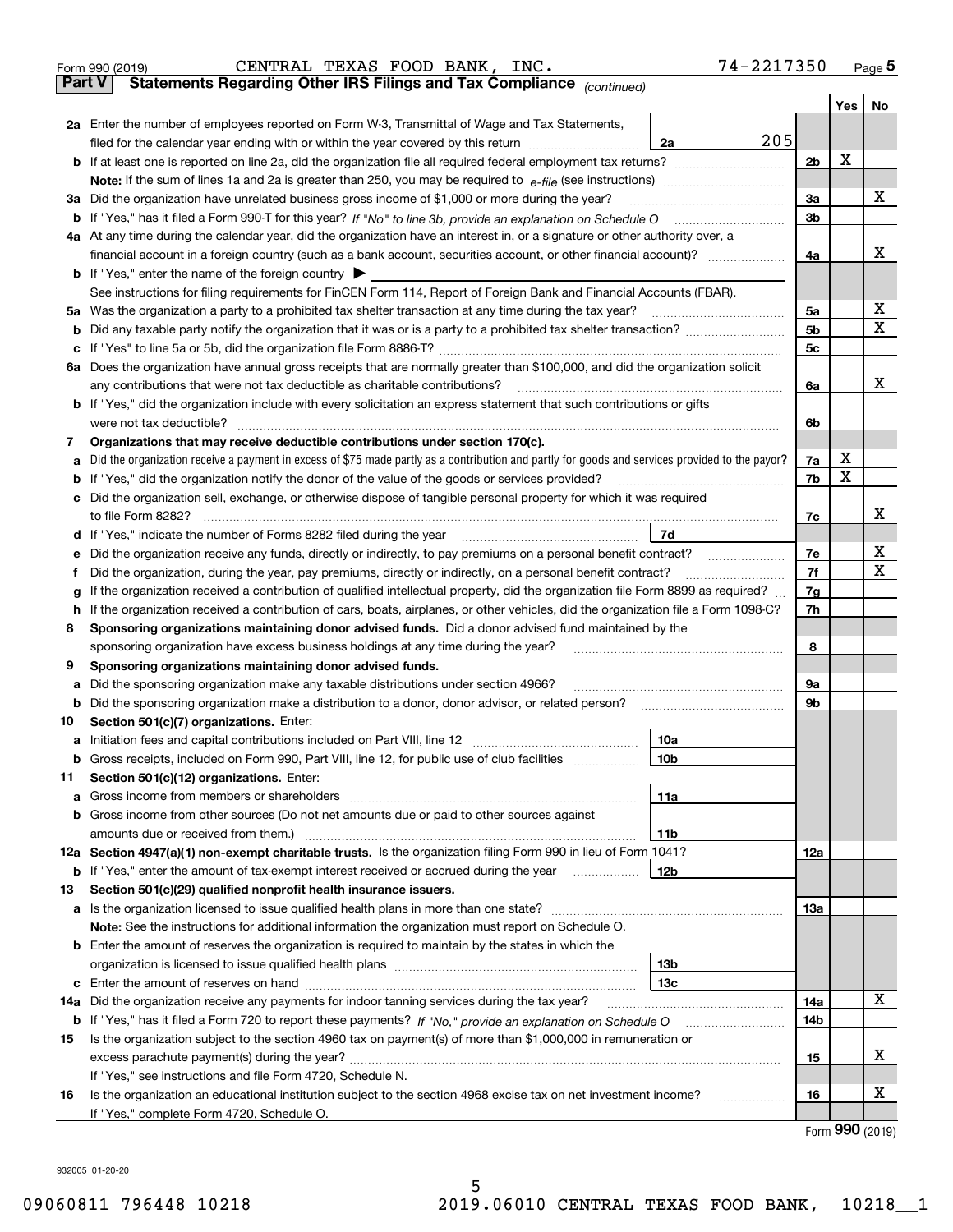Form 990 (2019) CENTRAL TEXAS FOOD BANK, INC. 74-2217350

## Part V Statements Regarding Other IRS Filings and Tax Compliance *(continued)*

| | | | | Yes | No |
|---|---|---|---|---|---|
| **2a** | Enter the number of employees reported on Form W-3, Transmittal of Wage and Tax Statements, filed for the calendar year ending with or within the year covered by this return | 2a | 205 | | |
| **b** | If at least one is reported on line 2a, did the organization file all required federal employment tax returns? | | 2b | X | |
| | **Note:** If the sum of lines 1a and 2a is greater than 250, you may be required to *e-file* (see instructions) | | | | |
| **3a** | Did the organization have unrelated business gross income of $1,000 or more during the year? | | 3a | | X |
| **b** | If "Yes," has it filed a Form 990-T for this year? *If "No" to line 3b, provide an explanation on Schedule O* | | 3b | | |
| **4a** | At any time during the calendar year, did the organization have an interest in, or a signature or other authority over, a financial account in a foreign country (such as a bank account, securities account, or other financial account)? | | 4a | | X |
| **b** | If "Yes," enter the name of the foreign country ▶ | | | | |
| | See instructions for filing requirements for FinCEN Form 114, Report of Foreign Bank and Financial Accounts (FBAR). | | | | |
| **5a** | Was the organization a party to a prohibited tax shelter transaction at any time during the tax year? | | 5a | | X |
| **b** | Did any taxable party notify the organization that it was or is a party to a prohibited tax shelter transaction? | | 5b | | X |
| **c** | If "Yes" to line 5a or 5b, did the organization file Form 8886-T? | | 5c | | |
| **6a** | Does the organization have annual gross receipts that are normally greater than $100,000, and did the organization solicit any contributions that were not tax deductible as charitable contributions? | | 6a | | X |
| **b** | If "Yes," did the organization include with every solicitation an express statement that such contributions or gifts were not tax deductible? | | 6b | | |
| **7** | **Organizations that may receive deductible contributions under section 170(c).** | | | | |
| **a** | Did the organization receive a payment in excess of $75 made partly as a contribution and partly for goods and services provided to the payor? | | 7a | X | |
| **b** | If "Yes," did the organization notify the donor of the value of the goods or services provided? | | 7b | X | |
| **c** | Did the organization sell, exchange, or otherwise dispose of tangible personal property for which it was required to file Form 8282? | | 7c | | X |
| **d** | If "Yes," indicate the number of Forms 8282 filed during the year | 7d | | | |
| **e** | Did the organization receive any funds, directly or indirectly, to pay premiums on a personal benefit contract? | | 7e | | X |
| **f** | Did the organization, during the year, pay premiums, directly or indirectly, on a personal benefit contract? | | 7f | | X |
| **g** | If the organization received a contribution of qualified intellectual property, did the organization file Form 8899 as required? | | 7g | | |
| **h** | If the organization received a contribution of cars, boats, airplanes, or other vehicles, did the organization file a Form 1098-C? | | 7h | | |
| **8** | **Sponsoring organizations maintaining donor advised funds.** Did a donor advised fund maintained by the sponsoring organization have excess business holdings at any time during the year? | | 8 | | |
| **9** | **Sponsoring organizations maintaining donor advised funds.** | | | | |
| **a** | Did the sponsoring organization make any taxable distributions under section 4966? | | 9a | | |
| **b** | Did the sponsoring organization make a distribution to a donor, donor advisor, or related person? | | 9b | | |
| **10** | **Section 501(c)(7) organizations.** Enter: | | | | |
| **a** | Initiation fees and capital contributions included on Part VIII, line 12 | 10a | | | |
| **b** | Gross receipts, included on Form 990, Part VIII, line 12, for public use of club facilities | 10b | | | |
| **11** | **Section 501(c)(12) organizations.** Enter: | | | | |
| **a** | Gross income from members or shareholders | 11a | | | |
| **b** | Gross income from other sources (Do not net amounts due or paid to other sources against amounts due or received from them.) | 11b | | | |
| **12a** | **Section 4947(a)(1) non-exempt charitable trusts.** Is the organization filing Form 990 in lieu of Form 1041? | | 12a | | |
| **b** | If "Yes," enter the amount of tax-exempt interest received or accrued during the year | 12b | | | |
| **13** | **Section 501(c)(29) qualified nonprofit health insurance issuers.** | | | | |
| **a** | Is the organization licensed to issue qualified health plans in more than one state? | | 13a | | |
| | **Note:** See the instructions for additional information the organization must report on Schedule O. | | | | |
| **b** | Enter the amount of reserves the organization is required to maintain by the states in which the organization is licensed to issue qualified health plans | 13b | | | |
| **c** | Enter the amount of reserves on hand | 13c | | | |
| **14a** | Did the organization receive any payments for indoor tanning services during the tax year? | | 14a | | X |
| **b** | If "Yes," has it filed a Form 720 to report these payments? *If "No," provide an explanation on Schedule O* | | 14b | | |
| **15** | Is the organization subject to the section 4960 tax on payment(s) of more than $1,000,000 in remuneration or excess parachute payment(s) during the year? | | 15 | | X |
| | If "Yes," see instructions and file Form 4720, Schedule N. | | | | |
| **16** | Is the organization an educational institution subject to the section 4968 excise tax on net investment income? | | 16 | | X |
| | If "Yes," complete Form 4720, Schedule O. | | | | |

Form **990** (2019)

932005 01-20-20

09060811 796448 10218 2019.06010 CENTRAL TEXAS FOOD BANK, 10218__1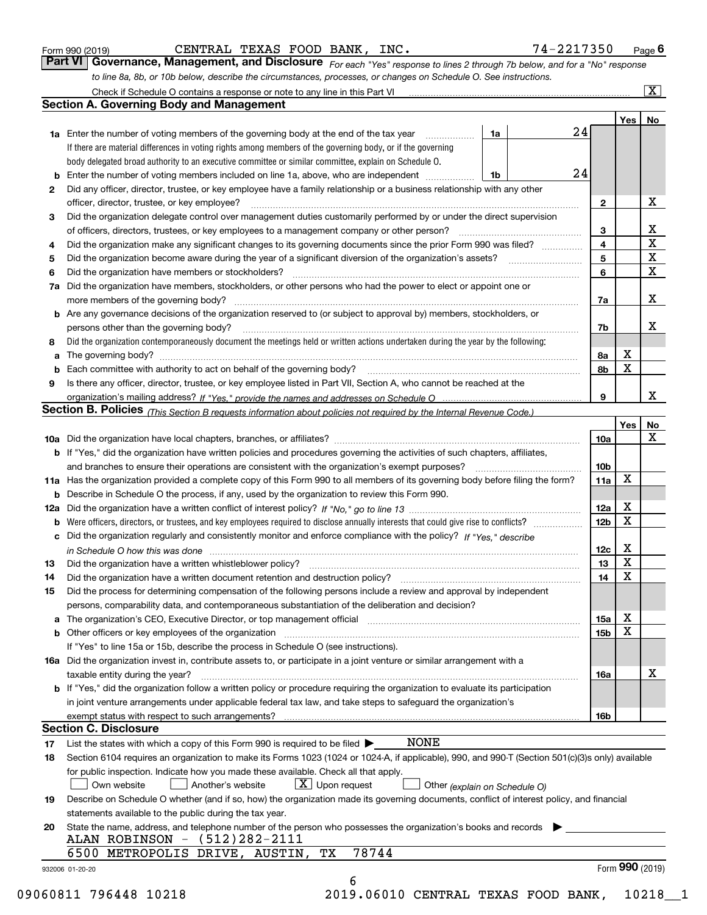Form 990 (2019) CENTRAL TEXAS FOOD BANK, INC. 74-2217350 Page 6

## Part VI Governance, Management, and Disclosure

*For each "Yes" response to lines 2 through 7b below, and for a "No" response to line 8a, 8b, or 10b below, describe the circumstances, processes, or changes on Schedule O. See instructions.*

Check if Schedule O contains a response or note to any line in this Part VI ☒

### Section A. Governing Body and Management

| | | | | Yes | No |
|---|---|---|---|---|---|
| 1a | Enter the number of voting members of the governing body at the end of the tax year. If there are material differences in voting rights among members of the governing body, or if the governing body delegated broad authority to an executive committee or similar committee, explain on Schedule O. | 1a | 24 | | |
| b | Enter the number of voting members included on line 1a, above, who are independent | 1b | 24 | | |
| 2 | Did any officer, director, trustee, or key employee have a family relationship or a business relationship with any other officer, director, trustee, or key employee? | 2 | | | X |
| 3 | Did the organization delegate control over management duties customarily performed by or under the direct supervision of officers, directors, trustees, or key employees to a management company or other person? | 3 | | | X |
| 4 | Did the organization make any significant changes to its governing documents since the prior Form 990 was filed? | 4 | | | X |
| 5 | Did the organization become aware during the year of a significant diversion of the organization's assets? | 5 | | | X |
| 6 | Did the organization have members or stockholders? | 6 | | | X |
| 7a | Did the organization have members, stockholders, or other persons who had the power to elect or appoint one or more members of the governing body? | 7a | | | X |
| b | Are any governance decisions of the organization reserved to (or subject to approval by) members, stockholders, or persons other than the governing body? | 7b | | | X |
| 8 | Did the organization contemporaneously document the meetings held or written actions undertaken during the year by the following: | | | | |
| a | The governing body? | 8a | | X | |
| b | Each committee with authority to act on behalf of the governing body? | 8b | | X | |
| 9 | Is there any officer, director, trustee, or key employee listed in Part VII, Section A, who cannot be reached at the organization's mailing address? *If "Yes," provide the names and addresses on Schedule O* | 9 | | | X |

### Section B. Policies *(This Section B requests information about policies not required by the Internal Revenue Code.)*

| | | | Yes | No |
|---|---|---|---|---|
| 10a | Did the organization have local chapters, branches, or affiliates? | 10a | | X |
| b | If "Yes," did the organization have written policies and procedures governing the activities of such chapters, affiliates, and branches to ensure their operations are consistent with the organization's exempt purposes? | 10b | | |
| 11a | Has the organization provided a complete copy of this Form 990 to all members of its governing body before filing the form? | 11a | X | |
| b | Describe in Schedule O the process, if any, used by the organization to review this Form 990. | | | |
| 12a | Did the organization have a written conflict of interest policy? *If "No," go to line 13* | 12a | X | |
| b | Were officers, directors, or trustees, and key employees required to disclose annually interests that could give rise to conflicts? | 12b | X | |
| c | Did the organization regularly and consistently monitor and enforce compliance with the policy? *If "Yes," describe in Schedule O how this was done* | 12c | X | |
| 13 | Did the organization have a written whistleblower policy? | 13 | X | |
| 14 | Did the organization have a written document retention and destruction policy? | 14 | X | |
| 15 | Did the process for determining compensation of the following persons include a review and approval by independent persons, comparability data, and contemporaneous substantiation of the deliberation and decision? | | | |
| a | The organization's CEO, Executive Director, or top management official | 15a | X | |
| b | Other officers or key employees of the organization | 15b | X | |
| | If "Yes" to line 15a or 15b, describe the process in Schedule O (see instructions). | | | |
| 16a | Did the organization invest in, contribute assets to, or participate in a joint venture or similar arrangement with a taxable entity during the year? | 16a | | X |
| b | If "Yes," did the organization follow a written policy or procedure requiring the organization to evaluate its participation in joint venture arrangements under applicable federal tax law, and take steps to safeguard the organization's exempt status with respect to such arrangements? | 16b | | |

### Section C. Disclosure

17 List the states with which a copy of this Form 990 is required to be filed ▶ NONE

18 Section 6104 requires an organization to make its Forms 1023 (1024 or 1024-A, if applicable), 990, and 990-T (Section 501(c)(3)s only) available for public inspection. Indicate how you made these available. Check all that apply.

☐ Own website ☐ Another's website ☒ Upon request ☐ Other *(explain on Schedule O)*

19 Describe on Schedule O whether (and if so, how) the organization made its governing documents, conflict of interest policy, and financial statements available to the public during the tax year.

20 State the name, address, and telephone number of the person who possesses the organization's books and records ▶

ALAN ROBINSON - (512)282-2111
6500 METROPOLIS DRIVE, AUSTIN, TX 78744

932006 01-20-20 Form **990** (2019)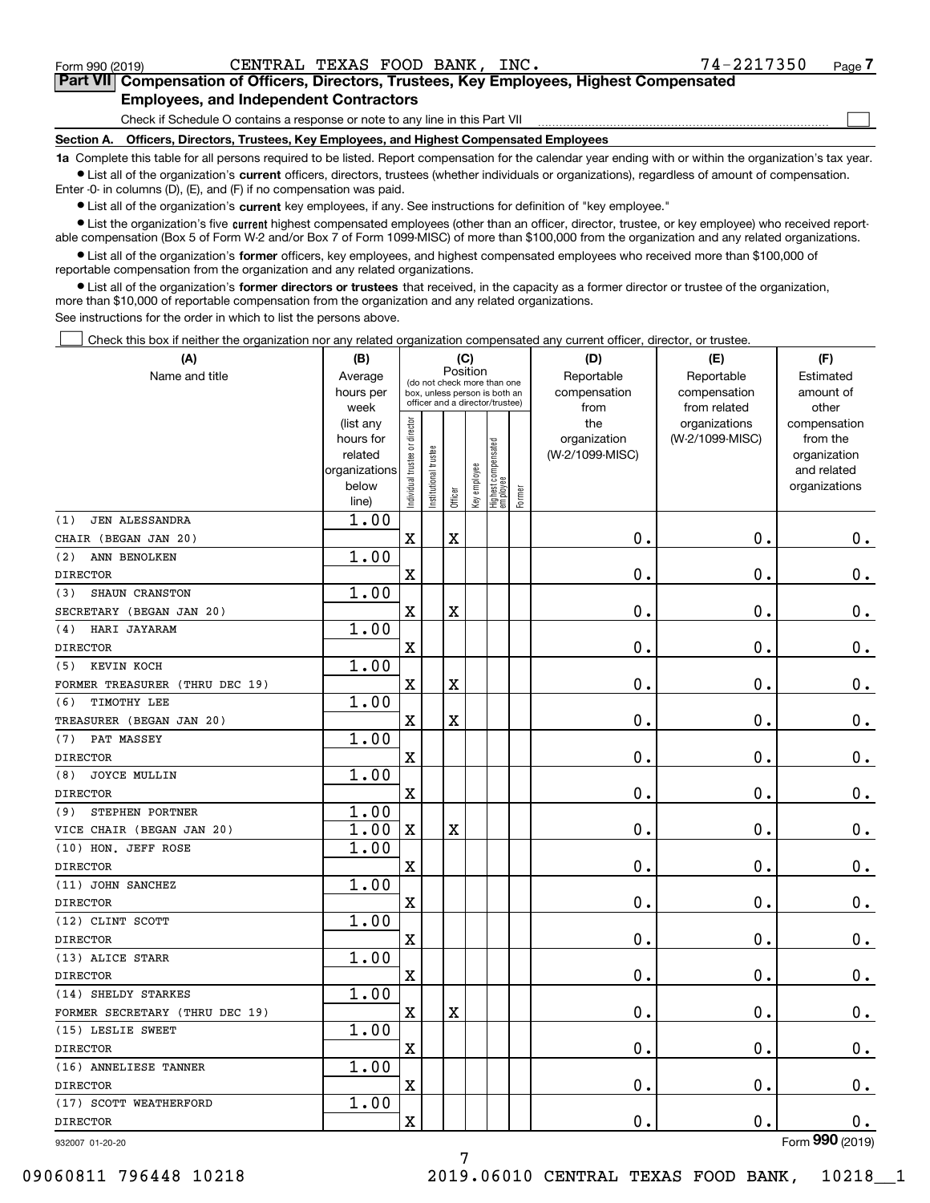Form 990 (2019) CENTRAL TEXAS FOOD BANK, INC. 74-2217350 Page 7

## Part VII Compensation of Officers, Directors, Trustees, Key Employees, Highest Compensated Employees, and Independent Contractors

Check if Schedule O contains a response or note to any line in this Part VII ☐

**Section A. Officers, Directors, Trustees, Key Employees, and Highest Compensated Employees**

**1a** Complete this table for all persons required to be listed. Report compensation for the calendar year ending with or within the organization's tax year.

- List all of the organization's **current** officers, directors, trustees (whether individuals or organizations), regardless of amount of compensation. Enter -0- in columns (D), (E), and (F) if no compensation was paid.
- List all of the organization's **current** key employees, if any. See instructions for definition of "key employee."
- List the organization's five **current** highest compensated employees (other than an officer, director, trustee, or key employee) who received reportable compensation (Box 5 of Form W-2 and/or Box 7 of Form 1099-MISC) of more than $100,000 from the organization and any related organizations.
- List all of the organization's **former** officers, key employees, and highest compensated employees who received more than $100,000 of reportable compensation from the organization and any related organizations.
- List all of the organization's **former directors or trustees** that received, in the capacity as a former director or trustee of the organization, more than $10,000 of reportable compensation from the organization and any related organizations.

See instructions for the order in which to list the persons above.

☐ Check this box if neither the organization nor any related organization compensated any current officer, director, or trustee.

| (A) Name and title | (B) Average hours per week (list any hours for related organizations below line) | (C) Position: Individual trustee or director | Institutional trustee | Officer | Key employee | Highest compensated employee | Former | (D) Reportable compensation from the organization (W-2/1099-MISC) | (E) Reportable compensation from related organizations (W-2/1099-MISC) | (F) Estimated amount of other compensation from the organization and related organizations |
|---|---|---|---|---|---|---|---|---|---|---|
| (1) JEN ALESSANDRA<br>CHAIR (BEGAN JAN 20) | 1.00 | X | | X | | | | 0. | 0. | 0. |
| (2) ANN BENOLKEN<br>DIRECTOR | 1.00 | X | | | | | | 0. | 0. | 0. |
| (3) SHAUN CRANSTON<br>SECRETARY (BEGAN JAN 20) | 1.00 | X | | X | | | | 0. | 0. | 0. |
| (4) HARI JAYARAM<br>DIRECTOR | 1.00 | X | | | | | | 0. | 0. | 0. |
| (5) KEVIN KOCH<br>FORMER TREASURER (THRU DEC 19) | 1.00 | X | | X | | | | 0. | 0. | 0. |
| (6) TIMOTHY LEE<br>TREASURER (BEGAN JAN 20) | 1.00 | X | | X | | | | 0. | 0. | 0. |
| (7) PAT MASSEY<br>DIRECTOR | 1.00 | X | | | | | | 0. | 0. | 0. |
| (8) JOYCE MULLIN<br>DIRECTOR | 1.00 | X | | | | | | 0. | 0. | 0. |
| (9) STEPHEN PORTNER<br>VICE CHAIR (BEGAN JAN 20) | 1.00<br>1.00 | X | | X | | | | 0. | 0. | 0. |
| (10) HON. JEFF ROSE<br>DIRECTOR | 1.00 | X | | | | | | 0. | 0. | 0. |
| (11) JOHN SANCHEZ<br>DIRECTOR | 1.00 | X | | | | | | 0. | 0. | 0. |
| (12) CLINT SCOTT<br>DIRECTOR | 1.00 | X | | | | | | 0. | 0. | 0. |
| (13) ALICE STARR<br>DIRECTOR | 1.00 | X | | | | | | 0. | 0. | 0. |
| (14) SHELDY STARKES<br>FORMER SECRETARY (THRU DEC 19) | 1.00 | X | | X | | | | 0. | 0. | 0. |
| (15) LESLIE SWEET<br>DIRECTOR | 1.00 | X | | | | | | 0. | 0. | 0. |
| (16) ANNELIESE TANNER<br>DIRECTOR | 1.00 | X | | | | | | 0. | 0. | 0. |
| (17) SCOTT WEATHERFORD<br>DIRECTOR | 1.00 | X | | | | | | 0. | 0. | 0. |

932007 01-20-20 Form 990 (2019)

09060811 796448 10218 2019.06010 CENTRAL TEXAS FOOD BANK, 10218__1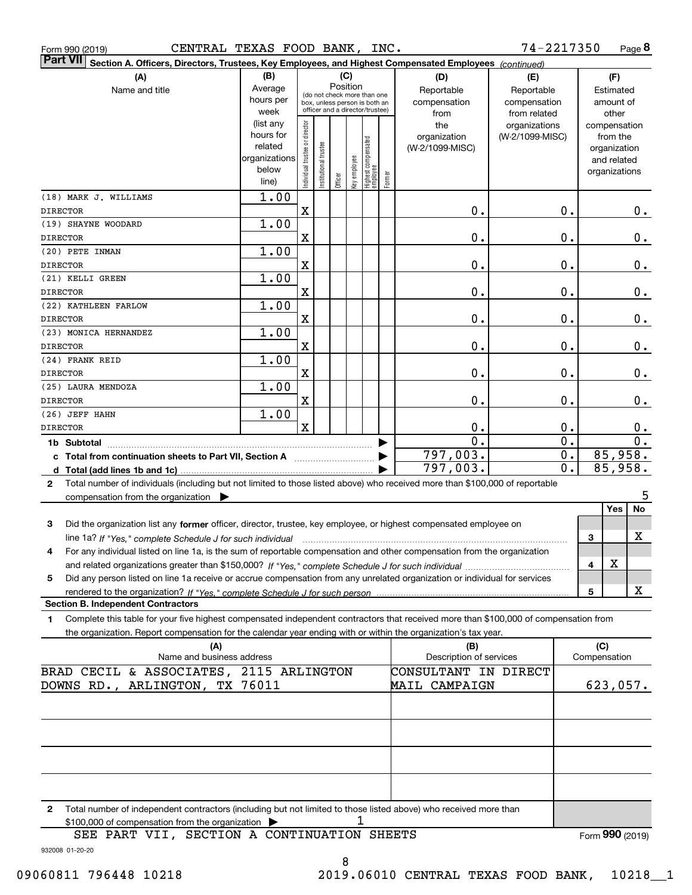Form 990 (2019) CENTRAL TEXAS FOOD BANK, INC. 74-2217350

**Part VII Section A. Officers, Directors, Trustees, Key Employees, and Highest Compensated Employees** *(continued)*

| (A) Name and title | (B) Average hours per week (list any hours for related organizations below line) | (C) Position: Individual trustee or director | Institutional trustee | Officer | Key employee | Highest compensated employee | Former | (D) Reportable compensation from the organization (W-2/1099-MISC) | (E) Reportable compensation from related organizations (W-2/1099-MISC) | (F) Estimated amount of other compensation from the organization and related organizations |
|---|---|---|---|---|---|---|---|---|---|---|
| (18) MARK J. WILLIAMS<br>DIRECTOR | 1.00 | X | | | | | | 0. | 0. | 0. |
| (19) SHAYNE WOODARD<br>DIRECTOR | 1.00 | X | | | | | | 0. | 0. | 0. |
| (20) PETE INMAN<br>DIRECTOR | 1.00 | X | | | | | | 0. | 0. | 0. |
| (21) KELLI GREEN<br>DIRECTOR | 1.00 | X | | | | | | 0. | 0. | 0. |
| (22) KATHLEEN FARLOW<br>DIRECTOR | 1.00 | X | | | | | | 0. | 0. | 0. |
| (23) MONICA HERNANDEZ<br>DIRECTOR | 1.00 | X | | | | | | 0. | 0. | 0. |
| (24) FRANK REID<br>DIRECTOR | 1.00 | X | | | | | | 0. | 0. | 0. |
| (25) LAURA MENDOZA<br>DIRECTOR | 1.00 | X | | | | | | 0. | 0. | 0. |
| (26) JEFF HAHN<br>DIRECTOR | 1.00 | X | | | | | | 0. | 0. | 0. |
| **1b Subtotal** | | | | | | | | 0. | 0. | 0. |
| **c Total from continuation sheets to Part VII, Section A** | | | | | | | | 797,003. | 0. | 85,958. |
| **d Total (add lines 1b and 1c)** | | | | | | | | 797,003. | 0. | 85,958. |

**2** Total number of individuals (including but not limited to those listed above) who received more than $100,000 of reportable compensation from the organization ▶ 5

| | | Yes | No |
|---|---|---|---|
| **3** Did the organization list any **former** officer, director, trustee, key employee, or highest compensated employee on line 1a? *If "Yes," complete Schedule J for such individual* | 3 | | X |
| **4** For any individual listed on line 1a, is the sum of reportable compensation and other compensation from the organization and related organizations greater than $150,000? *If "Yes," complete Schedule J for such individual* | 4 | X | |
| **5** Did any person listed on line 1a receive or accrue compensation from any unrelated organization or individual for services rendered to the organization? *If "Yes," complete Schedule J for such person* | 5 | | X |

**Section B. Independent Contractors**

**1** Complete this table for your five highest compensated independent contractors that received more than $100,000 of compensation from the organization. Report compensation for the calendar year ending with or within the organization's tax year.

| (A) Name and business address | (B) Description of services | (C) Compensation |
|---|---|---|
| BRAD CECIL & ASSOCIATES, 2115 ARLINGTON DOWNS RD., ARLINGTON, TX 76011 | CONSULTANT IN DIRECT MAIL CAMPAIGN | 623,057. |
| | | |
| | | |
| | | |
| | | |

**2** Total number of independent contractors (including but not limited to those listed above) who received more than $100,000 of compensation from the organization ▶ 1

SEE PART VII, SECTION A CONTINUATION SHEETS

Form **990** (2019)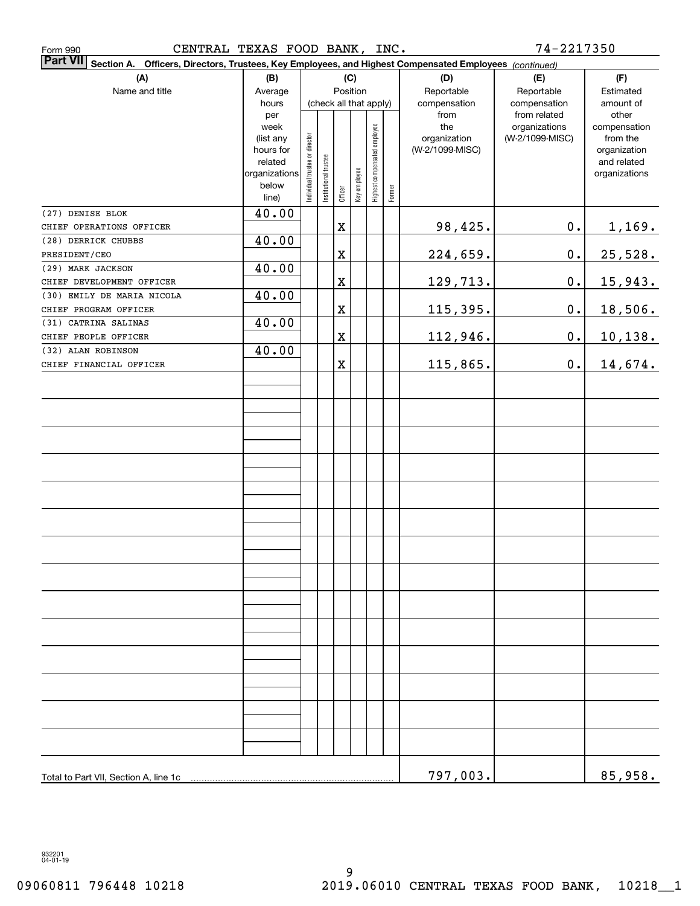Form 990 CENTRAL TEXAS FOOD BANK, INC. 74-2217350

**Part VII** **Section A. Officers, Directors, Trustees, Key Employees, and Highest Compensated Employees** *(continued)*

| (A) Name and title | (B) Average hours per week (list any hours for related organizations below line) | (C) Position (check all that apply): Individual trustee or director | Institutional trustee | Officer | Key employee | Highest compensated employee | Former | (D) Reportable compensation from the organization (W-2/1099-MISC) | (E) Reportable compensation from related organizations (W-2/1099-MISC) | (F) Estimated amount of other compensation from the organization and related organizations |
|---|---|---|---|---|---|---|---|---|---|---|
| (27) DENISE BLOK<br>CHIEF OPERATIONS OFFICER | 40.00 | | | X | | | | 98,425. | 0. | 1,169. |
| (28) DERRICK CHUBBS<br>PRESIDENT/CEO | 40.00 | | | X | | | | 224,659. | 0. | 25,528. |
| (29) MARK JACKSON<br>CHIEF DEVELOPMENT OFFICER | 40.00 | | | X | | | | 129,713. | 0. | 15,943. |
| (30) EMILY DE MARIA NICOLA<br>CHIEF PROGRAM OFFICER | 40.00 | | | X | | | | 115,395. | 0. | 18,506. |
| (31) CATRINA SALINAS<br>CHIEF PEOPLE OFFICER | 40.00 | | | X | | | | 112,946. | 0. | 10,138. |
| (32) ALAN ROBINSON<br>CHIEF FINANCIAL OFFICER | 40.00 | | | X | | | | 115,865. | 0. | 14,674. |
| Total to Part VII, Section A, line 1c | | | | | | | | 797,003. | | 85,958. |

932201 04-01-19

09060811 796448 10218 2019.06010 CENTRAL TEXAS FOOD BANK, 10218__1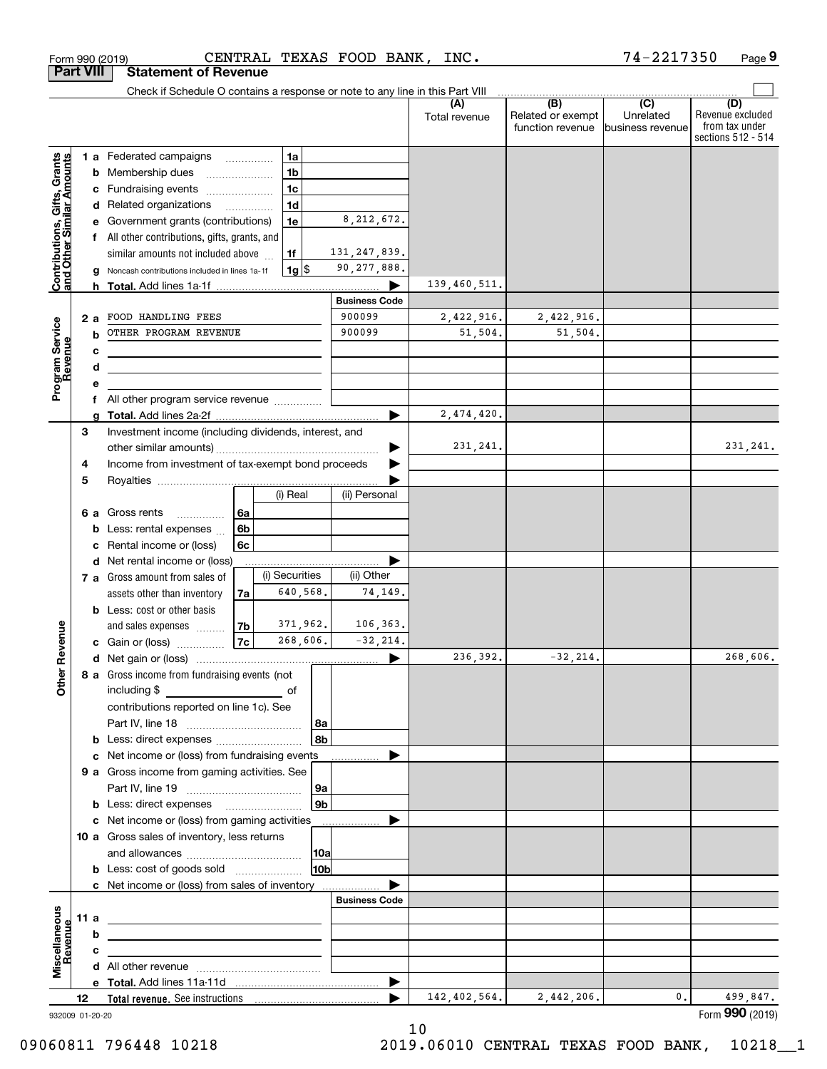Form 990 (2019) CENTRAL TEXAS FOOD BANK, INC. 74-2217350 Page 9

## Part VIII Statement of Revenue

Check if Schedule O contains a response or note to any line in this Part VIII

| | | | | (A) Total revenue | (B) Related or exempt function revenue | (C) Unrelated business revenue | (D) Revenue excluded from tax under sections 512 - 514 |
|---|---|---|---|---|---|---|---|
| **Contributions, Gifts, Grants and Other Similar Amounts** | 1 a Federated campaigns | 1a | | | | | |
| | b Membership dues | 1b | | | | | |
| | c Fundraising events | 1c | | | | | |
| | d Related organizations | 1d | | | | | |
| | e Government grants (contributions) | 1e | 8,212,672. | | | | |
| | f All other contributions, gifts, grants, and similar amounts not included above | 1f | 131,247,839. | | | | |
| | g Noncash contributions included in lines 1a-1f | 1g $ | 90,277,888. | | | | |
| | h **Total.** Add lines 1a-1f | | | 139,460,511. | | | |
| | | | **Business Code** | | | | |
| **Program Service Revenue** | 2 a FOOD HANDLING FEES | | 900099 | 2,422,916. | 2,422,916. | | |
| | b OTHER PROGRAM REVENUE | | 900099 | 51,504. | 51,504. | | |
| | c | | | | | | |
| | d | | | | | | |
| | e | | | | | | |
| | f All other program service revenue | | | | | | |
| | g **Total.** Add lines 2a-2f | | | 2,474,420. | | | |
| **Other Revenue** | 3 Investment income (including dividends, interest, and other similar amounts) | | | 231,241. | | | 231,241. |
| | 4 Income from investment of tax-exempt bond proceeds | | | | | | |
| | 5 Royalties | | | | | | |
| | | (i) Real | (ii) Personal | | | | |
| | 6 a Gross rents — 6a | | | | | | |
| | b Less: rental expenses — 6b | | | | | | |
| | c Rental income or (loss) — 6c | | | | | | |
| | d Net rental income or (loss) | | | | | | |
| | | (i) Securities | (ii) Other | | | | |
| | 7 a Gross amount from sales of assets other than inventory — 7a | 640,568. | 74,149. | | | | |
| | b Less: cost or other basis and sales expenses — 7b | 371,962. | 106,363. | | | | |
| | c Gain or (loss) — 7c | 268,606. | -32,214. | | | | |
| | d Net gain or (loss) | | | 236,392. | -32,214. | | 268,606. |
| | 8 a Gross income from fundraising events (not including $ ___ of contributions reported on line 1c). See Part IV, line 18 | 8a | | | | | |
| | b Less: direct expenses | 8b | | | | | |
| | c Net income or (loss) from fundraising events | | | | | | |
| | 9 a Gross income from gaming activities. See Part IV, line 19 | 9a | | | | | |
| | b Less: direct expenses | 9b | | | | | |
| | c Net income or (loss) from gaming activities | | | | | | |
| | 10 a Gross sales of inventory, less returns and allowances | 10a | | | | | |
| | b Less: cost of goods sold | 10b | | | | | |
| | c Net income or (loss) from sales of inventory | | | | | | |
| | | | **Business Code** | | | | |
| **Miscellaneous Revenue** | 11 a | | | | | | |
| | b | | | | | | |
| | c | | | | | | |
| | d All other revenue | | | | | | |
| | e **Total.** Add lines 11a-11d | | | | | | |
| | 12 **Total revenue.** See instructions | | | 142,402,564. | 2,442,206. | 0. | 499,847. |

932009 01-20-20 Form **990** (2019)

09060811 796448 10218 2019.06010 CENTRAL TEXAS FOOD BANK, 10218__1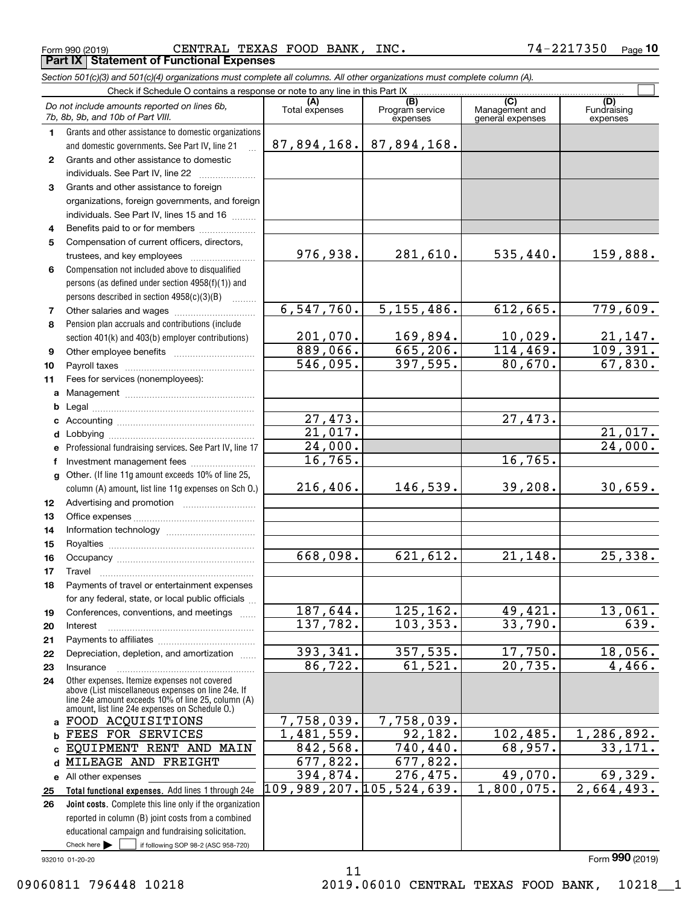Form 990 (2019) CENTRAL TEXAS FOOD BANK, INC. 74-2217350 Page **10**

**Part IX Statement of Functional Expenses**

*Section 501(c)(3) and 501(c)(4) organizations must complete all columns. All other organizations must complete column (A).*

Check if Schedule O contains a response or note to any line in this Part IX

| | *Do not include amounts reported on lines 6b, 7b, 8b, 9b, and 10b of Part VIII.* | (A) Total expenses | (B) Program service expenses | (C) Management and general expenses | (D) Fundraising expenses |
|---|---|---|---|---|---|
| 1 | Grants and other assistance to domestic organizations and domestic governments. See Part IV, line 21 | 87,894,168. | 87,894,168. | | |
| 2 | Grants and other assistance to domestic individuals. See Part IV, line 22 | | | | |
| 3 | Grants and other assistance to foreign organizations, foreign governments, and foreign individuals. See Part IV, lines 15 and 16 | | | | |
| 4 | Benefits paid to or for members | | | | |
| 5 | Compensation of current officers, directors, trustees, and key employees | 976,938. | 281,610. | 535,440. | 159,888. |
| 6 | Compensation not included above to disqualified persons (as defined under section 4958(f)(1)) and persons described in section 4958(c)(3)(B) | | | | |
| 7 | Other salaries and wages | 6,547,760. | 5,155,486. | 612,665. | 779,609. |
| 8 | Pension plan accruals and contributions (include section 401(k) and 403(b) employer contributions) | 201,070. | 169,894. | 10,029. | 21,147. |
| 9 | Other employee benefits | 889,066. | 665,206. | 114,469. | 109,391. |
| 10 | Payroll taxes | 546,095. | 397,595. | 80,670. | 67,830. |
| 11 | Fees for services (nonemployees): | | | | |
| a | Management | | | | |
| b | Legal | | | | |
| c | Accounting | 27,473. | | 27,473. | |
| d | Lobbying | 21,017. | | | 21,017. |
| e | Professional fundraising services. See Part IV, line 17 | 24,000. | | | 24,000. |
| f | Investment management fees | 16,765. | | 16,765. | |
| g | Other. (If line 11g amount exceeds 10% of line 25, column (A) amount, list line 11g expenses on Sch O.) | 216,406. | 146,539. | 39,208. | 30,659. |
| 12 | Advertising and promotion | | | | |
| 13 | Office expenses | | | | |
| 14 | Information technology | | | | |
| 15 | Royalties | | | | |
| 16 | Occupancy | 668,098. | 621,612. | 21,148. | 25,338. |
| 17 | Travel | | | | |
| 18 | Payments of travel or entertainment expenses for any federal, state, or local public officials | | | | |
| 19 | Conferences, conventions, and meetings | 187,644. | 125,162. | 49,421. | 13,061. |
| 20 | Interest | 137,782. | 103,353. | 33,790. | 639. |
| 21 | Payments to affiliates | | | | |
| 22 | Depreciation, depletion, and amortization | 393,341. | 357,535. | 17,750. | 18,056. |
| 23 | Insurance | 86,722. | 61,521. | 20,735. | 4,466. |
| 24 | Other expenses. Itemize expenses not covered above (List miscellaneous expenses on line 24e. If line 24e amount exceeds 10% of line 25, column (A) amount, list line 24e expenses on Schedule O.) | | | | |
| a | FOOD ACQUISITIONS | 7,758,039. | 7,758,039. | | |
| b | FEES FOR SERVICES | 1,481,559. | 92,182. | 102,485. | 1,286,892. |
| c | EQUIPMENT RENT AND MAIN | 842,568. | 740,440. | 68,957. | 33,171. |
| d | MILEAGE AND FREIGHT | 677,822. | 677,822. | | |
| e | All other expenses | 394,874. | 276,475. | 49,070. | 69,329. |
| 25 | **Total functional expenses.** Add lines 1 through 24e | 109,989,207. | 105,524,639. | 1,800,075. | 2,664,493. |
| 26 | **Joint costs.** Complete this line only if the organization reported in column (B) joint costs from a combined educational campaign and fundraising solicitation. Check here ☐ if following SOP 98-2 (ASC 958-720) | | | | |

932010 01-20-20 Form **990** (2019)

09060811 796448 10218 2019.06010 CENTRAL TEXAS FOOD BANK, 10218__1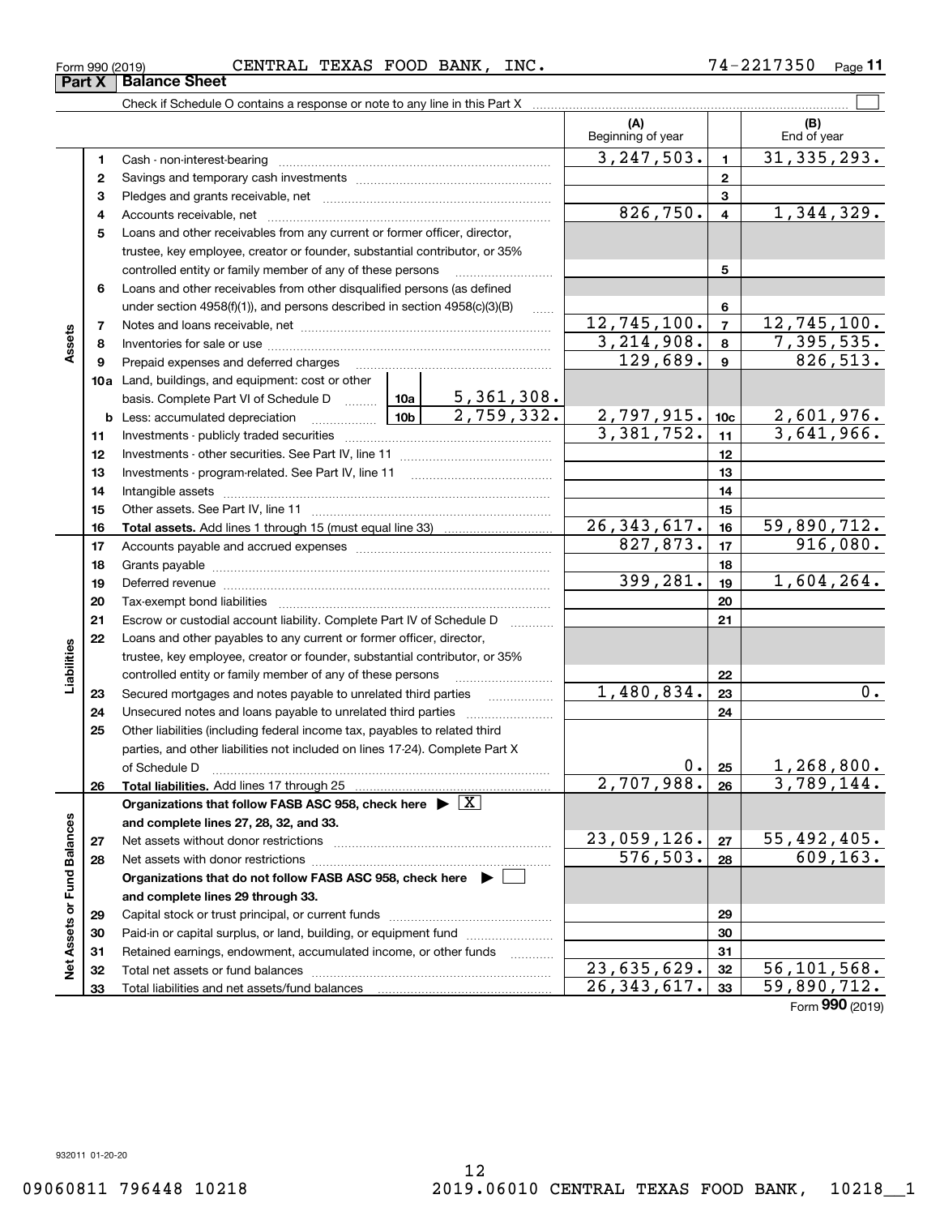Form 990 (2019) CENTRAL TEXAS FOOD BANK, INC. 74-2217350 Page 11

## Part X Balance Sheet

Check if Schedule O contains a response or note to any line in this Part X ☐

| | | | | (A) Beginning of year | | (B) End of year |
|---|---|---|---|---|---|---|
| **Assets** | 1 | Cash - non-interest-bearing | | 3,247,503. | 1 | 31,335,293. |
| | 2 | Savings and temporary cash investments | | | 2 | |
| | 3 | Pledges and grants receivable, net | | | 3 | |
| | 4 | Accounts receivable, net | | 826,750. | 4 | 1,344,329. |
| | 5 | Loans and other receivables from any current or former officer, director, trustee, key employee, creator or founder, substantial contributor, or 35% controlled entity or family member of any of these persons | | | 5 | |
| | 6 | Loans and other receivables from other disqualified persons (as defined under section 4958(f)(1)), and persons described in section 4958(c)(3)(B) | | | 6 | |
| | 7 | Notes and loans receivable, net | | 12,745,100. | 7 | 12,745,100. |
| | 8 | Inventories for sale or use | | 3,214,908. | 8 | 7,395,535. |
| | 9 | Prepaid expenses and deferred charges | | 129,689. | 9 | 826,513. |
| | 10a | Land, buildings, and equipment: cost or other basis. Complete Part VI of Schedule D | 10a 5,361,308. | | | |
| | b | Less: accumulated depreciation | 10b 2,759,332. | 2,797,915. | 10c | 2,601,976. |
| | 11 | Investments - publicly traded securities | | 3,381,752. | 11 | 3,641,966. |
| | 12 | Investments - other securities. See Part IV, line 11 | | | 12 | |
| | 13 | Investments - program-related. See Part IV, line 11 | | | 13 | |
| | 14 | Intangible assets | | | 14 | |
| | 15 | Other assets. See Part IV, line 11 | | | 15 | |
| | 16 | **Total assets.** Add lines 1 through 15 (must equal line 33) | | 26,343,617. | 16 | 59,890,712. |
| **Liabilities** | 17 | Accounts payable and accrued expenses | | 827,873. | 17 | 916,080. |
| | 18 | Grants payable | | | 18 | |
| | 19 | Deferred revenue | | 399,281. | 19 | 1,604,264. |
| | 20 | Tax-exempt bond liabilities | | | 20 | |
| | 21 | Escrow or custodial account liability. Complete Part IV of Schedule D | | | 21 | |
| | 22 | Loans and other payables to any current or former officer, director, trustee, key employee, creator or founder, substantial contributor, or 35% controlled entity or family member of any of these persons | | | 22 | |
| | 23 | Secured mortgages and notes payable to unrelated third parties | | 1,480,834. | 23 | 0. |
| | 24 | Unsecured notes and loans payable to unrelated third parties | | | 24 | |
| | 25 | Other liabilities (including federal income tax, payables to related third parties, and other liabilities not included on lines 17-24). Complete Part X of Schedule D | | 0. | 25 | 1,268,800. |
| | 26 | **Total liabilities.** Add lines 17 through 25 | | 2,707,988. | 26 | 3,789,144. |
| **Net Assets or Fund Balances** | | **Organizations that follow FASB ASC 958, check here** ☒ **and complete lines 27, 28, 32, and 33.** | | | | |
| | 27 | Net assets without donor restrictions | | 23,059,126. | 27 | 55,492,405. |
| | 28 | Net assets with donor restrictions | | 576,503. | 28 | 609,163. |
| | | **Organizations that do not follow FASB ASC 958, check here** ☐ **and complete lines 29 through 33.** | | | | |
| | 29 | Capital stock or trust principal, or current funds | | | 29 | |
| | 30 | Paid-in or capital surplus, or land, building, or equipment fund | | | 30 | |
| | 31 | Retained earnings, endowment, accumulated income, or other funds | | | 31 | |
| | 32 | Total net assets or fund balances | | 23,635,629. | 32 | 56,101,568. |
| | 33 | Total liabilities and net assets/fund balances | | 26,343,617. | 33 | 59,890,712. |

Form **990** (2019)

932011 01-20-20

09060811 796448 10218 2019.06010 CENTRAL TEXAS FOOD BANK, 10218__1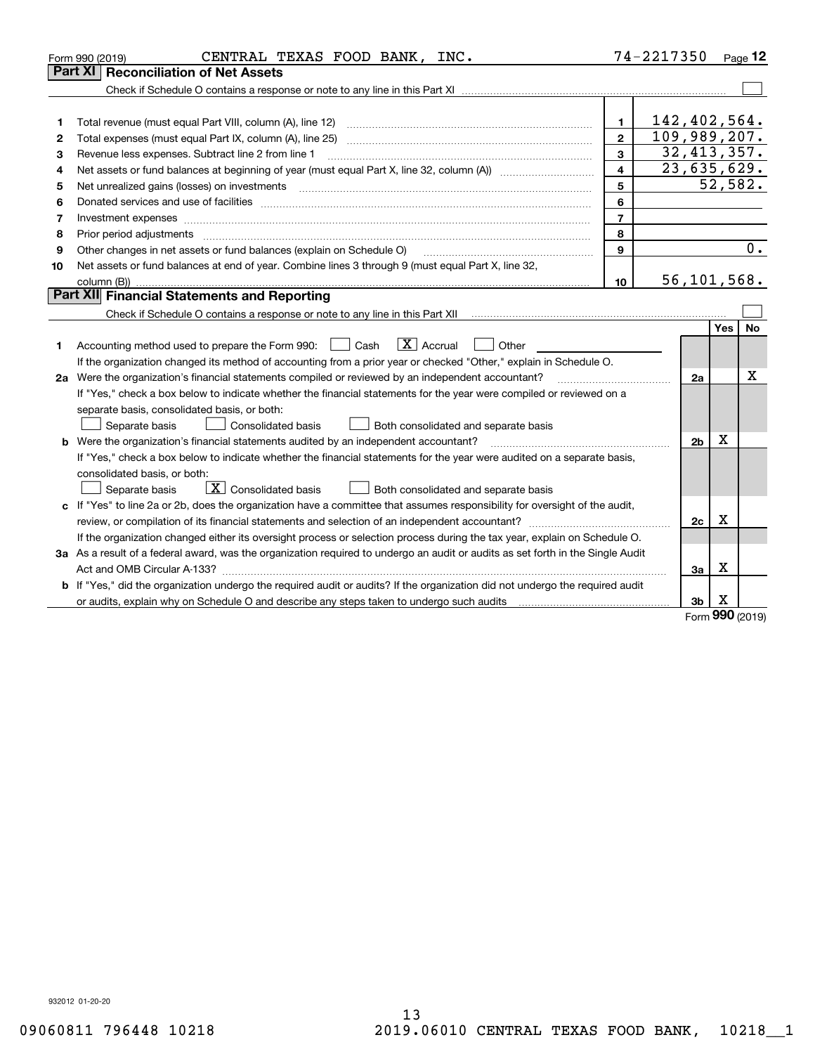Form 990 (2019) CENTRAL TEXAS FOOD BANK, INC. 74-2217350 Page **12**

## Part XI Reconciliation of Net Assets

Check if Schedule O contains a response or note to any line in this Part XI ☐

| | | | |
|---|---|---|---|
| 1 | Total revenue (must equal Part VIII, column (A), line 12) | 1 | 142,402,564. |
| 2 | Total expenses (must equal Part IX, column (A), line 25) | 2 | 109,989,207. |
| 3 | Revenue less expenses. Subtract line 2 from line 1 | 3 | 32,413,357. |
| 4 | Net assets or fund balances at beginning of year (must equal Part X, line 32, column (A)) | 4 | 23,635,629. |
| 5 | Net unrealized gains (losses) on investments | 5 | 52,582. |
| 6 | Donated services and use of facilities | 6 | |
| 7 | Investment expenses | 7 | |
| 8 | Prior period adjustments | 8 | |
| 9 | Other changes in net assets or fund balances (explain on Schedule O) | 9 | 0. |
| 10 | Net assets or fund balances at end of year. Combine lines 3 through 9 (must equal Part X, line 32, column (B)) | 10 | 56,101,568. |

## Part XII Financial Statements and Reporting

Check if Schedule O contains a response or note to any line in this Part XII ☐

| | | | Yes | No |
|---|---|---|---|---|
| 1 | Accounting method used to prepare the Form 990: ☐ Cash ☒ Accrual ☐ Other<br>If the organization changed its method of accounting from a prior year or checked "Other," explain in Schedule O. | | | |
| 2a | Were the organization's financial statements compiled or reviewed by an independent accountant?<br>If "Yes," check a box below to indicate whether the financial statements for the year were compiled or reviewed on a separate basis, consolidated basis, or both:<br>☐ Separate basis ☐ Consolidated basis ☐ Both consolidated and separate basis | 2a | | X |
| b | Were the organization's financial statements audited by an independent accountant?<br>If "Yes," check a box below to indicate whether the financial statements for the year were audited on a separate basis, consolidated basis, or both:<br>☐ Separate basis ☒ Consolidated basis ☐ Both consolidated and separate basis | 2b | X | |
| c | If "Yes" to line 2a or 2b, does the organization have a committee that assumes responsibility for oversight of the audit, review, or compilation of its financial statements and selection of an independent accountant?<br>If the organization changed either its oversight process or selection process during the tax year, explain on Schedule O. | 2c | X | |
| 3a | As a result of a federal award, was the organization required to undergo an audit or audits as set forth in the Single Audit Act and OMB Circular A-133? | 3a | X | |
| b | If "Yes," did the organization undergo the required audit or audits? If the organization did not undergo the required audit or audits, explain why on Schedule O and describe any steps taken to undergo such audits | 3b | X | |

Form **990** (2019)

932012 01-20-20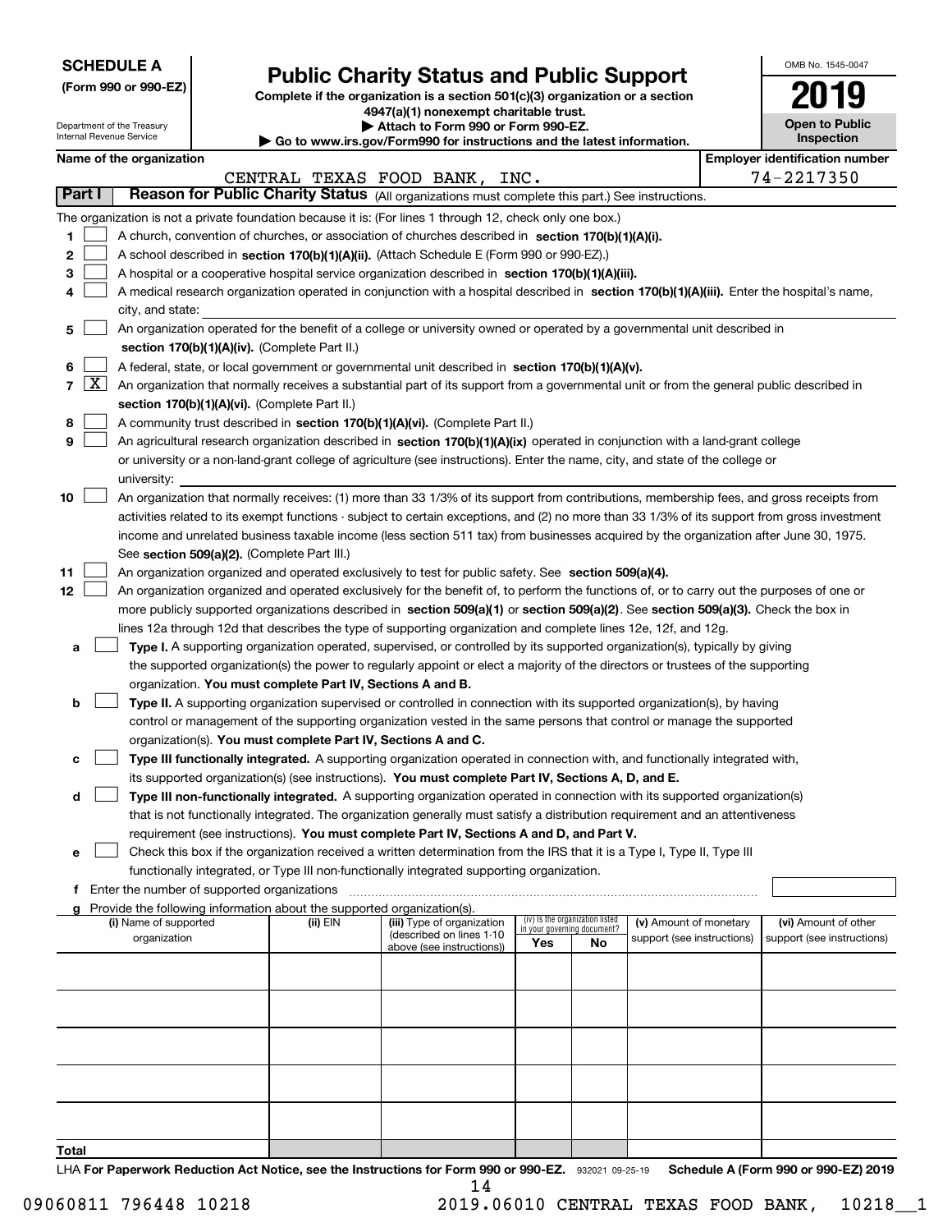**SCHEDULE A**
**(Form 990 or 990-EZ)**

Department of the Treasury
Internal Revenue Service

# Public Charity Status and Public Support

**Complete if the organization is a section 501(c)(3) organization or a section 4947(a)(1) nonexempt charitable trust.**
**▶ Attach to Form 990 or Form 990-EZ.**
**▶ Go to www.irs.gov/Form990 for instructions and the latest information.**

OMB No. 1545-0047

**2019**

**Open to Public Inspection**

**Name of the organization**
CENTRAL TEXAS FOOD BANK, INC.

**Employer identification number**
74-2217350

## Part I Reason for Public Charity Status (All organizations must complete this part.) See instructions.

The organization is not a private foundation because it is: (For lines 1 through 12, check only one box.)

1. ☐ A church, convention of churches, or association of churches described in **section 170(b)(1)(A)(i).**
2. ☐ A school described in **section 170(b)(1)(A)(ii).** (Attach Schedule E (Form 990 or 990-EZ).)
3. ☐ A hospital or a cooperative hospital service organization described in **section 170(b)(1)(A)(iii).**
4. ☐ A medical research organization operated in conjunction with a hospital described in **section 170(b)(1)(A)(iii).** Enter the hospital's name, city, and state:
5. ☐ An organization operated for the benefit of a college or university owned or operated by a governmental unit described in **section 170(b)(1)(A)(iv).** (Complete Part II.)
6. ☐ A federal, state, or local government or governmental unit described in **section 170(b)(1)(A)(v).**
7. ☒ An organization that normally receives a substantial part of its support from a governmental unit or from the general public described in **section 170(b)(1)(A)(vi).** (Complete Part II.)
8. ☐ A community trust described in **section 170(b)(1)(A)(vi).** (Complete Part II.)
9. ☐ An agricultural research organization described in **section 170(b)(1)(A)(ix)** operated in conjunction with a land-grant college or university or a non-land-grant college of agriculture (see instructions). Enter the name, city, and state of the college or university:
10. ☐ An organization that normally receives: (1) more than 33 1/3% of its support from contributions, membership fees, and gross receipts from activities related to its exempt functions - subject to certain exceptions, and (2) no more than 33 1/3% of its support from gross investment income and unrelated business taxable income (less section 511 tax) from businesses acquired by the organization after June 30, 1975. See **section 509(a)(2).** (Complete Part III.)
11. ☐ An organization organized and operated exclusively to test for public safety. See **section 509(a)(4).**
12. ☐ An organization organized and operated exclusively for the benefit of, to perform the functions of, or to carry out the purposes of one or more publicly supported organizations described in **section 509(a)(1)** or **section 509(a)(2)**. See **section 509(a)(3).** Check the box in lines 12a through 12d that describes the type of supporting organization and complete lines 12e, 12f, and 12g.
   - **a** ☐ **Type I.** A supporting organization operated, supervised, or controlled by its supported organization(s), typically by giving the supported organization(s) the power to regularly appoint or elect a majority of the directors or trustees of the supporting organization. **You must complete Part IV, Sections A and B.**
   - **b** ☐ **Type II.** A supporting organization supervised or controlled in connection with its supported organization(s), by having control or management of the supporting organization vested in the same persons that control or manage the supported organization(s). **You must complete Part IV, Sections A and C.**
   - **c** ☐ **Type III functionally integrated.** A supporting organization operated in connection with, and functionally integrated with, its supported organization(s) (see instructions). **You must complete Part IV, Sections A, D, and E.**
   - **d** ☐ **Type III non-functionally integrated.** A supporting organization operated in connection with its supported organization(s) that is not functionally integrated. The organization generally must satisfy a distribution requirement and an attentiveness requirement (see instructions). **You must complete Part IV, Sections A and D, and Part V.**
   - **e** ☐ Check this box if the organization received a written determination from the IRS that it is a Type I, Type II, Type III functionally integrated, or Type III non-functionally integrated supporting organization.
   - **f** Enter the number of supported organizations
   - **g** Provide the following information about the supported organization(s).

| (i) Name of supported organization | (ii) EIN | (iii) Type of organization (described on lines 1-10 above (see instructions)) | (iv) Is the organization listed in your governing document? Yes | No | (v) Amount of monetary support (see instructions) | (vi) Amount of other support (see instructions) |
|---|---|---|---|---|---|---|
| | | | | | | |
| | | | | | | |
| | | | | | | |
| | | | | | | |
| | | | | | | |
| **Total** | | | | | | |

LHA **For Paperwork Reduction Act Notice, see the Instructions for Form 990 or 990-EZ.** 932021 09-25-19 **Schedule A (Form 990 or 990-EZ) 2019**

09060811 796448 10218 2019.06010 CENTRAL TEXAS FOOD BANK, 10218__1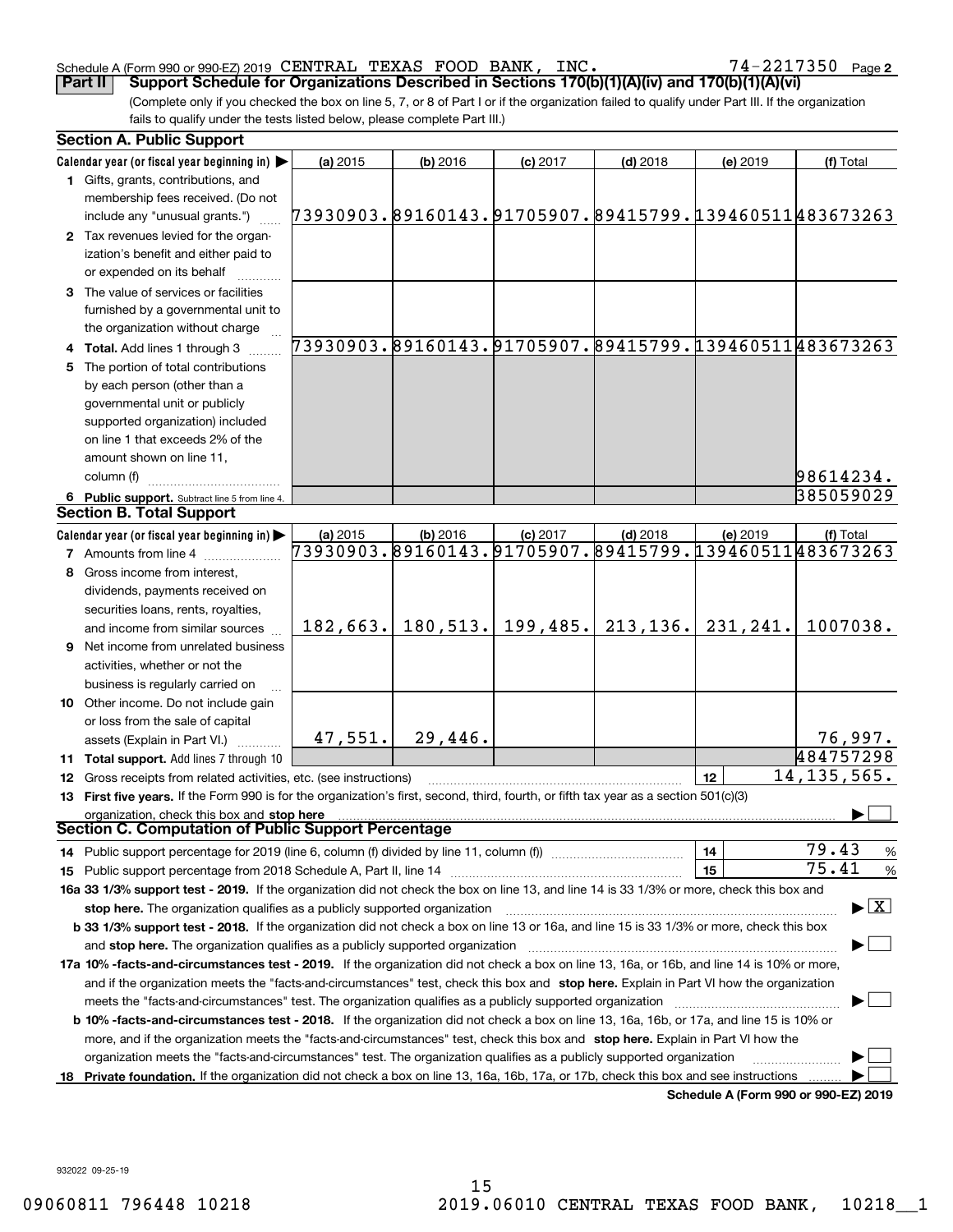Schedule A (Form 990 or 990-EZ) 2019 CENTRAL TEXAS FOOD BANK, INC. 74-2217350 Page 2

**Part II Support Schedule for Organizations Described in Sections 170(b)(1)(A)(iv) and 170(b)(1)(A)(vi)**

(Complete only if you checked the box on line 5, 7, or 8 of Part I or if the organization failed to qualify under Part III. If the organization fails to qualify under the tests listed below, please complete Part III.)

### Section A. Public Support

| Calendar year (or fiscal year beginning in) ▶ | (a) 2015 | (b) 2016 | (c) 2017 | (d) 2018 | (e) 2019 | (f) Total |
|---|---|---|---|---|---|---|
| 1 Gifts, grants, contributions, and membership fees received. (Do not include any "unusual grants.") | 73930903. | 89160143. | 91705907. | 89415799. | 139460511 | 483673263 |
| 2 Tax revenues levied for the organization's benefit and either paid to or expended on its behalf | | | | | | |
| 3 The value of services or facilities furnished by a governmental unit to the organization without charge | | | | | | |
| 4 **Total.** Add lines 1 through 3 | 73930903. | 89160143. | 91705907. | 89415799. | 139460511 | 483673263 |
| 5 The portion of total contributions by each person (other than a governmental unit or publicly supported organization) included on line 1 that exceeds 2% of the amount shown on line 11, column (f) | | | | | | 98614234. |
| 6 **Public support.** Subtract line 5 from line 4. | | | | | | 385059029 |

### Section B. Total Support

| Calendar year (or fiscal year beginning in) ▶ | (a) 2015 | (b) 2016 | (c) 2017 | (d) 2018 | (e) 2019 | (f) Total |
|---|---|---|---|---|---|---|
| 7 Amounts from line 4 | 73930903. | 89160143. | 91705907. | 89415799. | 139460511 | 483673263 |
| 8 Gross income from interest, dividends, payments received on securities loans, rents, royalties, and income from similar sources | 182,663. | 180,513. | 199,485. | 213,136. | 231,241. | 1007038. |
| 9 Net income from unrelated business activities, whether or not the business is regularly carried on | | | | | | |
| 10 Other income. Do not include gain or loss from the sale of capital assets (Explain in Part VI.) | 47,551. | 29,446. | | | | 76,997. |
| 11 **Total support.** Add lines 7 through 10 | | | | | | 484757298 |

12 Gross receipts from related activities, etc. (see instructions) — 12 — 14,135,565.

13 **First five years.** If the Form 990 is for the organization's first, second, third, fourth, or fifth tax year as a section 501(c)(3) organization, check this box and **stop here** ▶ ☐

### Section C. Computation of Public Support Percentage

14 Public support percentage for 2019 (line 6, column (f) divided by line 11, column (f)) — 14 — 79.43 %

15 Public support percentage from 2018 Schedule A, Part II, line 14 — 15 — 75.41 %

**16a 33 1/3% support test - 2019.** If the organization did not check the box on line 13, and line 14 is 33 1/3% or more, check this box and **stop here.** The organization qualifies as a publicly supported organization ▶ ☒

**b 33 1/3% support test - 2018.** If the organization did not check a box on line 13 or 16a, and line 15 is 33 1/3% or more, check this box and **stop here.** The organization qualifies as a publicly supported organization ▶ ☐

**17a 10% -facts-and-circumstances test - 2019.** If the organization did not check a box on line 13, 16a, or 16b, and line 14 is 10% or more, and if the organization meets the "facts-and-circumstances" test, check this box and **stop here.** Explain in Part VI how the organization meets the "facts-and-circumstances" test. The organization qualifies as a publicly supported organization ▶ ☐

**b 10% -facts-and-circumstances test - 2018.** If the organization did not check a box on line 13, 16a, 16b, or 17a, and line 15 is 10% or more, and if the organization meets the "facts-and-circumstances" test, check this box and **stop here.** Explain in Part VI how the organization meets the "facts-and-circumstances" test. The organization qualifies as a publicly supported organization ▶ ☐

**18 Private foundation.** If the organization did not check a box on line 13, 16a, 16b, 17a, or 17b, check this box and see instructions ▶ ☐

**Schedule A (Form 990 or 990-EZ) 2019**

932022 09-25-19

09060811 796448 10218 2019.06010 CENTRAL TEXAS FOOD BANK, 10218__1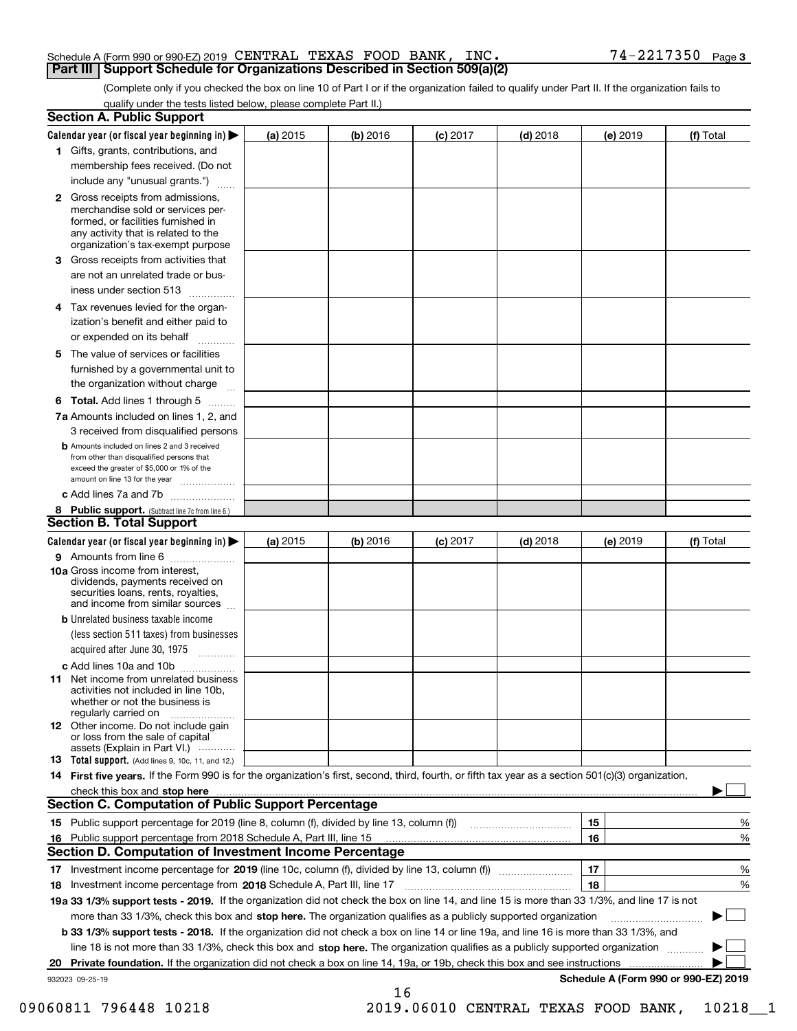Schedule A (Form 990 or 990-EZ) 2019 CENTRAL TEXAS FOOD BANK, INC. 74-2217350 Page 3

## Part III Support Schedule for Organizations Described in Section 509(a)(2)

(Complete only if you checked the box on line 10 of Part I or if the organization failed to qualify under Part II. If the organization fails to qualify under the tests listed below, please complete Part II.)

### Section A. Public Support

| Calendar year (or fiscal year beginning in) ▶ | (a) 2015 | (b) 2016 | (c) 2017 | (d) 2018 | (e) 2019 | (f) Total |
|---|---|---|---|---|---|---|
| 1 Gifts, grants, contributions, and membership fees received. (Do not include any "unusual grants.") | | | | | | |
| 2 Gross receipts from admissions, merchandise sold or services performed, or facilities furnished in any activity that is related to the organization's tax-exempt purpose | | | | | | |
| 3 Gross receipts from activities that are not an unrelated trade or business under section 513 | | | | | | |
| 4 Tax revenues levied for the organization's benefit and either paid to or expended on its behalf | | | | | | |
| 5 The value of services or facilities furnished by a governmental unit to the organization without charge | | | | | | |
| 6 **Total.** Add lines 1 through 5 | | | | | | |
| 7a Amounts included on lines 1, 2, and 3 received from disqualified persons | | | | | | |
| b Amounts included on lines 2 and 3 received from other than disqualified persons that exceed the greater of $5,000 or 1% of the amount on line 13 for the year | | | | | | |
| c Add lines 7a and 7b | | | | | | |
| 8 **Public support.** (Subtract line 7c from line 6.) | | | | | | |

### Section B. Total Support

| Calendar year (or fiscal year beginning in) ▶ | (a) 2015 | (b) 2016 | (c) 2017 | (d) 2018 | (e) 2019 | (f) Total |
|---|---|---|---|---|---|---|
| 9 Amounts from line 6 | | | | | | |
| 10a Gross income from interest, dividends, payments received on securities loans, rents, royalties, and income from similar sources | | | | | | |
| b Unrelated business taxable income (less section 511 taxes) from businesses acquired after June 30, 1975 | | | | | | |
| c Add lines 10a and 10b | | | | | | |
| 11 Net income from unrelated business activities not included in line 10b, whether or not the business is regularly carried on | | | | | | |
| 12 Other income. Do not include gain or loss from the sale of capital assets (Explain in Part VI.) | | | | | | |
| 13 **Total support.** (Add lines 9, 10c, 11, and 12.) | | | | | | |

14 **First five years.** If the Form 990 is for the organization's first, second, third, fourth, or fifth tax year as a section 501(c)(3) organization, check this box and **stop here** ▶ ☐

### Section C. Computation of Public Support Percentage

| | | |
|---|---|---|
| 15 Public support percentage for 2019 (line 8, column (f), divided by line 13, column (f)) | 15 | % |
| 16 Public support percentage from 2018 Schedule A, Part III, line 15 | 16 | % |

### Section D. Computation of Investment Income Percentage

| | | |
|---|---|---|
| 17 Investment income percentage for **2019** (line 10c, column (f), divided by line 13, column (f)) | 17 | % |
| 18 Investment income percentage from **2018** Schedule A, Part III, line 17 | 18 | % |

**19a 33 1/3% support tests - 2019.** If the organization did not check the box on line 14, and line 15 is more than 33 1/3%, and line 17 is not more than 33 1/3%, check this box and **stop here.** The organization qualifies as a publicly supported organization ▶ ☐

**b 33 1/3% support tests - 2018.** If the organization did not check a box on line 14 or line 19a, and line 16 is more than 33 1/3%, and line 18 is not more than 33 1/3%, check this box and **stop here.** The organization qualifies as a publicly supported organization ▶ ☐

**20 Private foundation.** If the organization did not check a box on line 14, 19a, or 19b, check this box and see instructions ▶ ☐

932023 09-25-19 **Schedule A (Form 990 or 990-EZ) 2019**

09060811 796448 10218 2019.06010 CENTRAL TEXAS FOOD BANK, 10218__1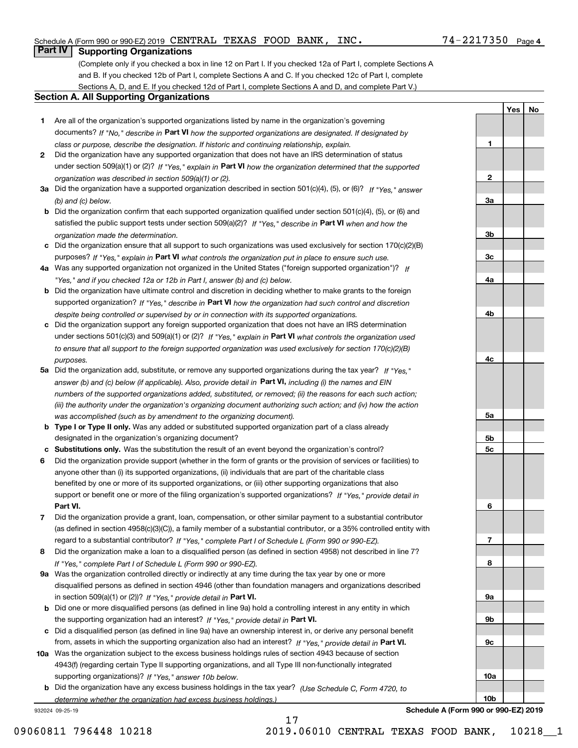Schedule A (Form 990 or 990-EZ) 2019 CENTRAL TEXAS FOOD BANK, INC. 74-2217350 Page 4

## Part IV Supporting Organizations

(Complete only if you checked a box in line 12 on Part I. If you checked 12a of Part I, complete Sections A and B. If you checked 12b of Part I, complete Sections A and C. If you checked 12c of Part I, complete Sections A, D, and E. If you checked 12d of Part I, complete Sections A and D, and complete Part V.)

### Section A. All Supporting Organizations

| | | | Yes | No |
|---|---|---|---|---|
| **1** | Are all of the organization's supported organizations listed by name in the organization's governing documents? *If "No," describe in* **Part VI** *how the supported organizations are designated. If designated by class or purpose, describe the designation. If historic and continuing relationship, explain.* | **1** | | |
| **2** | Did the organization have any supported organization that does not have an IRS determination of status under section 509(a)(1) or (2)? *If "Yes," explain in* **Part VI** *how the organization determined that the supported organization was described in section 509(a)(1) or (2).* | **2** | | |
| **3a** | Did the organization have a supported organization described in section 501(c)(4), (5), or (6)? *If "Yes," answer (b) and (c) below.* | **3a** | | |
| **b** | Did the organization confirm that each supported organization qualified under section 501(c)(4), (5), or (6) and satisfied the public support tests under section 509(a)(2)? *If "Yes," describe in* **Part VI** *when and how the organization made the determination.* | **3b** | | |
| **c** | Did the organization ensure that all support to such organizations was used exclusively for section 170(c)(2)(B) purposes? *If "Yes," explain in* **Part VI** *what controls the organization put in place to ensure such use.* | **3c** | | |
| **4a** | Was any supported organization not organized in the United States ("foreign supported organization")? *If "Yes," and if you checked 12a or 12b in Part I, answer (b) and (c) below.* | **4a** | | |
| **b** | Did the organization have ultimate control and discretion in deciding whether to make grants to the foreign supported organization? *If "Yes," describe in* **Part VI** *how the organization had such control and discretion despite being controlled or supervised by or in connection with its supported organizations.* | **4b** | | |
| **c** | Did the organization support any foreign supported organization that does not have an IRS determination under sections 501(c)(3) and 509(a)(1) or (2)? *If "Yes," explain in* **Part VI** *what controls the organization used to ensure that all support to the foreign supported organization was used exclusively for section 170(c)(2)(B) purposes.* | **4c** | | |
| **5a** | Did the organization add, substitute, or remove any supported organizations during the tax year? *If "Yes," answer (b) and (c) below (if applicable). Also, provide detail in* **Part VI,** *including (i) the names and EIN numbers of the supported organizations added, substituted, or removed; (ii) the reasons for each such action; (iii) the authority under the organization's organizing document authorizing such action; and (iv) how the action was accomplished (such as by amendment to the organizing document).* | **5a** | | |
| **b** | **Type I or Type II only.** Was any added or substituted supported organization part of a class already designated in the organization's organizing document? | **5b** | | |
| **c** | **Substitutions only.** Was the substitution the result of an event beyond the organization's control? | **5c** | | |
| **6** | Did the organization provide support (whether in the form of grants or the provision of services or facilities) to anyone other than (i) its supported organizations, (ii) individuals that are part of the charitable class benefited by one or more of its supported organizations, or (iii) other supporting organizations that also support or benefit one or more of the filing organization's supported organizations? *If "Yes," provide detail in* **Part VI.** | **6** | | |
| **7** | Did the organization provide a grant, loan, compensation, or other similar payment to a substantial contributor (as defined in section 4958(c)(3)(C)), a family member of a substantial contributor, or a 35% controlled entity with regard to a substantial contributor? *If "Yes," complete Part I of Schedule L (Form 990 or 990-EZ).* | **7** | | |
| **8** | Did the organization make a loan to a disqualified person (as defined in section 4958) not described in line 7? *If "Yes," complete Part I of Schedule L (Form 990 or 990-EZ).* | **8** | | |
| **9a** | Was the organization controlled directly or indirectly at any time during the tax year by one or more disqualified persons as defined in section 4946 (other than foundation managers and organizations described in section 509(a)(1) or (2))? *If "Yes," provide detail in* **Part VI.** | **9a** | | |
| **b** | Did one or more disqualified persons (as defined in line 9a) hold a controlling interest in any entity in which the supporting organization had an interest? *If "Yes," provide detail in* **Part VI.** | **9b** | | |
| **c** | Did a disqualified person (as defined in line 9a) have an ownership interest in, or derive any personal benefit from, assets in which the supporting organization also had an interest? *If "Yes," provide detail in* **Part VI.** | **9c** | | |
| **10a** | Was the organization subject to the excess business holdings rules of section 4943 because of section 4943(f) (regarding certain Type II supporting organizations, and all Type III non-functionally integrated supporting organizations)? *If "Yes," answer 10b below.* | **10a** | | |
| **b** | Did the organization have any excess business holdings in the tax year? *(Use Schedule C, Form 4720, to determine whether the organization had excess business holdings.)* | **10b** | | |

932024 09-25-19 **Schedule A (Form 990 or 990-EZ) 2019**

09060811 796448 10218 2019.06010 CENTRAL TEXAS FOOD BANK, 10218__1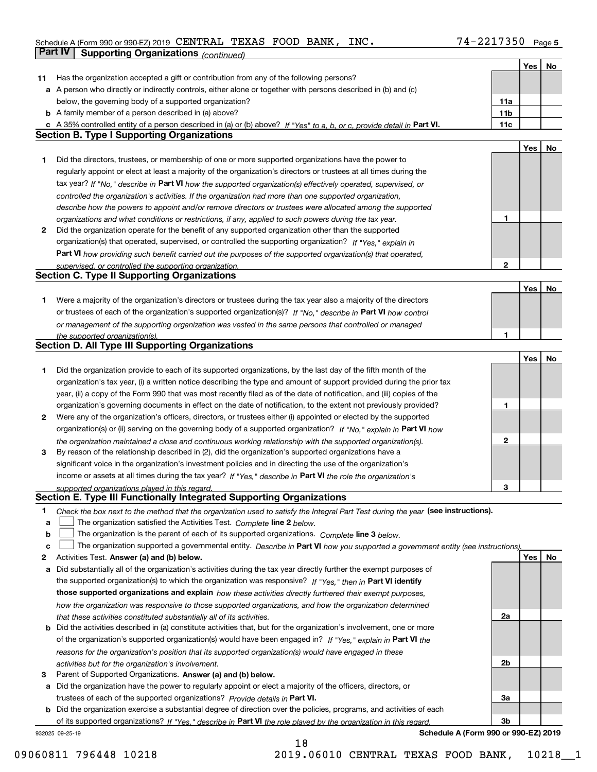Schedule A (Form 990 or 990-EZ) 2019 CENTRAL TEXAS FOOD BANK, INC. 74-2217350 Page 5

## Part IV Supporting Organizations *(continued)*

| | | | Yes | No |
|---|---|---|---|---|
| **11** | Has the organization accepted a gift or contribution from any of the following persons? | | | |
| **a** | A person who directly or indirectly controls, either alone or together with persons described in (b) and (c) below, the governing body of a supported organization? | 11a | | |
| **b** | A family member of a person described in (a) above? | 11b | | |
| **c** | A 35% controlled entity of a person described in (a) or (b) above? *If "Yes" to a, b, or c, provide detail in* **Part VI.** | 11c | | |

### Section B. Type I Supporting Organizations

| | | | Yes | No |
|---|---|---|---|---|
| **1** | Did the directors, trustees, or membership of one or more supported organizations have the power to regularly appoint or elect at least a majority of the organization's directors or trustees at all times during the tax year? *If "No," describe in* **Part VI** *how the supported organization(s) effectively operated, supervised, or controlled the organization's activities. If the organization had more than one supported organization, describe how the powers to appoint and/or remove directors or trustees were allocated among the supported organizations and what conditions or restrictions, if any, applied to such powers during the tax year.* | 1 | | |
| **2** | Did the organization operate for the benefit of any supported organization other than the supported organization(s) that operated, supervised, or controlled the supporting organization? *If "Yes," explain in* **Part VI** *how providing such benefit carried out the purposes of the supported organization(s) that operated, supervised, or controlled the supporting organization.* | 2 | | |

### Section C. Type II Supporting Organizations

| | | | Yes | No |
|---|---|---|---|---|
| **1** | Were a majority of the organization's directors or trustees during the tax year also a majority of the directors or trustees of each of the organization's supported organization(s)? *If "No," describe in* **Part VI** *how control or management of the supporting organization was vested in the same persons that controlled or managed the supported organization(s).* | 1 | | |

### Section D. All Type III Supporting Organizations

| | | | Yes | No |
|---|---|---|---|---|
| **1** | Did the organization provide to each of its supported organizations, by the last day of the fifth month of the organization's tax year, (i) a written notice describing the type and amount of support provided during the prior tax year, (ii) a copy of the Form 990 that was most recently filed as of the date of notification, and (iii) copies of the organization's governing documents in effect on the date of notification, to the extent not previously provided? | 1 | | |
| **2** | Were any of the organization's officers, directors, or trustees either (i) appointed or elected by the supported organization(s) or (ii) serving on the governing body of a supported organization? *If "No," explain in* **Part VI** *how the organization maintained a close and continuous working relationship with the supported organization(s).* | 2 | | |
| **3** | By reason of the relationship described in (2), did the organization's supported organizations have a significant voice in the organization's investment policies and in directing the use of the organization's income or assets at all times during the tax year? *If "Yes," describe in* **Part VI** *the role the organization's supported organizations played in this regard.* | 3 | | |

### Section E. Type III Functionally Integrated Supporting Organizations

**1** *Check the box next to the method that the organization used to satisfy the Integral Part Test during the year* **(see instructions).**

- **a** ☐ The organization satisfied the Activities Test. *Complete* **line 2** *below.*
- **b** ☐ The organization is the parent of each of its supported organizations. *Complete* **line 3** *below.*
- **c** ☐ The organization supported a governmental entity. *Describe in* **Part VI** *how you supported a government entity (see instructions).*

| | | | Yes | No |
|---|---|---|---|---|
| **2** | Activities Test. **Answer (a) and (b) below.** | | | |
| **a** | Did substantially all of the organization's activities during the tax year directly further the exempt purposes of the supported organization(s) to which the organization was responsive? *If "Yes," then in* **Part VI identify those supported organizations and explain** *how these activities directly furthered their exempt purposes, how the organization was responsive to those supported organizations, and how the organization determined that these activities constituted substantially all of its activities.* | 2a | | |
| **b** | Did the activities described in (a) constitute activities that, but for the organization's involvement, one or more of the organization's supported organization(s) would have been engaged in? *If "Yes," explain in* **Part VI** *the reasons for the organization's position that its supported organization(s) would have engaged in these activities but for the organization's involvement.* | 2b | | |
| **3** | Parent of Supported Organizations. **Answer (a) and (b) below.** | | | |
| **a** | Did the organization have the power to regularly appoint or elect a majority of the officers, directors, or trustees of each of the supported organizations? *Provide details in* **Part VI.** | 3a | | |
| **b** | Did the organization exercise a substantial degree of direction over the policies, programs, and activities of each of its supported organizations? *If "Yes," describe in* **Part VI** *the role played by the organization in this regard.* | 3b | | |

932025 09-25-19 **Schedule A (Form 990 or 990-EZ) 2019**

09060811 796448 10218 2019.06010 CENTRAL TEXAS FOOD BANK, 10218__1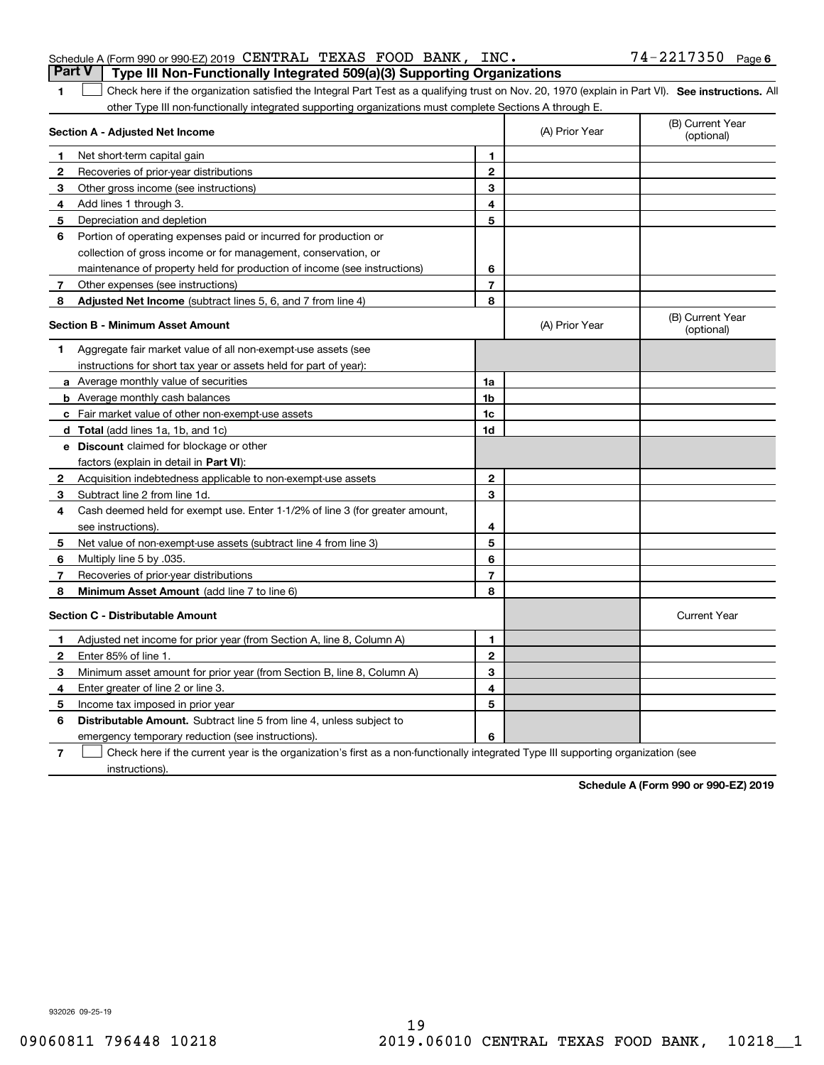Schedule A (Form 990 or 990-EZ) 2019 CENTRAL TEXAS FOOD BANK, INC. 74-2217350 Page 6

## Part V Type III Non-Functionally Integrated 509(a)(3) Supporting Organizations

1 ☐ Check here if the organization satisfied the Integral Part Test as a qualifying trust on Nov. 20, 1970 (explain in Part VI). **See instructions.** All other Type III non-functionally integrated supporting organizations must complete Sections A through E.

| **Section A - Adjusted Net Income** | | | (A) Prior Year | (B) Current Year (optional) |
|---|---|---|---|---|
| 1 | Net short-term capital gain | 1 | | |
| 2 | Recoveries of prior-year distributions | 2 | | |
| 3 | Other gross income (see instructions) | 3 | | |
| 4 | Add lines 1 through 3. | 4 | | |
| 5 | Depreciation and depletion | 5 | | |
| 6 | Portion of operating expenses paid or incurred for production or collection of gross income or for management, conservation, or maintenance of property held for production of income (see instructions) | 6 | | |
| 7 | Other expenses (see instructions) | 7 | | |
| 8 | **Adjusted Net Income** (subtract lines 5, 6, and 7 from line 4) | 8 | | |

| **Section B - Minimum Asset Amount** | | | (A) Prior Year | (B) Current Year (optional) |
|---|---|---|---|---|
| 1 | Aggregate fair market value of all non-exempt-use assets (see instructions for short tax year or assets held for part of year): | | | |
| a | Average monthly value of securities | 1a | | |
| b | Average monthly cash balances | 1b | | |
| c | Fair market value of other non-exempt-use assets | 1c | | |
| d | **Total** (add lines 1a, 1b, and 1c) | 1d | | |
| e | **Discount** claimed for blockage or other factors (explain in detail in **Part VI**): | | | |
| 2 | Acquisition indebtedness applicable to non-exempt-use assets | 2 | | |
| 3 | Subtract line 2 from line 1d. | 3 | | |
| 4 | Cash deemed held for exempt use. Enter 1-1/2% of line 3 (for greater amount, see instructions). | 4 | | |
| 5 | Net value of non-exempt-use assets (subtract line 4 from line 3) | 5 | | |
| 6 | Multiply line 5 by .035. | 6 | | |
| 7 | Recoveries of prior-year distributions | 7 | | |
| 8 | **Minimum Asset Amount** (add line 7 to line 6) | 8 | | |

| **Section C - Distributable Amount** | | | | Current Year |
|---|---|---|---|---|
| 1 | Adjusted net income for prior year (from Section A, line 8, Column A) | 1 | | |
| 2 | Enter 85% of line 1. | 2 | | |
| 3 | Minimum asset amount for prior year (from Section B, line 8, Column A) | 3 | | |
| 4 | Enter greater of line 2 or line 3. | 4 | | |
| 5 | Income tax imposed in prior year | 5 | | |
| 6 | **Distributable Amount.** Subtract line 5 from line 4, unless subject to emergency temporary reduction (see instructions). | 6 | | |

7 ☐ Check here if the current year is the organization's first as a non-functionally integrated Type III supporting organization (see instructions).

**Schedule A (Form 990 or 990-EZ) 2019**

932026 09-25-19

09060811 796448 10218 2019.06010 CENTRAL TEXAS FOOD BANK, 10218__1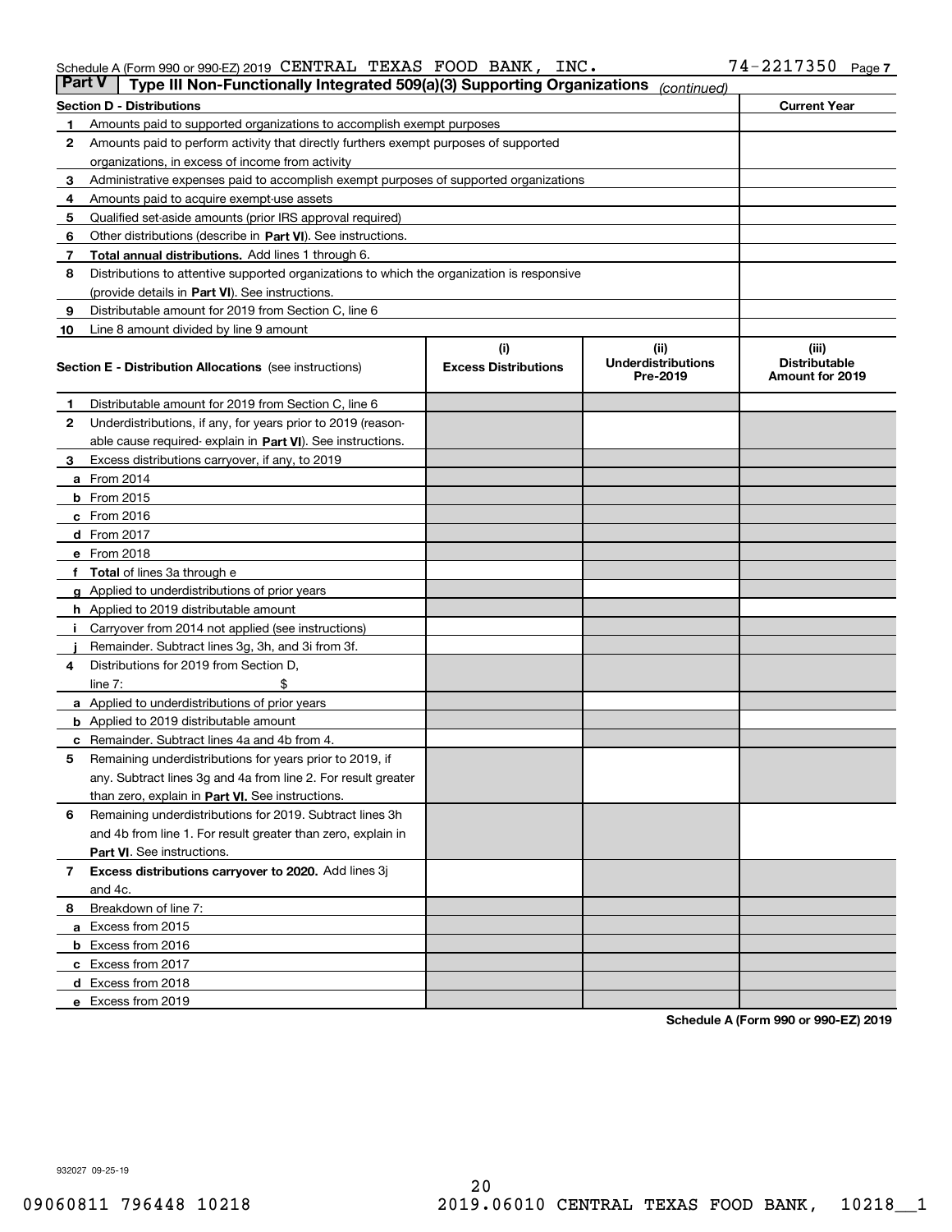Schedule A (Form 990 or 990-EZ) 2019 CENTRAL TEXAS FOOD BANK, INC. 74-2217350 Page 7

**Part V** | **Type III Non-Functionally Integrated 509(a)(3) Supporting Organizations** *(continued)*

| Section D - Distributions | | Current Year |
|---|---|---|
| 1 | Amounts paid to supported organizations to accomplish exempt purposes | |
| 2 | Amounts paid to perform activity that directly furthers exempt purposes of supported organizations, in excess of income from activity | |
| 3 | Administrative expenses paid to accomplish exempt purposes of supported organizations | |
| 4 | Amounts paid to acquire exempt-use assets | |
| 5 | Qualified set-aside amounts (prior IRS approval required) | |
| 6 | Other distributions (describe in **Part VI**). See instructions. | |
| 7 | **Total annual distributions.** Add lines 1 through 6. | |
| 8 | Distributions to attentive supported organizations to which the organization is responsive (provide details in **Part VI**). See instructions. | |
| 9 | Distributable amount for 2019 from Section C, line 6 | |
| 10 | Line 8 amount divided by line 9 amount | |

| **Section E - Distribution Allocations** (see instructions) | (i) Excess Distributions | (ii) Underdistributions Pre-2019 | (iii) Distributable Amount for 2019 |
|---|---|---|---|
| **1** Distributable amount for 2019 from Section C, line 6 | | | |
| **2** Underdistributions, if any, for years prior to 2019 (reasonable cause required- explain in **Part VI**). See instructions. | | | |
| **3** Excess distributions carryover, if any, to 2019 | | | |
| **a** From 2014 | | | |
| **b** From 2015 | | | |
| **c** From 2016 | | | |
| **d** From 2017 | | | |
| **e** From 2018 | | | |
| **f** **Total** of lines 3a through e | | | |
| **g** Applied to underdistributions of prior years | | | |
| **h** Applied to 2019 distributable amount | | | |
| **i** Carryover from 2014 not applied (see instructions) | | | |
| **j** Remainder. Subtract lines 3g, 3h, and 3i from 3f. | | | |
| **4** Distributions for 2019 from Section D, line 7: $ | | | |
| **a** Applied to underdistributions of prior years | | | |
| **b** Applied to 2019 distributable amount | | | |
| **c** Remainder. Subtract lines 4a and 4b from 4. | | | |
| **5** Remaining underdistributions for years prior to 2019, if any. Subtract lines 3g and 4a from line 2. For result greater than zero, explain in **Part VI.** See instructions. | | | |
| **6** Remaining underdistributions for 2019. Subtract lines 3h and 4b from line 1. For result greater than zero, explain in **Part VI**. See instructions. | | | |
| **7** **Excess distributions carryover to 2020.** Add lines 3j and 4c. | | | |
| **8** Breakdown of line 7: | | | |
| **a** Excess from 2015 | | | |
| **b** Excess from 2016 | | | |
| **c** Excess from 2017 | | | |
| **d** Excess from 2018 | | | |
| **e** Excess from 2019 | | | |

**Schedule A (Form 990 or 990-EZ) 2019**

932027 09-25-19

09060811 796448 10218 2019.06010 CENTRAL TEXAS FOOD BANK, 10218__1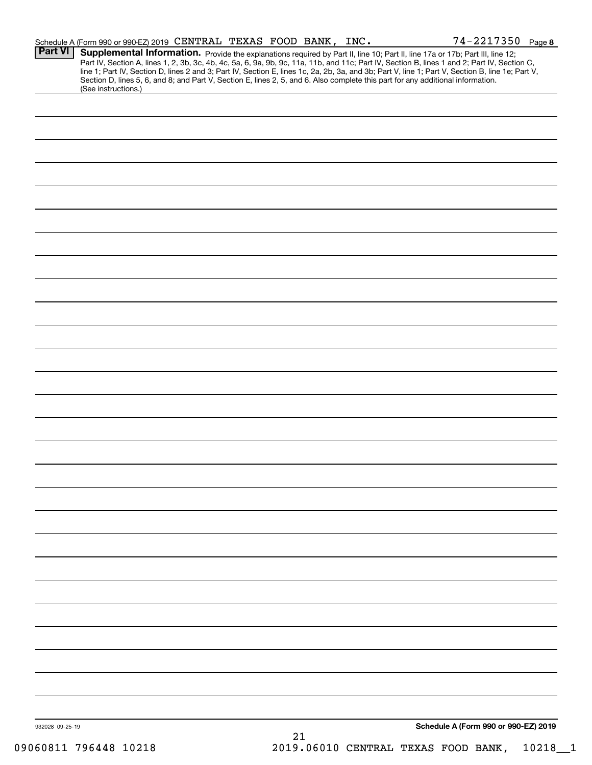Schedule A (Form 990 or 990-EZ) 2019 CENTRAL TEXAS FOOD BANK, INC. 74-2217350 Page 8

## Part VI Supplemental Information.

Provide the explanations required by Part II, line 10; Part II, line 17a or 17b; Part III, line 12; Part IV, Section A, lines 1, 2, 3b, 3c, 4b, 4c, 5a, 6, 9a, 9b, 9c, 11a, 11b, and 11c; Part IV, Section B, lines 1 and 2; Part IV, Section C, line 1; Part IV, Section D, lines 2 and 3; Part IV, Section E, lines 1c, 2a, 2b, 3a, and 3b; Part V, line 1; Part V, Section B, line 1e; Part V, Section D, lines 5, 6, and 8; and Part V, Section E, lines 2, 5, and 6. Also complete this part for any additional information. (See instructions.)

932028 09-25-19

Schedule A (Form 990 or 990-EZ) 2019

09060811 796448 10218 2019.06010 CENTRAL TEXAS FOOD BANK, 10218__1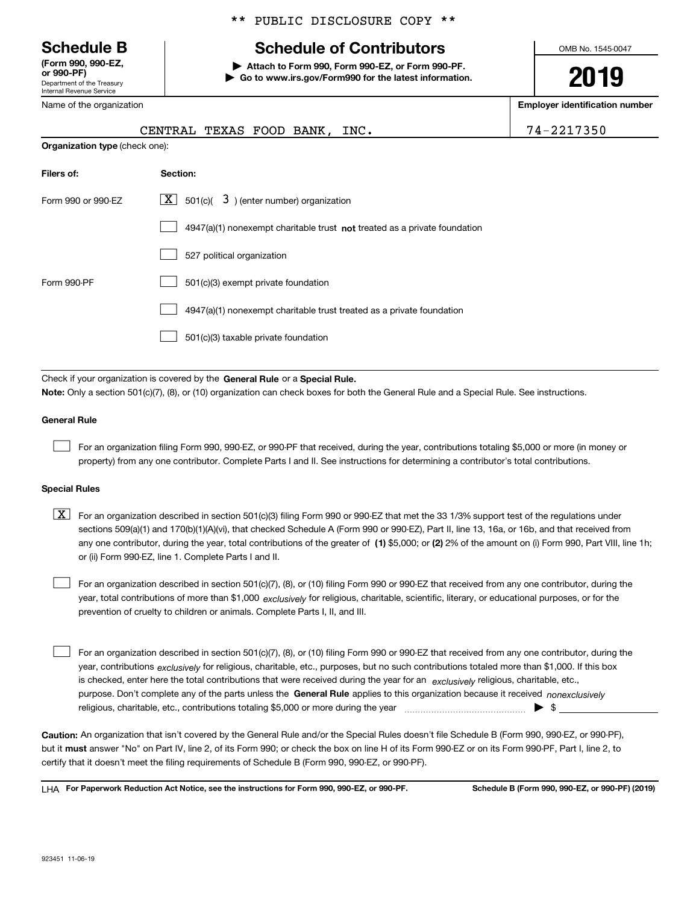** PUBLIC DISCLOSURE COPY **

# Schedule B

**(Form 990, 990-EZ, or 990-PF)**
Department of the Treasury
Internal Revenue Service

## Schedule of Contributors

▶ **Attach to Form 990, Form 990-EZ, or Form 990-PF.**
▶ **Go to www.irs.gov/Form990 for the latest information.**

OMB No. 1545-0047

**2019**

| Name of the organization | Employer identification number |
|---|---|
| CENTRAL TEXAS FOOD BANK, INC. | 74-2217350 |

**Organization type** (check one):

| Filers of: | Section: |
|---|---|
| Form 990 or 990-EZ | [X] 501(c)( 3 ) (enter number) organization |
| | [ ] 4947(a)(1) nonexempt charitable trust **not** treated as a private foundation |
| | [ ] 527 political organization |
| Form 990-PF | [ ] 501(c)(3) exempt private foundation |
| | [ ] 4947(a)(1) nonexempt charitable trust treated as a private foundation |
| | [ ] 501(c)(3) taxable private foundation |

Check if your organization is covered by the **General Rule** or a **Special Rule.**

**Note:** Only a section 501(c)(7), (8), or (10) organization can check boxes for both the General Rule and a Special Rule. See instructions.

**General Rule**

[ ] For an organization filing Form 990, 990-EZ, or 990-PF that received, during the year, contributions totaling $5,000 or more (in money or property) from any one contributor. Complete Parts I and II. See instructions for determining a contributor's total contributions.

**Special Rules**

[X] For an organization described in section 501(c)(3) filing Form 990 or 990-EZ that met the 33 1/3% support test of the regulations under sections 509(a)(1) and 170(b)(1)(A)(vi), that checked Schedule A (Form 990 or 990-EZ), Part II, line 13, 16a, or 16b, and that received from any one contributor, during the year, total contributions of the greater of **(1)** $5,000; or **(2)** 2% of the amount on (i) Form 990, Part VIII, line 1h; or (ii) Form 990-EZ, line 1. Complete Parts I and II.

[ ] For an organization described in section 501(c)(7), (8), or (10) filing Form 990 or 990-EZ that received from any one contributor, during the year, total contributions of more than $1,000 *exclusively* for religious, charitable, scientific, literary, or educational purposes, or for the prevention of cruelty to children or animals. Complete Parts I, II, and III.

[ ] For an organization described in section 501(c)(7), (8), or (10) filing Form 990 or 990-EZ that received from any one contributor, during the year, contributions *exclusively* for religious, charitable, etc., purposes, but no such contributions totaled more than $1,000. If this box is checked, enter here the total contributions that were received during the year for an *exclusively* religious, charitable, etc., purpose. Don't complete any of the parts unless the **General Rule** applies to this organization because it received *nonexclusively* religious, charitable, etc., contributions totaling $5,000 or more during the year ▶ $

**Caution:** An organization that isn't covered by the General Rule and/or the Special Rules doesn't file Schedule B (Form 990, 990-EZ, or 990-PF), but it **must** answer "No" on Part IV, line 2, of its Form 990; or check the box on line H of its Form 990-EZ or on its Form 990-PF, Part I, line 2, to certify that it doesn't meet the filing requirements of Schedule B (Form 990, 990-EZ, or 990-PF).

LHA **For Paperwork Reduction Act Notice, see the instructions for Form 990, 990-EZ, or 990-PF.** **Schedule B (Form 990, 990-EZ, or 990-PF) (2019)**

923451 11-06-19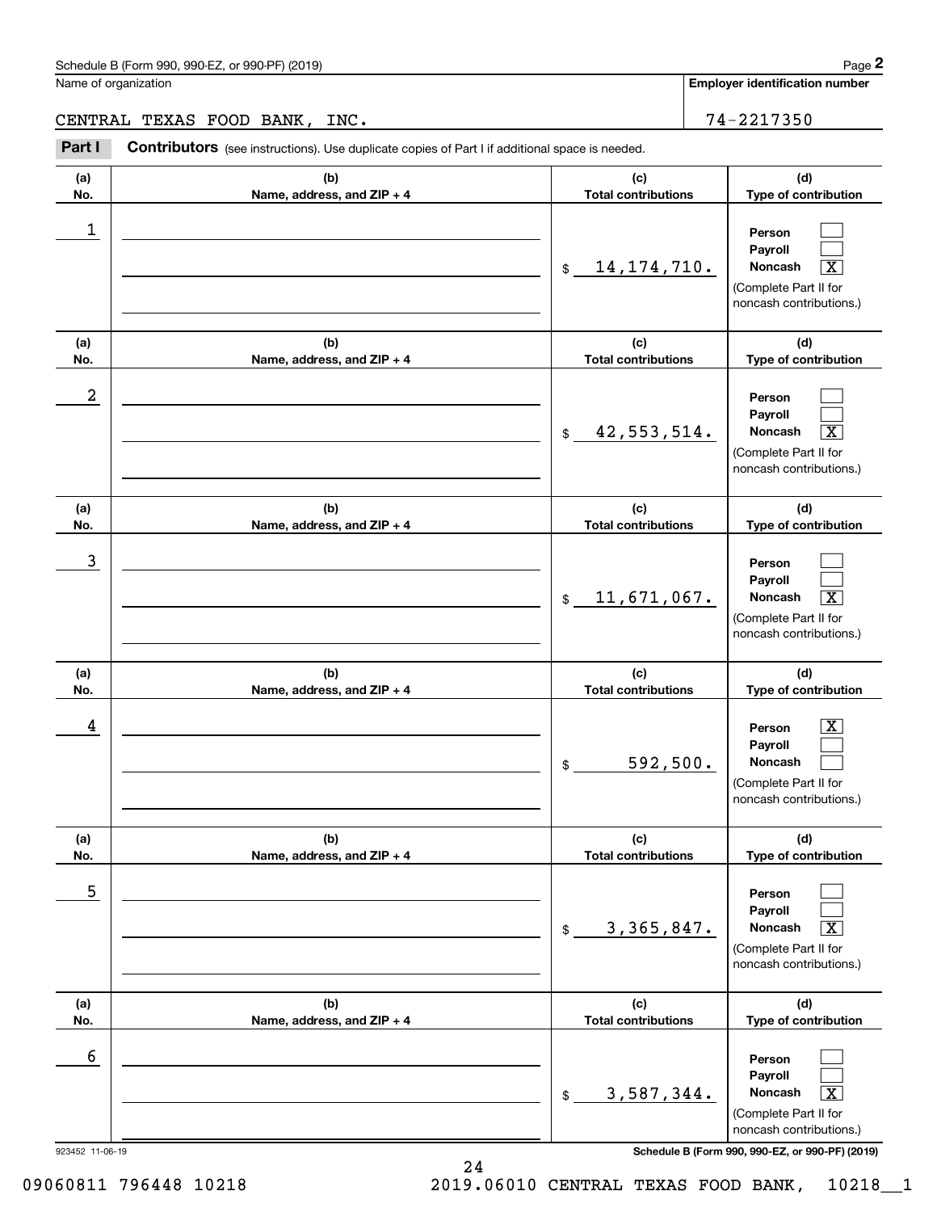Schedule B (Form 990, 990-EZ, or 990-PF) (2019)

Name of organization: CENTRAL TEXAS FOOD BANK, INC.

Employer identification number: 74-2217350

**Part I** **Contributors** (see instructions). Use duplicate copies of Part I if additional space is needed.

| (a) No. | (b) Name, address, and ZIP + 4 | (c) Total contributions | (d) Type of contribution |
|---|---|---|---|
| 1 | | $ 14,174,710. | Person [ ] Payroll [ ] Noncash [X] (Complete Part II for noncash contributions.) |
| 2 | | $ 42,553,514. | Person [ ] Payroll [ ] Noncash [X] (Complete Part II for noncash contributions.) |
| 3 | | $ 11,671,067. | Person [ ] Payroll [ ] Noncash [X] (Complete Part II for noncash contributions.) |
| 4 | | $ 592,500. | Person [X] Payroll [ ] Noncash [ ] (Complete Part II for noncash contributions.) |
| 5 | | $ 3,365,847. | Person [ ] Payroll [ ] Noncash [X] (Complete Part II for noncash contributions.) |
| 6 | | $ 3,587,344. | Person [ ] Payroll [ ] Noncash [X] (Complete Part II for noncash contributions.) |

923452 11-06-19

Schedule B (Form 990, 990-EZ, or 990-PF) (2019)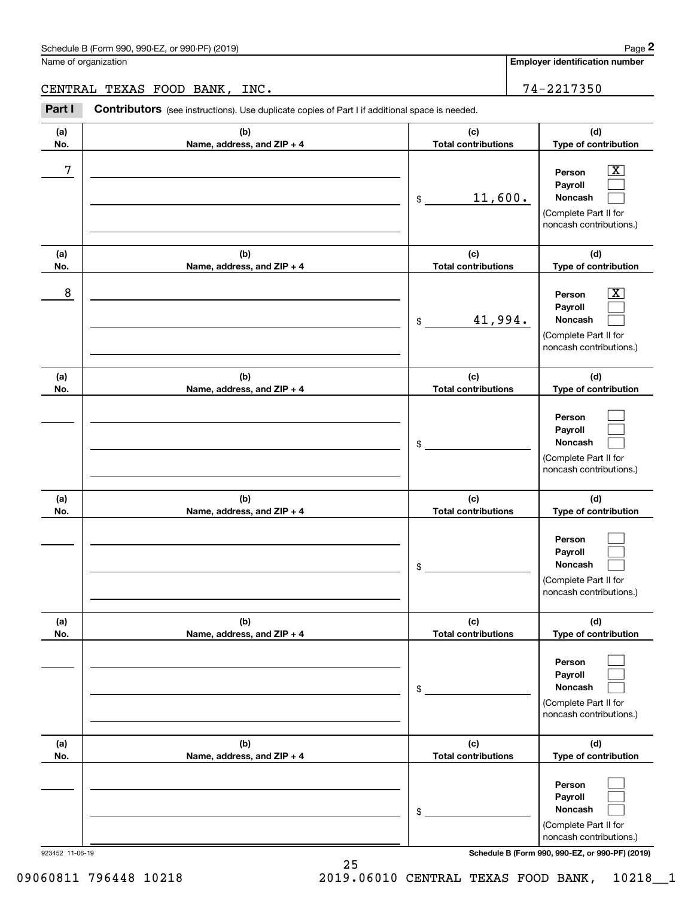Schedule B (Form 990, 990-EZ, or 990-PF) (2019)

| Name of organization | Employer identification number |
|---|---|
| CENTRAL TEXAS FOOD BANK, INC. | 74-2217350 |

**Part I** **Contributors** (see instructions). Use duplicate copies of Part I if additional space is needed.

| (a) No. | (b) Name, address, and ZIP + 4 | (c) Total contributions | (d) Type of contribution |
|---|---|---|---|
| 7 | | $ 11,600. | Person [X] Payroll [ ] Noncash [ ] (Complete Part II for noncash contributions.) |
| 8 | | $ 41,994. | Person [X] Payroll [ ] Noncash [ ] (Complete Part II for noncash contributions.) |
| | | $ | Person [ ] Payroll [ ] Noncash [ ] (Complete Part II for noncash contributions.) |
| | | $ | Person [ ] Payroll [ ] Noncash [ ] (Complete Part II for noncash contributions.) |
| | | $ | Person [ ] Payroll [ ] Noncash [ ] (Complete Part II for noncash contributions.) |
| | | $ | Person [ ] Payroll [ ] Noncash [ ] (Complete Part II for noncash contributions.) |

923452 11-06-19 Schedule B (Form 990, 990-EZ, or 990-PF) (2019)

09060811 796448 10218 2019.06010 CENTRAL TEXAS FOOD BANK, 10218__1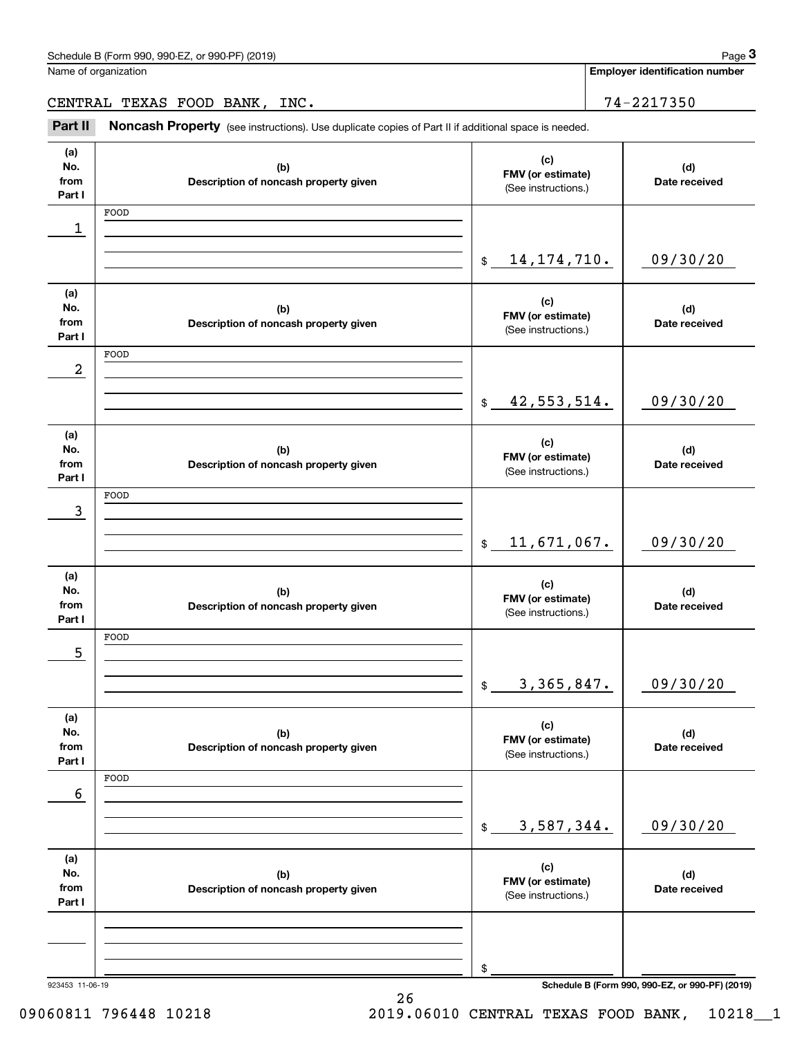Name of organization

CENTRAL TEXAS FOOD BANK, INC.

**Employer identification number**

74-2217350

**Part II** **Noncash Property** (see instructions). Use duplicate copies of Part II if additional space is needed.

| (a) No. from Part I | (b) Description of noncash property given | (c) FMV (or estimate) (See instructions.) | (d) Date received |
|---|---|---|---|
| 1 | FOOD | $ 14,174,710. | 09/30/20 |
| 2 | FOOD | $ 42,553,514. | 09/30/20 |
| 3 | FOOD | $ 11,671,067. | 09/30/20 |
| 5 | FOOD | $ 3,365,847. | 09/30/20 |
| 6 | FOOD | $ 3,587,344. | 09/30/20 |
| | | $ | |

923453 11-06-19

**Schedule B (Form 990, 990-EZ, or 990-PF) (2019)**

09060811 796448 10218 2019.06010 CENTRAL TEXAS FOOD BANK, 10218__1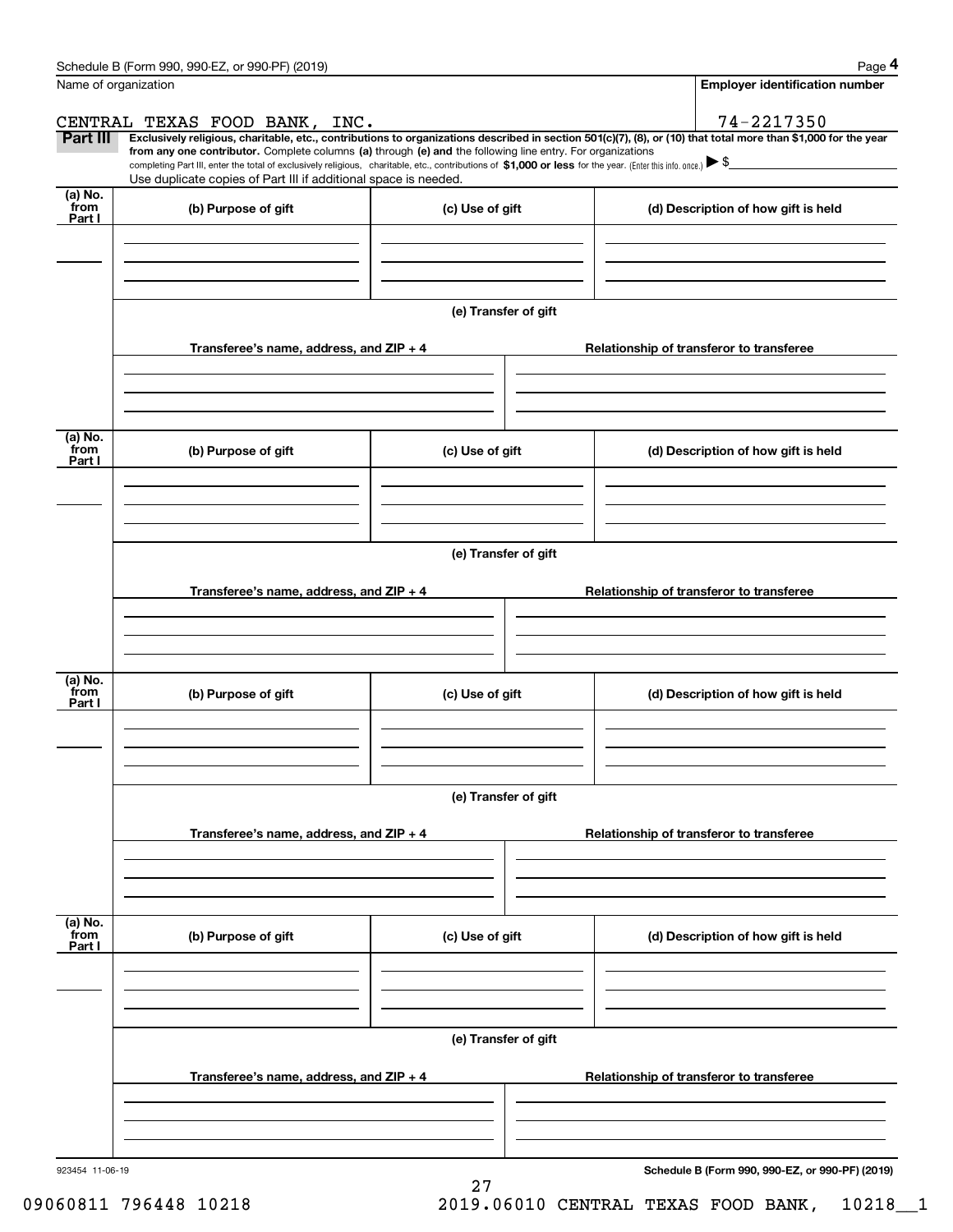Name of organization

**Employer identification number**

CENTRAL TEXAS FOOD BANK, INC.

74-2217350

**Part III** **Exclusively religious, charitable, etc., contributions to organizations described in section 501(c)(7), (8), or (10) that total more than $1,000 for the year from any one contributor.** Complete columns **(a)** through **(e) and** the following line entry. For organizations completing Part III, enter the total of exclusively religious, charitable, etc., contributions of **$1,000 or less** for the year. (Enter this info. once.) ▶ $

Use duplicate copies of Part III if additional space is needed.

| (a) No. from Part I | (b) Purpose of gift | (c) Use of gift | (d) Description of how gift is held |
|---|---|---|---|
| | | | |

**(e) Transfer of gift**

| Transferee's name, address, and ZIP + 4 | Relationship of transferor to transferee |
|---|---|
| | |

| (a) No. from Part I | (b) Purpose of gift | (c) Use of gift | (d) Description of how gift is held |
|---|---|---|---|
| | | | |

**(e) Transfer of gift**

| Transferee's name, address, and ZIP + 4 | Relationship of transferor to transferee |
|---|---|
| | |

| (a) No. from Part I | (b) Purpose of gift | (c) Use of gift | (d) Description of how gift is held |
|---|---|---|---|
| | | | |

**(e) Transfer of gift**

| Transferee's name, address, and ZIP + 4 | Relationship of transferor to transferee |
|---|---|
| | |

| (a) No. from Part I | (b) Purpose of gift | (c) Use of gift | (d) Description of how gift is held |
|---|---|---|---|
| | | | |

**(e) Transfer of gift**

| Transferee's name, address, and ZIP + 4 | Relationship of transferor to transferee |
|---|---|
| | |

923454 11-06-19

**Schedule B (Form 990, 990-EZ, or 990-PF) (2019)**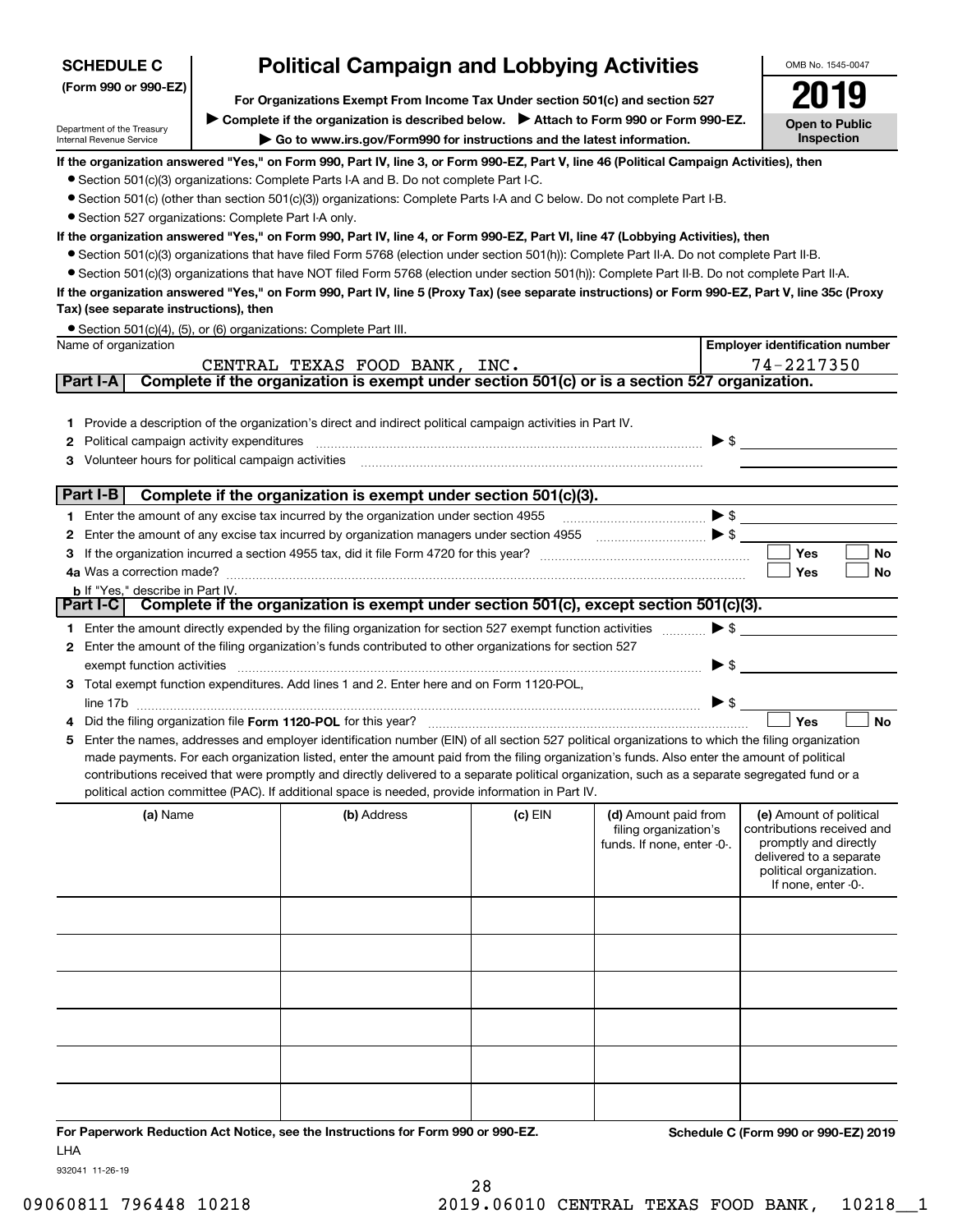**SCHEDULE C**
**(Form 990 or 990-EZ)**

Department of the Treasury
Internal Revenue Service

# Political Campaign and Lobbying Activities

**For Organizations Exempt From Income Tax Under section 501(c) and section 527**

▶ **Complete if the organization is described below.** ▶ **Attach to Form 990 or Form 990-EZ.**

▶ **Go to www.irs.gov/Form990 for instructions and the latest information.**

OMB No. 1545-0047

**2019**

**Open to Public Inspection**

**If the organization answered "Yes," on Form 990, Part IV, line 3, or Form 990-EZ, Part V, line 46 (Political Campaign Activities), then**

- Section 501(c)(3) organizations: Complete Parts I-A and B. Do not complete Part I-C.
- Section 501(c) (other than section 501(c)(3)) organizations: Complete Parts I-A and C below. Do not complete Part I-B.
- Section 527 organizations: Complete Part I-A only.

**If the organization answered "Yes," on Form 990, Part IV, line 4, or Form 990-EZ, Part VI, line 47 (Lobbying Activities), then**

- Section 501(c)(3) organizations that have filed Form 5768 (election under section 501(h)): Complete Part II-A. Do not complete Part II-B.
- Section 501(c)(3) organizations that have NOT filed Form 5768 (election under section 501(h)): Complete Part II-B. Do not complete Part II-A.

**If the organization answered "Yes," on Form 990, Part IV, line 5 (Proxy Tax) (see separate instructions) or Form 990-EZ, Part V, line 35c (Proxy Tax) (see separate instructions), then**

- Section 501(c)(4), (5), or (6) organizations: Complete Part III.

| Name of organization | Employer identification number |
|---|---|
| CENTRAL TEXAS FOOD BANK, INC. | 74-2217350 |

## Part I-A Complete if the organization is exempt under section 501(c) or is a section 527 organization.

1. Provide a description of the organization's direct and indirect political campaign activities in Part IV.
2. Political campaign activity expenditures ▶ $
3. Volunteer hours for political campaign activities

## Part I-B Complete if the organization is exempt under section 501(c)(3).

1. Enter the amount of any excise tax incurred by the organization under section 4955 ▶ $
2. Enter the amount of any excise tax incurred by organization managers under section 4955 ▶ $
3. If the organization incurred a section 4955 tax, did it file Form 4720 for this year? ☐ Yes ☐ No

4a Was a correction made? ☐ Yes ☐ No

b If "Yes," describe in Part IV.

## Part I-C Complete if the organization is exempt under section 501(c), except section 501(c)(3).

1. Enter the amount directly expended by the filing organization for section 527 exempt function activities ▶ $
2. Enter the amount of the filing organization's funds contributed to other organizations for section 527 exempt function activities ▶ $
3. Total exempt function expenditures. Add lines 1 and 2. Enter here and on Form 1120-POL, line 17b ▶ $
4. Did the filing organization file **Form 1120-POL** for this year? ☐ Yes ☐ No
5. Enter the names, addresses and employer identification number (EIN) of all section 527 political organizations to which the filing organization made payments. For each organization listed, enter the amount paid from the filing organization's funds. Also enter the amount of political contributions received that were promptly and directly delivered to a separate political organization, such as a separate segregated fund or a political action committee (PAC). If additional space is needed, provide information in Part IV.

| (a) Name | (b) Address | (c) EIN | (d) Amount paid from filing organization's funds. If none, enter -0-. | (e) Amount of political contributions received and promptly and directly delivered to a separate political organization. If none, enter -0-. |
|---|---|---|---|---|
| | | | | |
| | | | | |
| | | | | |
| | | | | |
| | | | | |
| | | | | |

**For Paperwork Reduction Act Notice, see the Instructions for Form 990 or 990-EZ.** **Schedule C (Form 990 or 990-EZ) 2019**

LHA

932041 11-26-19

09060811 796448 10218 2019.06010 CENTRAL TEXAS FOOD BANK, 10218__1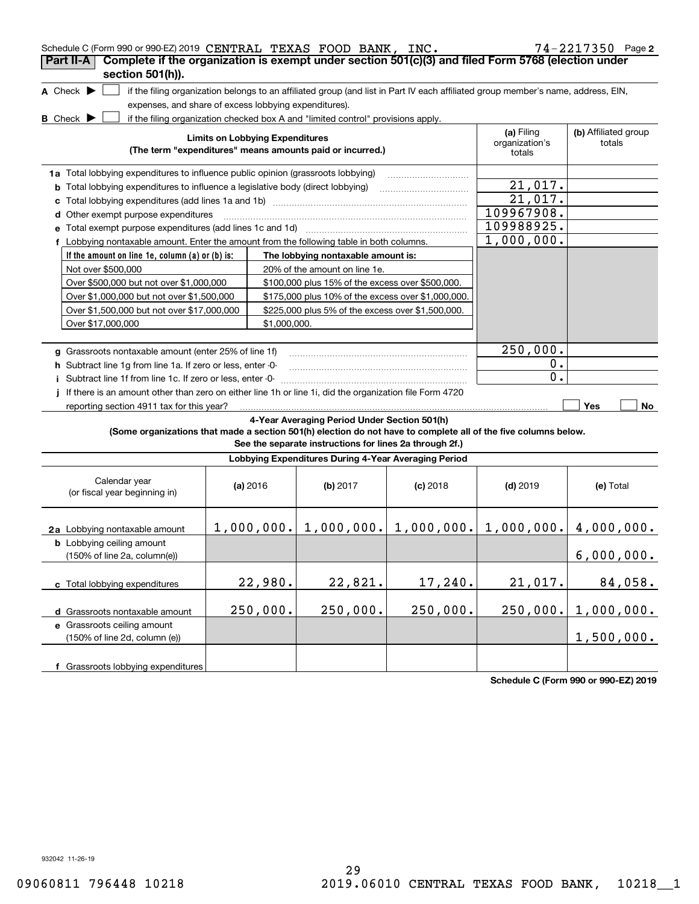Schedule C (Form 990 or 990-EZ) 2019 CENTRAL TEXAS FOOD BANK, INC. 74-2217350 Page 2

## Part II-A Complete if the organization is exempt under section 501(c)(3) and filed Form 5768 (election under section 501(h)).

**A** Check ▶ ☐ if the filing organization belongs to an affiliated group (and list in Part IV each affiliated group member's name, address, EIN, expenses, and share of excess lobbying expenditures).

**B** Check ▶ ☐ if the filing organization checked box A and "limited control" provisions apply.

| Limits on Lobbying Expenditures (The term "expenditures" means amounts paid or incurred.) | (a) Filing organization's totals | (b) Affiliated group totals |
|---|---|---|
| **1a** Total lobbying expenditures to influence public opinion (grassroots lobbying) | | |
| **b** Total lobbying expenditures to influence a legislative body (direct lobbying) | 21,017. | |
| **c** Total lobbying expenditures (add lines 1a and 1b) | 21,017. | |
| **d** Other exempt purpose expenditures | 109967908. | |
| **e** Total exempt purpose expenditures (add lines 1c and 1d) | 109988925. | |
| **f** Lobbying nontaxable amount. Enter the amount from the following table in both columns. | 1,000,000. | |

| If the amount on line 1e, column (a) or (b) is: | The lobbying nontaxable amount is: |
|---|---|
| Not over $500,000 | 20% of the amount on line 1e. |
| Over $500,000 but not over $1,000,000 | $100,000 plus 15% of the excess over $500,000. |
| Over $1,000,000 but not over $1,500,000 | $175,000 plus 10% of the excess over $1,000,000. |
| Over $1,500,000 but not over $17,000,000 | $225,000 plus 5% of the excess over $1,500,000. |
| Over $17,000,000 | $1,000,000. |

| | (a) Filing organization's totals | (b) Affiliated group totals |
|---|---|---|
| **g** Grassroots nontaxable amount (enter 25% of line 1f) | 250,000. | |
| **h** Subtract line 1g from line 1a. If zero or less, enter -0- | 0. | |
| **i** Subtract line 1f from line 1c. If zero or less, enter -0- | 0. | |

**j** If there is an amount other than zero on either line 1h or line 1i, did the organization file Form 4720 reporting section 4911 tax for this year? ☐ Yes ☐ No

### 4-Year Averaging Period Under Section 501(h)

**(Some organizations that made a section 501(h) election do not have to complete all of the five columns below. See the separate instructions for lines 2a through 2f.)**

| Lobbying Expenditures During 4-Year Averaging Period | | | | | |
|---|---|---|---|---|---|
| Calendar year (or fiscal year beginning in) | (a) 2016 | (b) 2017 | (c) 2018 | (d) 2019 | (e) Total |
| **2a** Lobbying nontaxable amount | 1,000,000. | 1,000,000. | 1,000,000. | 1,000,000. | 4,000,000. |
| **b** Lobbying ceiling amount (150% of line 2a, column(e)) | | | | | 6,000,000. |
| **c** Total lobbying expenditures | 22,980. | 22,821. | 17,240. | 21,017. | 84,058. |
| **d** Grassroots nontaxable amount | 250,000. | 250,000. | 250,000. | 250,000. | 1,000,000. |
| **e** Grassroots ceiling amount (150% of line 2d, column (e)) | | | | | 1,500,000. |
| **f** Grassroots lobbying expenditures | | | | | |

Schedule C (Form 990 or 990-EZ) 2019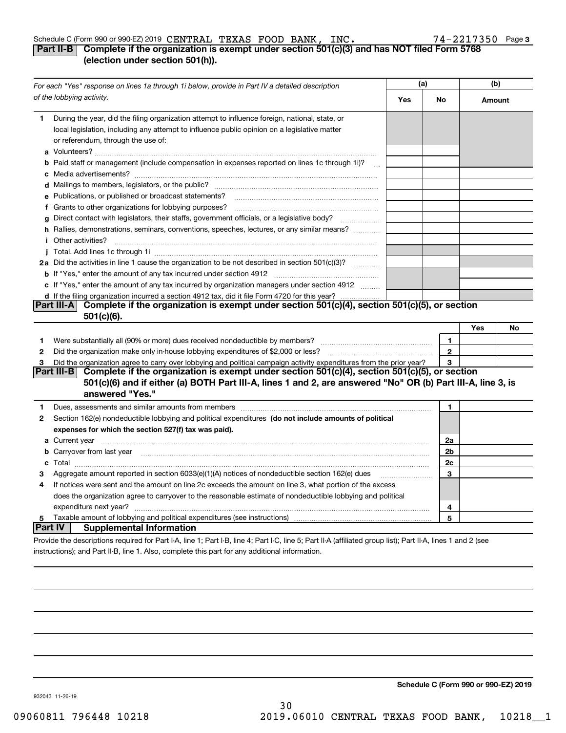Schedule C (Form 990 or 990-EZ) 2019 CENTRAL TEXAS FOOD BANK, INC. 74-2217350 Page 3

## Part II-B Complete if the organization is exempt under section 501(c)(3) and has NOT filed Form 5768 (election under section 501(h)).

| *For each "Yes" response on lines 1a through 1i below, provide in Part IV a detailed description of the lobbying activity.* | (a) Yes | (a) No | (b) Amount |
|---|---|---|---|
| **1** During the year, did the filing organization attempt to influence foreign, national, state, or local legislation, including any attempt to influence public opinion on a legislative matter or referendum, through the use of: | | | |
| **a** Volunteers? | | | |
| **b** Paid staff or management (include compensation in expenses reported on lines 1c through 1i)? | | | |
| **c** Media advertisements? | | | |
| **d** Mailings to members, legislators, or the public? | | | |
| **e** Publications, or published or broadcast statements? | | | |
| **f** Grants to other organizations for lobbying purposes? | | | |
| **g** Direct contact with legislators, their staffs, government officials, or a legislative body? | | | |
| **h** Rallies, demonstrations, seminars, conventions, speeches, lectures, or any similar means? | | | |
| **i** Other activities? | | | |
| **j** Total. Add lines 1c through 1i | | | |
| **2a** Did the activities in line 1 cause the organization to be not described in section 501(c)(3)? | | | |
| **b** If "Yes," enter the amount of any tax incurred under section 4912 | | | |
| **c** If "Yes," enter the amount of any tax incurred by organization managers under section 4912 | | | |
| **d** If the filing organization incurred a section 4912 tax, did it file Form 4720 for this year? | | | |

## Part III-A Complete if the organization is exempt under section 501(c)(4), section 501(c)(5), or section 501(c)(6).

| | | | Yes | No |
|---|---|---|---|---|
| **1** | Were substantially all (90% or more) dues received nondeductible by members? | 1 | | |
| **2** | Did the organization make only in-house lobbying expenditures of $2,000 or less? | 2 | | |
| **3** | Did the organization agree to carry over lobbying and political campaign activity expenditures from the prior year? | 3 | | |

## Part III-B Complete if the organization is exempt under section 501(c)(4), section 501(c)(5), or section 501(c)(6) and if either (a) BOTH Part III-A, lines 1 and 2, are answered "No" OR (b) Part III-A, line 3, is answered "Yes."

| | | | |
|---|---|---|---|
| **1** | Dues, assessments and similar amounts from members | 1 | |
| **2** | Section 162(e) nondeductible lobbying and political expenditures **(do not include amounts of political expenses for which the section 527(f) tax was paid).** | | |
| **a** | Current year | 2a | |
| **b** | Carryover from last year | 2b | |
| **c** | Total | 2c | |
| **3** | Aggregate amount reported in section 6033(e)(1)(A) notices of nondeductible section 162(e) dues | 3 | |
| **4** | If notices were sent and the amount on line 2c exceeds the amount on line 3, what portion of the excess does the organization agree to carryover to the reasonable estimate of nondeductible lobbying and political expenditure next year? | 4 | |
| **5** | Taxable amount of lobbying and political expenditures (see instructions) | 5 | |

## Part IV Supplemental Information

Provide the descriptions required for Part I-A, line 1; Part I-B, line 4; Part I-C, line 5; Part II-A (affiliated group list); Part II-A, lines 1 and 2 (see instructions); and Part II-B, line 1. Also, complete this part for any additional information.

**Schedule C (Form 990 or 990-EZ) 2019**

932043 11-26-19

09060811 796448 10218 2019.06010 CENTRAL TEXAS FOOD BANK, 10218__1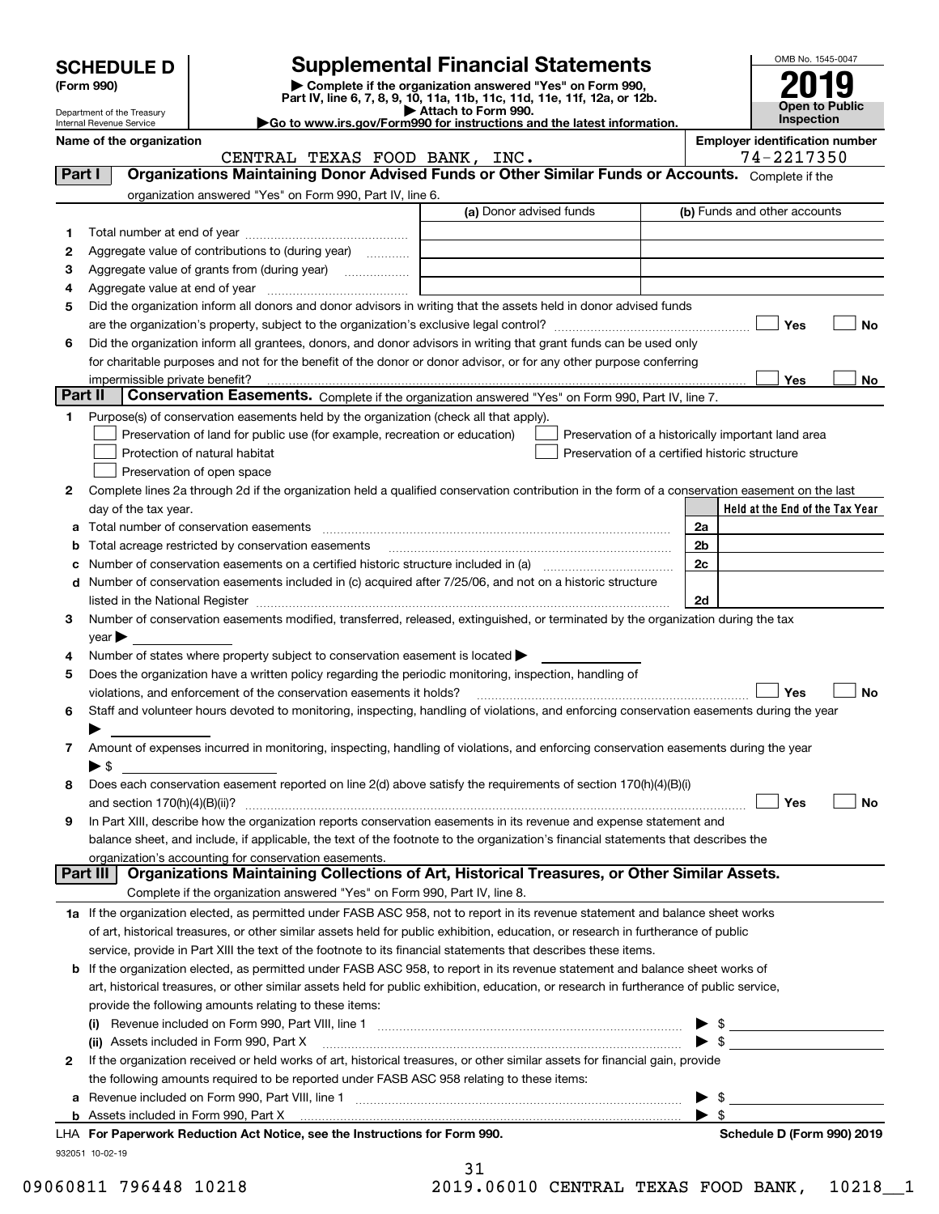# SCHEDULE D (Form 990)

## Supplemental Financial Statements

▶ Complete if the organization answered "Yes" on Form 990, Part IV, line 6, 7, 8, 9, 10, 11a, 11b, 11c, 11d, 11e, 11f, 12a, or 12b.
▶ Attach to Form 990.
▶ Go to www.irs.gov/Form990 for instructions and the latest information.

OMB No. 1545-0047

**2019**

**Open to Public Inspection**

Department of the Treasury
Internal Revenue Service

**Name of the organization:** CENTRAL TEXAS FOOD BANK, INC.

**Employer identification number:** 74-2217350

### Part I Organizations Maintaining Donor Advised Funds or Other Similar Funds or Accounts. 
Complete if the organization answered "Yes" on Form 990, Part IV, line 6.

| | | (a) Donor advised funds | (b) Funds and other accounts |
|---|---|---|---|
| 1 | Total number at end of year | | |
| 2 | Aggregate value of contributions to (during year) | | |
| 3 | Aggregate value of grants from (during year) | | |
| 4 | Aggregate value at end of year | | |

5. Did the organization inform all donors and donor advisors in writing that the assets held in donor advised funds are the organization's property, subject to the organization's exclusive legal control? ☐ Yes ☐ No
6. Did the organization inform all grantees, donors, and donor advisors in writing that grant funds can be used only for charitable purposes and not for the benefit of the donor or donor advisor, or for any other purpose conferring impermissible private benefit? ☐ Yes ☐ No

### Part II Conservation Easements. 
Complete if the organization answered "Yes" on Form 990, Part IV, line 7.

1. Purpose(s) of conservation easements held by the organization (check all that apply).
   - ☐ Preservation of land for public use (for example, recreation or education)
   - ☐ Preservation of a historically important land area
   - ☐ Protection of natural habitat
   - ☐ Preservation of a certified historic structure
   - ☐ Preservation of open space
2. Complete lines 2a through 2d if the organization held a qualified conservation contribution in the form of a conservation easement on the last day of the tax year.

| | | | Held at the End of the Tax Year |
|---|---|---|---|
| a | Total number of conservation easements | 2a | |
| b | Total acreage restricted by conservation easements | 2b | |
| c | Number of conservation easements on a certified historic structure included in (a) | 2c | |
| d | Number of conservation easements included in (c) acquired after 7/25/06, and not on a historic structure listed in the National Register | 2d | |

3. Number of conservation easements modified, transferred, released, extinguished, or terminated by the organization during the tax year ▶
4. Number of states where property subject to conservation easement is located ▶
5. Does the organization have a written policy regarding the periodic monitoring, inspection, handling of violations, and enforcement of the conservation easements it holds? ☐ Yes ☐ No
6. Staff and volunteer hours devoted to monitoring, inspecting, handling of violations, and enforcing conservation easements during the year ▶
7. Amount of expenses incurred in monitoring, inspecting, handling of violations, and enforcing conservation easements during the year ▶ $
8. Does each conservation easement reported on line 2(d) above satisfy the requirements of section 170(h)(4)(B)(i) and section 170(h)(4)(B)(ii)? ☐ Yes ☐ No
9. In Part XIII, describe how the organization reports conservation easements in its revenue and expense statement and balance sheet, and include, if applicable, the text of the footnote to the organization's financial statements that describes the organization's accounting for conservation easements.

### Part III Organizations Maintaining Collections of Art, Historical Treasures, or Other Similar Assets.
Complete if the organization answered "Yes" on Form 990, Part IV, line 8.

1a. If the organization elected, as permitted under FASB ASC 958, not to report in its revenue statement and balance sheet works of art, historical treasures, or other similar assets held for public exhibition, education, or research in furtherance of public service, provide in Part XIII the text of the footnote to its financial statements that describes these items.

b. If the organization elected, as permitted under FASB ASC 958, to report in its revenue statement and balance sheet works of art, historical treasures, or other similar assets held for public exhibition, education, or research in furtherance of public service, provide the following amounts relating to these items:
   - (i) Revenue included on Form 990, Part VIII, line 1 ▶ $
   - (ii) Assets included in Form 990, Part X ▶ $

2. If the organization received or held works of art, historical treasures, or other similar assets for financial gain, provide the following amounts required to be reported under FASB ASC 958 relating to these items:
   - a. Revenue included on Form 990, Part VIII, line 1 ▶ $
   - b. Assets included in Form 990, Part X ▶ $

LHA For Paperwork Reduction Act Notice, see the Instructions for Form 990. Schedule D (Form 990) 2019

932051 10-02-19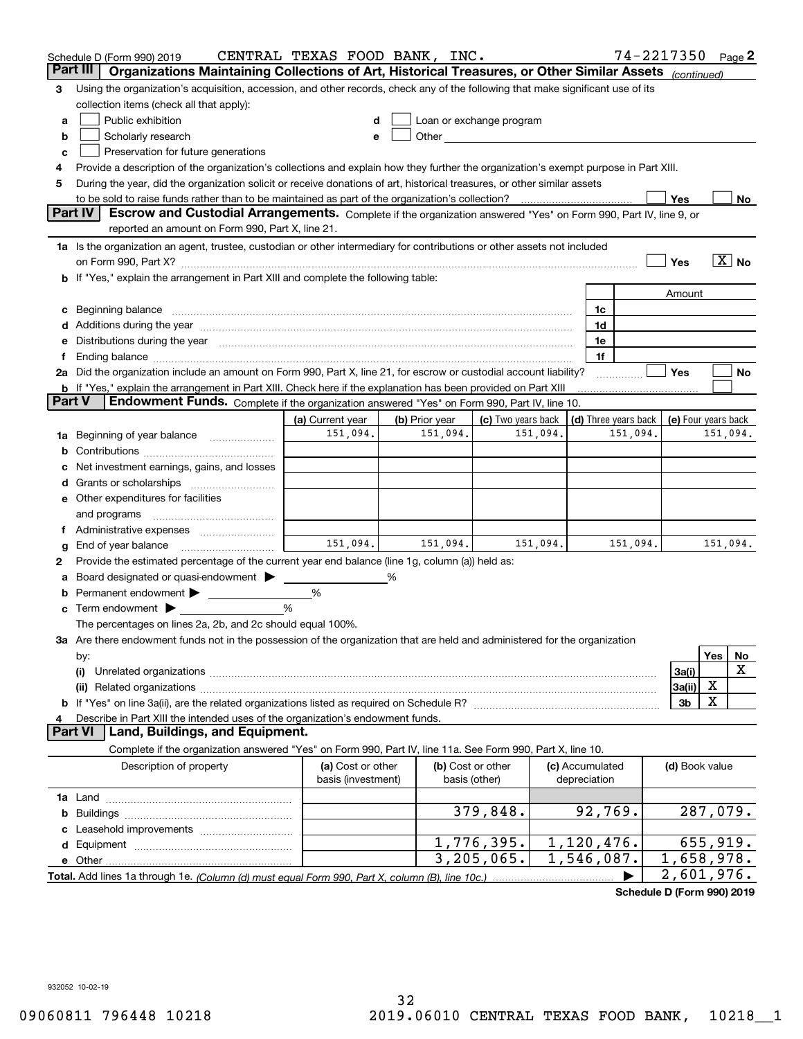Schedule D (Form 990) 2019 CENTRAL TEXAS FOOD BANK, INC. 74-2217350 Page 2

## Part III Organizations Maintaining Collections of Art, Historical Treasures, or Other Similar Assets *(continued)*

3 Using the organization's acquisition, accession, and other records, check any of the following that make significant use of its collection items (check all that apply):

a ☐ Public exhibition
b ☐ Scholarly research
c ☐ Preservation for future generations
d ☐ Loan or exchange program
e ☐ Other

4 Provide a description of the organization's collections and explain how they further the organization's exempt purpose in Part XIII.

5 During the year, did the organization solicit or receive donations of art, historical treasures, or other similar assets to be sold to raise funds rather than to be maintained as part of the organization's collection? ☐ Yes ☐ No

## Part IV Escrow and Custodial Arrangements.

Complete if the organization answered "Yes" on Form 990, Part IV, line 9, or reported an amount on Form 990, Part X, line 21.

1a Is the organization an agent, trustee, custodian or other intermediary for contributions or other assets not included on Form 990, Part X? ☐ Yes ☒ No

b If "Yes," explain the arrangement in Part XIII and complete the following table:

| | | Amount |
|---|---|---|
| c Beginning balance | 1c | |
| d Additions during the year | 1d | |
| e Distributions during the year | 1e | |
| f Ending balance | 1f | |

2a Did the organization include an amount on Form 990, Part X, line 21, for escrow or custodial account liability? ☐ Yes ☐ No

b If "Yes," explain the arrangement in Part XIII. Check here if the explanation has been provided on Part XIII ☐

## Part V Endowment Funds.

Complete if the organization answered "Yes" on Form 990, Part IV, line 10.

| | (a) Current year | (b) Prior year | (c) Two years back | (d) Three years back | (e) Four years back |
|---|---|---|---|---|---|
| 1a Beginning of year balance | 151,094. | 151,094. | 151,094. | 151,094. | 151,094. |
| b Contributions | | | | | |
| c Net investment earnings, gains, and losses | | | | | |
| d Grants or scholarships | | | | | |
| e Other expenditures for facilities and programs | | | | | |
| f Administrative expenses | | | | | |
| g End of year balance | 151,094. | 151,094. | 151,094. | 151,094. | 151,094. |

2 Provide the estimated percentage of the current year end balance (line 1g, column (a)) held as:

a Board designated or quasi-endowment ▶ ______ %
b Permanent endowment ▶ ______ %
c Term endowment ▶ ______ %

The percentages on lines 2a, 2b, and 2c should equal 100%.

3a Are there endowment funds not in the possession of the organization that are held and administered for the organization by:

| | | Yes | No |
|---|---|---|---|
| (i) Unrelated organizations | 3a(i) | | X |
| (ii) Related organizations | 3a(ii) | X | |
| b If "Yes" on line 3a(ii), are the related organizations listed as required on Schedule R? | 3b | X | |

4 Describe in Part XIII the intended uses of the organization's endowment funds.

## Part VI Land, Buildings, and Equipment.

Complete if the organization answered "Yes" on Form 990, Part IV, line 11a. See Form 990, Part X, line 10.

| Description of property | (a) Cost or other basis (investment) | (b) Cost or other basis (other) | (c) Accumulated depreciation | (d) Book value |
|---|---|---|---|---|
| 1a Land | | | | |
| b Buildings | | 379,848. | 92,769. | 287,079. |
| c Leasehold improvements | | | | |
| d Equipment | | 1,776,395. | 1,120,476. | 655,919. |
| e Other | | 3,205,065. | 1,546,087. | 1,658,978. |
| **Total.** Add lines 1a through 1e. *(Column (d) must equal Form 990, Part X, column (B), line 10c.)* | | | ▶ | 2,601,976. |

**Schedule D (Form 990) 2019**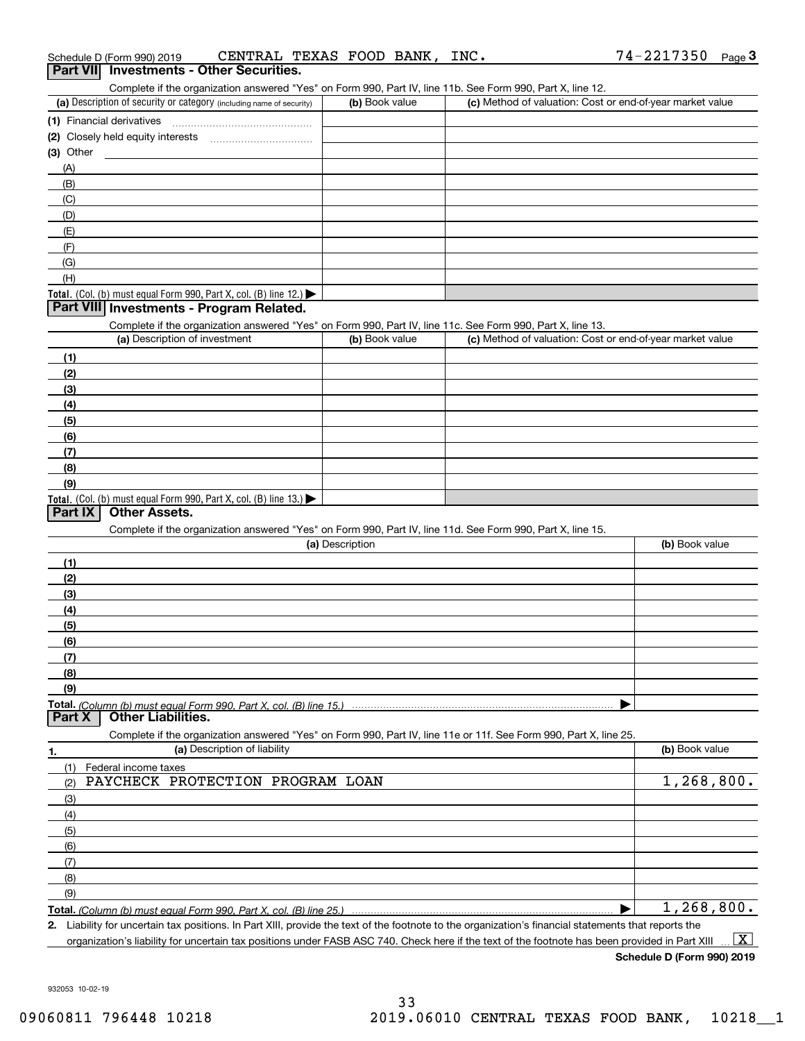Schedule D (Form 990) 2019 CENTRAL TEXAS FOOD BANK, INC. 74-2217350 Page 3

## Part VII Investments - Other Securities.

Complete if the organization answered "Yes" on Form 990, Part IV, line 11b. See Form 990, Part X, line 12.

| (a) Description of security or category (including name of security) | (b) Book value | (c) Method of valuation: Cost or end-of-year market value |
|---|---|---|
| (1) Financial derivatives | | |
| (2) Closely held equity interests | | |
| (3) Other | | |
| (A) | | |
| (B) | | |
| (C) | | |
| (D) | | |
| (E) | | |
| (F) | | |
| (G) | | |
| (H) | | |
| **Total.** (Col. (b) must equal Form 990, Part X, col. (B) line 12.) ▶ | | |

## Part VIII Investments - Program Related.

Complete if the organization answered "Yes" on Form 990, Part IV, line 11c. See Form 990, Part X, line 13.

| (a) Description of investment | (b) Book value | (c) Method of valuation: Cost or end-of-year market value |
|---|---|---|
| (1) | | |
| (2) | | |
| (3) | | |
| (4) | | |
| (5) | | |
| (6) | | |
| (7) | | |
| (8) | | |
| (9) | | |
| **Total.** (Col. (b) must equal Form 990, Part X, col. (B) line 13.) ▶ | | |

## Part IX Other Assets.

Complete if the organization answered "Yes" on Form 990, Part IV, line 11d. See Form 990, Part X, line 15.

| (a) Description | (b) Book value |
|---|---|
| (1) | |
| (2) | |
| (3) | |
| (4) | |
| (5) | |
| (6) | |
| (7) | |
| (8) | |
| (9) | |
| **Total.** *(Column (b) must equal Form 990, Part X, col. (B) line 15.)* ▶ | |

## Part X Other Liabilities.

Complete if the organization answered "Yes" on Form 990, Part IV, line 11e or 11f. See Form 990, Part X, line 25.

| 1. (a) Description of liability | (b) Book value |
|---|---|
| (1) Federal income taxes | |
| (2) PAYCHECK PROTECTION PROGRAM LOAN | 1,268,800. |
| (3) | |
| (4) | |
| (5) | |
| (6) | |
| (7) | |
| (8) | |
| (9) | |
| **Total.** *(Column (b) must equal Form 990, Part X, col. (B) line 25.)* ▶ | 1,268,800. |

**2.** Liability for uncertain tax positions. In Part XIII, provide the text of the footnote to the organization's financial statements that reports the organization's liability for uncertain tax positions under FASB ASC 740. Check here if the text of the footnote has been provided in Part XIII ... [X]

**Schedule D (Form 990) 2019**

932053 10-02-19

09060811 796448 10218 2019.06010 CENTRAL TEXAS FOOD BANK, 10218__1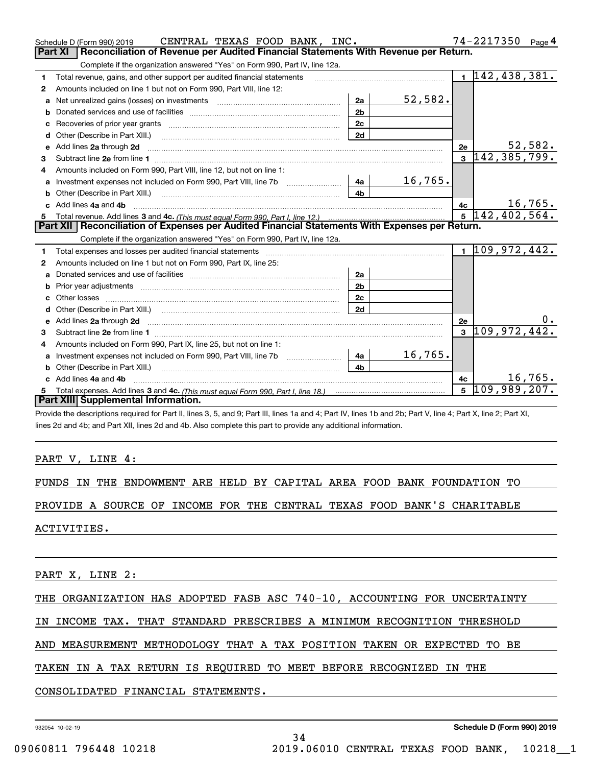Schedule D (Form 990) 2019 CENTRAL TEXAS FOOD BANK, INC. 74-2217350 Page 4

## Part XI Reconciliation of Revenue per Audited Financial Statements With Revenue per Return.

Complete if the organization answered "Yes" on Form 990, Part IV, line 12a.

| | | | | | |
|---|---|---|---|---|---|
| 1 | Total revenue, gains, and other support per audited financial statements | | | 1 | 142,438,381. |
| 2 | Amounts included on line 1 but not on Form 990, Part VIII, line 12: | | | | |
| a | Net unrealized gains (losses) on investments | 2a | 52,582. | | |
| b | Donated services and use of facilities | 2b | | | |
| c | Recoveries of prior year grants | 2c | | | |
| d | Other (Describe in Part XIII.) | 2d | | | |
| e | Add lines 2a through 2d | | | 2e | 52,582. |
| 3 | Subtract line 2e from line 1 | | | 3 | 142,385,799. |
| 4 | Amounts included on Form 990, Part VIII, line 12, but not on line 1: | | | | |
| a | Investment expenses not included on Form 990, Part VIII, line 7b | 4a | 16,765. | | |
| b | Other (Describe in Part XIII.) | 4b | | | |
| c | Add lines 4a and 4b | | | 4c | 16,765. |
| 5 | Total revenue. Add lines 3 and 4c. *(This must equal Form 990, Part I, line 12.)* | | | 5 | 142,402,564. |

## Part XII Reconciliation of Expenses per Audited Financial Statements With Expenses per Return.

Complete if the organization answered "Yes" on Form 990, Part IV, line 12a.

| | | | | | |
|---|---|---|---|---|---|
| 1 | Total expenses and losses per audited financial statements | | | 1 | 109,972,442. |
| 2 | Amounts included on line 1 but not on Form 990, Part IX, line 25: | | | | |
| a | Donated services and use of facilities | 2a | | | |
| b | Prior year adjustments | 2b | | | |
| c | Other losses | 2c | | | |
| d | Other (Describe in Part XIII.) | 2d | | | |
| e | Add lines 2a through 2d | | | 2e | 0. |
| 3 | Subtract line 2e from line 1 | | | 3 | 109,972,442. |
| 4 | Amounts included on Form 990, Part IX, line 25, but not on line 1: | | | | |
| a | Investment expenses not included on Form 990, Part VIII, line 7b | 4a | 16,765. | | |
| b | Other (Describe in Part XIII.) | 4b | | | |
| c | Add lines 4a and 4b | | | 4c | 16,765. |
| 5 | Total expenses. Add lines 3 and 4c. *(This must equal Form 990, Part I, line 18.)* | | | 5 | 109,989,207. |

## Part XIII Supplemental Information.

Provide the descriptions required for Part II, lines 3, 5, and 9; Part III, lines 1a and 4; Part IV, lines 1b and 2b; Part V, line 4; Part X, line 2; Part XI, lines 2d and 4b; and Part XII, lines 2d and 4b. Also complete this part to provide any additional information.

PART V, LINE 4:

FUNDS IN THE ENDOWMENT ARE HELD BY CAPITAL AREA FOOD BANK FOUNDATION TO PROVIDE A SOURCE OF INCOME FOR THE CENTRAL TEXAS FOOD BANK'S CHARITABLE ACTIVITIES.

PART X, LINE 2:

THE ORGANIZATION HAS ADOPTED FASB ASC 740-10, ACCOUNTING FOR UNCERTAINTY IN INCOME TAX. THAT STANDARD PRESCRIBES A MINIMUM RECOGNITION THRESHOLD AND MEASUREMENT METHODOLOGY THAT A TAX POSITION TAKEN OR EXPECTED TO BE TAKEN IN A TAX RETURN IS REQUIRED TO MEET BEFORE RECOGNIZED IN THE CONSOLIDATED FINANCIAL STATEMENTS.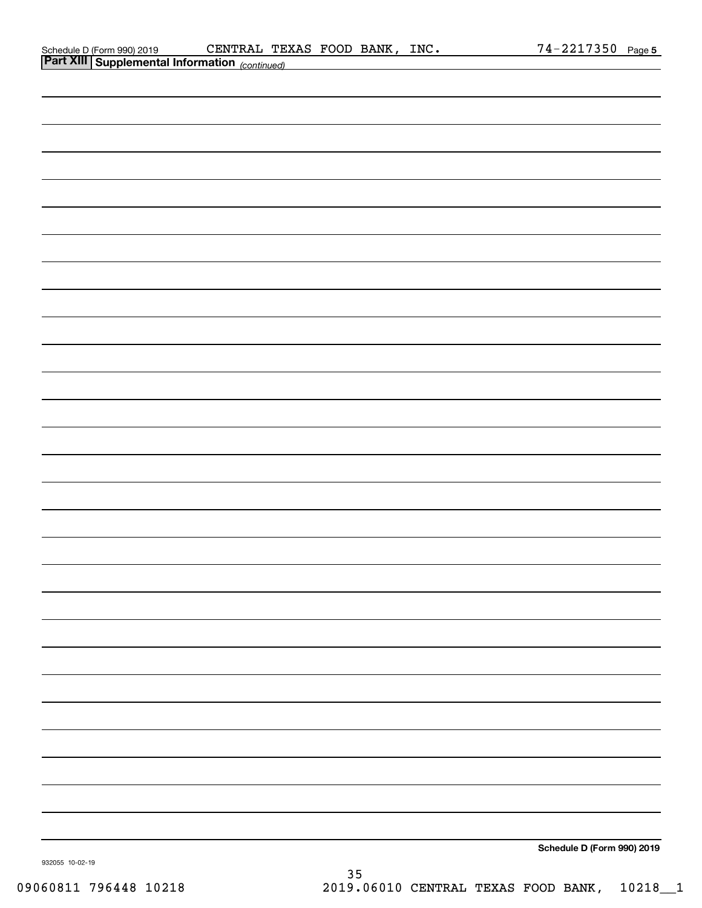Schedule D (Form 990) 2019 CENTRAL TEXAS FOOD BANK, INC. 74-2217350 Page 5

**Part XIII Supplemental Information** *(continued)*

**Schedule D (Form 990) 2019**

932055 10-02-19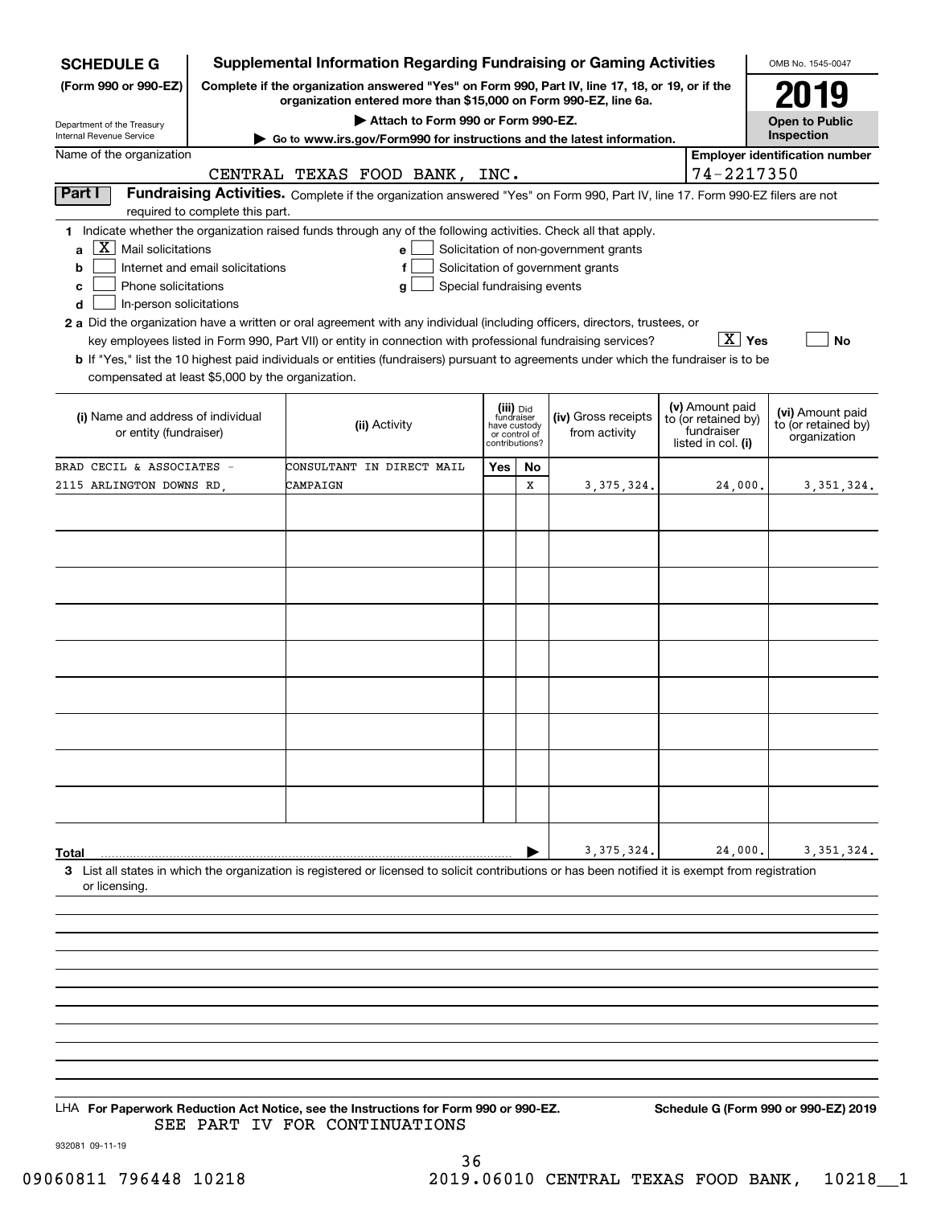**SCHEDULE G (Form 990 or 990-EZ)**

Department of the Treasury
Internal Revenue Service

# Supplemental Information Regarding Fundraising or Gaming Activities

**Complete if the organization answered "Yes" on Form 990, Part IV, line 17, 18, or 19, or if the organization entered more than $15,000 on Form 990-EZ, line 6a.**

**▶ Attach to Form 990 or Form 990-EZ.**

**▶ Go to www.irs.gov/Form990 for instructions and the latest information.**

OMB No. 1545-0047

**2019**

**Open to Public Inspection**

Name of the organization: CENTRAL TEXAS FOOD BANK, INC.

Employer identification number: 74-2217350

**Part I Fundraising Activities.** Complete if the organization answered "Yes" on Form 990, Part IV, line 17. Form 990-EZ filers are not required to complete this part.

1 Indicate whether the organization raised funds through any of the following activities. Check all that apply.

- a [X] Mail solicitations
- b [ ] Internet and email solicitations
- c [ ] Phone solicitations
- d [ ] In-person solicitations
- e [ ] Solicitation of non-government grants
- f [ ] Solicitation of government grants
- g [ ] Special fundraising events

2 a Did the organization have a written or oral agreement with any individual (including officers, directors, trustees, or key employees listed in Form 990, Part VII) or entity in connection with professional fundraising services? [X] Yes [ ] No

b If "Yes," list the 10 highest paid individuals or entities (fundraisers) pursuant to agreements under which the fundraiser is to be compensated at least $5,000 by the organization.

| (i) Name and address of individual or entity (fundraiser) | (ii) Activity | (iii) Did fundraiser have custody or control of contributions? Yes | No | (iv) Gross receipts from activity | (v) Amount paid to (or retained by) fundraiser listed in col. (i) | (vi) Amount paid to (or retained by) organization |
|---|---|---|---|---|---|---|
| BRAD CECIL & ASSOCIATES - 2115 ARLINGTON DOWNS RD, | CONSULTANT IN DIRECT MAIL CAMPAIGN | | X | 3,375,324. | 24,000. | 3,351,324. |
| | | | | | | |
| | | | | | | |
| | | | | | | |
| | | | | | | |
| | | | | | | |
| | | | | | | |
| | | | | | | |
| | | | | | | |
| | | | | | | |
| **Total** ▶ | | | | 3,375,324. | 24,000. | 3,351,324. |

3 List all states in which the organization is registered or licensed to solicit contributions or has been notified it is exempt from registration or licensing.

LHA **For Paperwork Reduction Act Notice, see the Instructions for Form 990 or 990-EZ.** **Schedule G (Form 990 or 990-EZ) 2019**

SEE PART IV FOR CONTINUATIONS

932081 09-11-19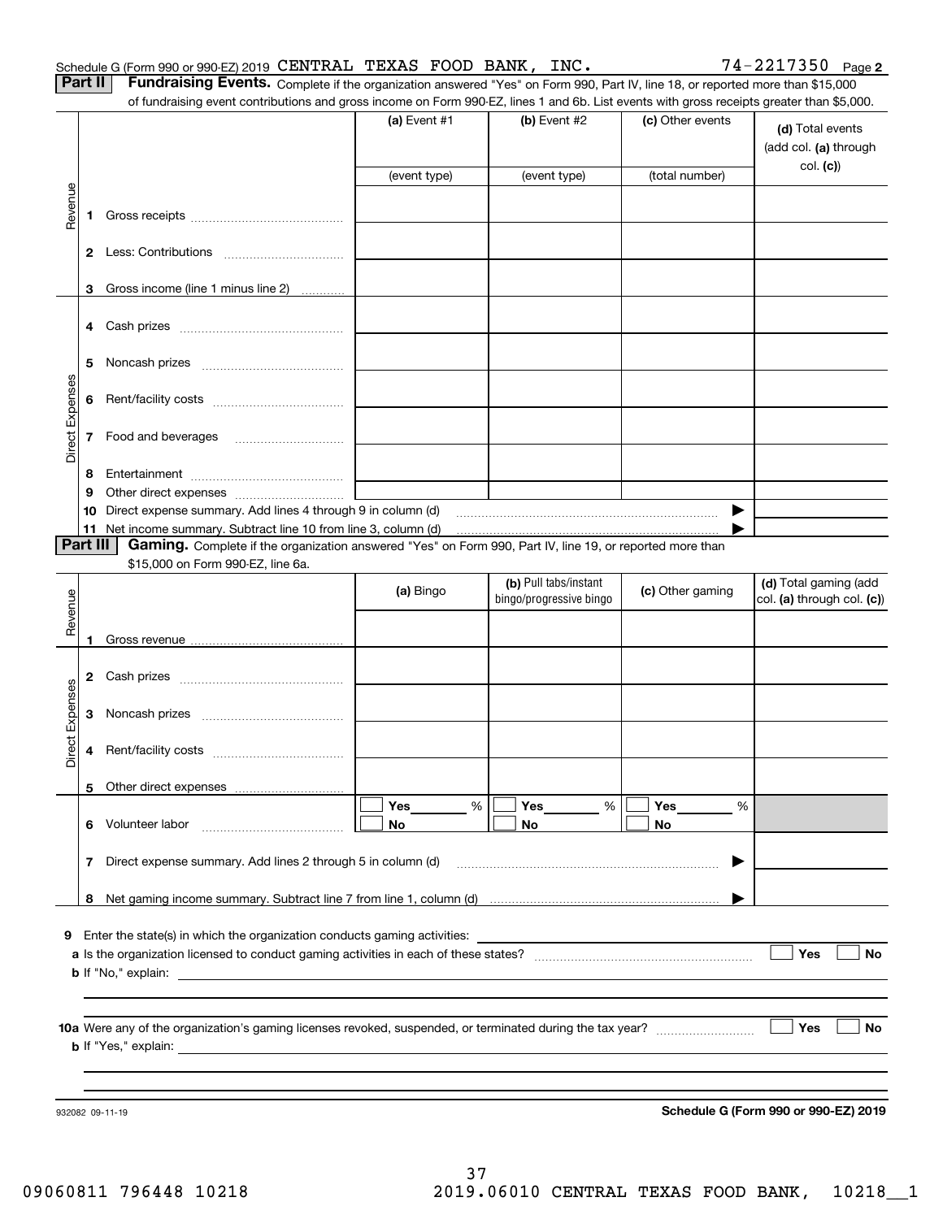Schedule G (Form 990 or 990-EZ) 2019 CENTRAL TEXAS FOOD BANK, INC. 74-2217350 Page **2**

**Part II** **Fundraising Events.** Complete if the organization answered "Yes" on Form 990, Part IV, line 18, or reported more than $15,000 of fundraising event contributions and gross income on Form 990-EZ, lines 1 and 6b. List events with gross receipts greater than $5,000.

| | | (a) Event #1 | (b) Event #2 | (c) Other events | (d) Total events (add col. (a) through col. (c)) |
|---|---|---|---|---|---|
| | | (event type) | (event type) | (total number) | |
| Revenue | 1 Gross receipts | | | | |
| | 2 Less: Contributions | | | | |
| | 3 Gross income (line 1 minus line 2) | | | | |
| Direct Expenses | 4 Cash prizes | | | | |
| | 5 Noncash prizes | | | | |
| | 6 Rent/facility costs | | | | |
| | 7 Food and beverages | | | | |
| | 8 Entertainment | | | | |
| | 9 Other direct expenses | | | | |
| | 10 Direct expense summary. Add lines 4 through 9 in column (d) | | | ▶ | |
| | 11 Net income summary. Subtract line 10 from line 3, column (d) | | | ▶ | |

**Part III** **Gaming.** Complete if the organization answered "Yes" on Form 990, Part IV, line 19, or reported more than $15,000 on Form 990-EZ, line 6a.

| | | (a) Bingo | (b) Pull tabs/instant bingo/progressive bingo | (c) Other gaming | (d) Total gaming (add col. (a) through col. (c)) |
|---|---|---|---|---|---|
| Revenue | 1 Gross revenue | | | | |
| Direct Expenses | 2 Cash prizes | | | | |
| | 3 Noncash prizes | | | | |
| | 4 Rent/facility costs | | | | |
| | 5 Other direct expenses | | | | |
| | 6 Volunteer labor | ☐ Yes ____ % ☐ No | ☐ Yes ____ % ☐ No | ☐ Yes ____ % ☐ No | |
| | 7 Direct expense summary. Add lines 2 through 5 in column (d) | | | ▶ | |
| | 8 Net gaming income summary. Subtract line 7 from line 1, column (d) | | | ▶ | |

**9** Enter the state(s) in which the organization conducts gaming activities: ______________________

**a** Is the organization licensed to conduct gaming activities in each of these states? ☐ Yes ☐ No

**b** If "No," explain: ______________________

**10a** Were any of the organization's gaming licenses revoked, suspended, or terminated during the tax year? ☐ Yes ☐ No

**b** If "Yes," explain: ______________________

932082 09-11-19 **Schedule G (Form 990 or 990-EZ) 2019**

09060811 796448 10218 2019.06010 CENTRAL TEXAS FOOD BANK, 10218__1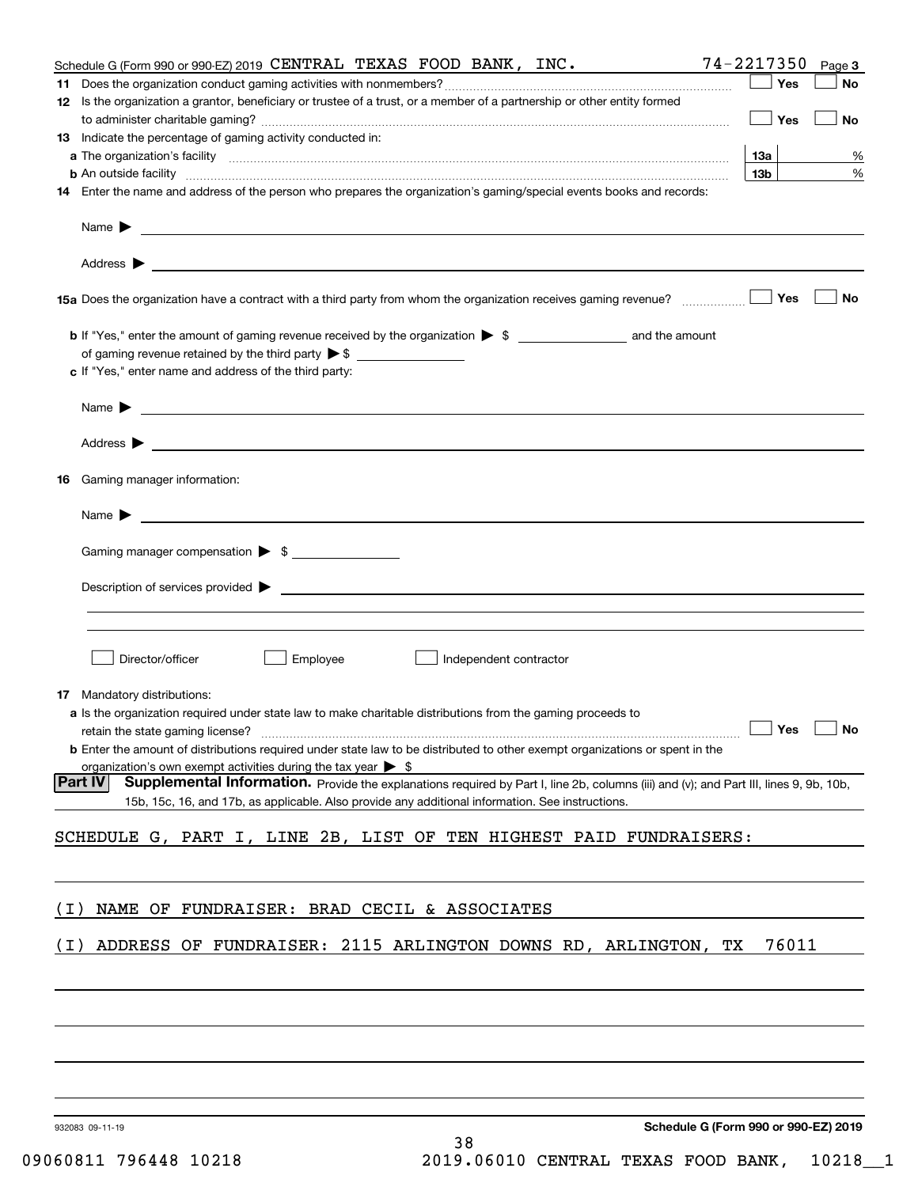Schedule G (Form 990 or 990-EZ) 2019 CENTRAL TEXAS FOOD BANK, INC. 74-2217350 Page 3

**11** Does the organization conduct gaming activities with nonmembers? ☐ Yes ☐ No

**12** Is the organization a grantor, beneficiary or trustee of a trust, or a member of a partnership or other entity formed to administer charitable gaming? ☐ Yes ☐ No

**13** Indicate the percentage of gaming activity conducted in:

**a** The organization's facility **13a** %

**b** An outside facility **13b** %

**14** Enter the name and address of the person who prepares the organization's gaming/special events books and records:

Name ▶

Address ▶

**15a** Does the organization have a contract with a third party from whom the organization receives gaming revenue? ☐ Yes ☐ No

**b** If "Yes," enter the amount of gaming revenue received by the organization ▶ $ ______ and the amount of gaming revenue retained by the third party ▶ $ ______

**c** If "Yes," enter name and address of the third party:

Name ▶

Address ▶

**16** Gaming manager information:

Name ▶

Gaming manager compensation ▶ $

Description of services provided ▶

☐ Director/officer ☐ Employee ☐ Independent contractor

**17** Mandatory distributions:

**a** Is the organization required under state law to make charitable distributions from the gaming proceeds to retain the state gaming license? ☐ Yes ☐ No

**b** Enter the amount of distributions required under state law to be distributed to other exempt organizations or spent in the organization's own exempt activities during the tax year ▶ $

**Part IV** **Supplemental Information.** Provide the explanations required by Part I, line 2b, columns (iii) and (v); and Part III, lines 9, 9b, 10b, 15b, 15c, 16, and 17b, as applicable. Also provide any additional information. See instructions.

SCHEDULE G, PART I, LINE 2B, LIST OF TEN HIGHEST PAID FUNDRAISERS:

(I) NAME OF FUNDRAISER: BRAD CECIL & ASSOCIATES

(I) ADDRESS OF FUNDRAISER: 2115 ARLINGTON DOWNS RD, ARLINGTON, TX 76011

932083 09-11-19 **Schedule G (Form 990 or 990-EZ) 2019**

09060811 796448 10218 2019.06010 CENTRAL TEXAS FOOD BANK, 10218__1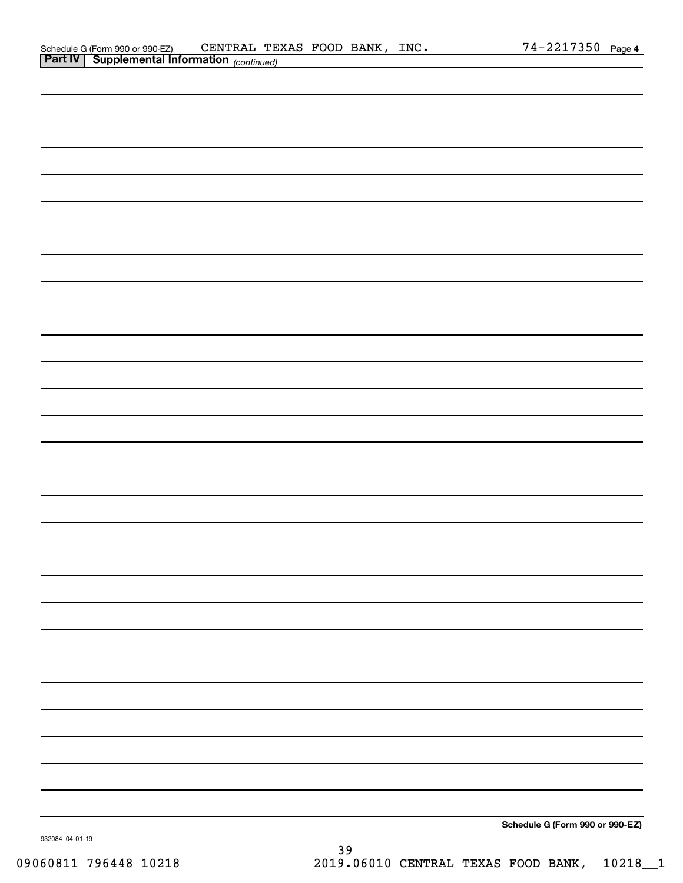Schedule G (Form 990 or 990-EZ) CENTRAL TEXAS FOOD BANK, INC. 74-2217350 Page 4

**Part IV | Supplemental Information** *(continued)*

**Schedule G (Form 990 or 990-EZ)**

932084 04-01-19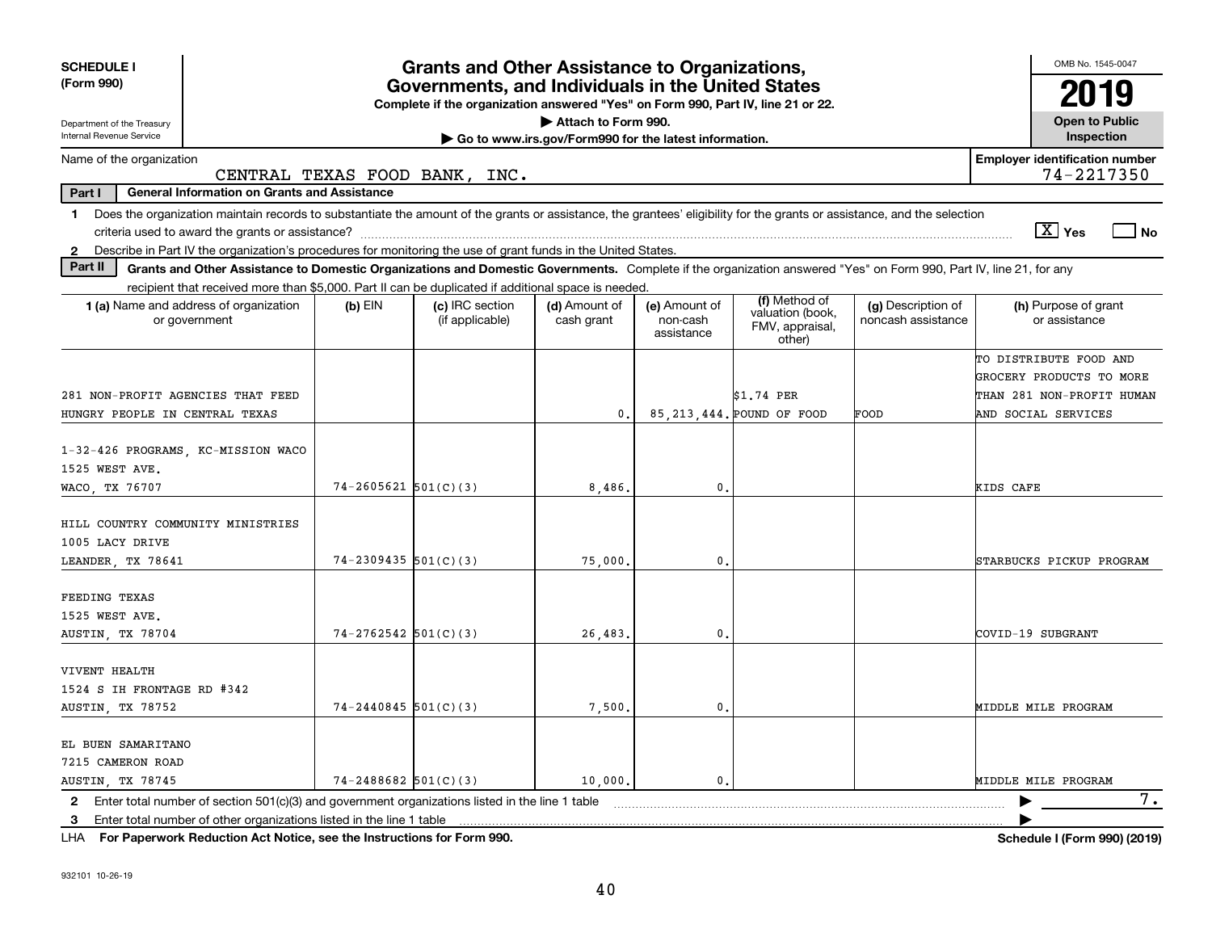**SCHEDULE I (Form 990)**

Department of the Treasury
Internal Revenue Service

# Grants and Other Assistance to Organizations, Governments, and Individuals in the United States

**Complete if the organization answered "Yes" on Form 990, Part IV, line 21 or 22.**
**▶ Attach to Form 990.**
**▶ Go to www.irs.gov/Form990 for the latest information.**

OMB No. 1545-0047

**2019**

**Open to Public Inspection**

Name of the organization: CENTRAL TEXAS FOOD BANK, INC.

**Employer identification number:** 74-2217350

**Part I — General Information on Grants and Assistance**

1 Does the organization maintain records to substantiate the amount of the grants or assistance, the grantees' eligibility for the grants or assistance, and the selection criteria used to award the grants or assistance? [X] Yes [ ] No

2 Describe in Part IV the organization's procedures for monitoring the use of grant funds in the United States.

**Part II — Grants and Other Assistance to Domestic Organizations and Domestic Governments.** Complete if the organization answered "Yes" on Form 990, Part IV, line 21, for any recipient that received more than $5,000. Part II can be duplicated if additional space is needed.

| 1 (a) Name and address of organization or government | (b) EIN | (c) IRC section (if applicable) | (d) Amount of cash grant | (e) Amount of non-cash assistance | (f) Method of valuation (book, FMV, appraisal, other) | (g) Description of noncash assistance | (h) Purpose of grant or assistance |
|---|---|---|---|---|---|---|---|
| 281 NON-PROFIT AGENCIES THAT FEED HUNGRY PEOPLE IN CENTRAL TEXAS | | | 0. | 85,213,444. | $1.74 PER POUND OF FOOD | FOOD | TO DISTRIBUTE FOOD AND GROCERY PRODUCTS TO MORE THAN 281 NON-PROFIT HUMAN AND SOCIAL SERVICES |
| 1-32-426 PROGRAMS, KC-MISSION WACO 1525 WEST AVE. WACO, TX 76707 | 74-2605621 | 501(C)(3) | 8,486. | 0. | | | KIDS CAFE |
| HILL COUNTRY COMMUNITY MINISTRIES 1005 LACY DRIVE LEANDER, TX 78641 | 74-2309435 | 501(C)(3) | 75,000. | 0. | | | STARBUCKS PICKUP PROGRAM |
| FEEDING TEXAS 1525 WEST AVE. AUSTIN, TX 78704 | 74-2762542 | 501(C)(3) | 26,483. | 0. | | | COVID-19 SUBGRANT |
| VIVENT HEALTH 1524 S IH FRONTAGE RD #342 AUSTIN, TX 78752 | 74-2440845 | 501(C)(3) | 7,500. | 0. | | | MIDDLE MILE PROGRAM |
| EL BUEN SAMARITANO 7215 CAMERON ROAD AUSTIN, TX 78745 | 74-2488682 | 501(C)(3) | 10,000. | 0. | | | MIDDLE MILE PROGRAM |

2 Enter total number of section 501(c)(3) and government organizations listed in the line 1 table ▶ 7.

3 Enter total number of other organizations listed in the line 1 table ▶

LHA **For Paperwork Reduction Act Notice, see the Instructions for Form 990.** **Schedule I (Form 990) (2019)**

932101 10-26-19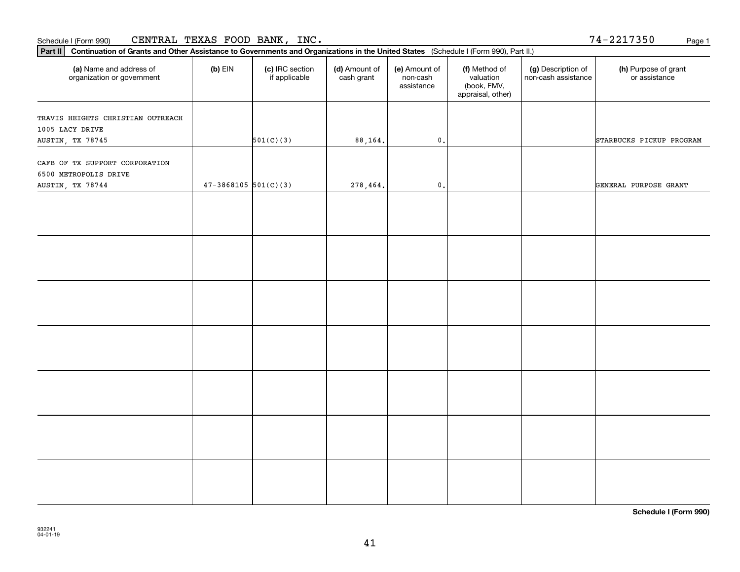Schedule I (Form 990) CENTRAL TEXAS FOOD BANK, INC. 74-2217350

**Part II** **Continuation of Grants and Other Assistance to Governments and Organizations in the United States** (Schedule I (Form 990), Part II.)

| (a) Name and address of organization or government | (b) EIN | (c) IRC section if applicable | (d) Amount of cash grant | (e) Amount of non-cash assistance | (f) Method of valuation (book, FMV, appraisal, other) | (g) Description of non-cash assistance | (h) Purpose of grant or assistance |
|---|---|---|---|---|---|---|---|
| TRAVIS HEIGHTS CHRISTIAN OUTREACH 1005 LACY DRIVE AUSTIN, TX 78745 | | 501(C)(3) | 88,164. | 0. | | | STARBUCKS PICKUP PROGRAM |
| CAFB OF TX SUPPORT CORPORATION 6500 METROPOLIS DRIVE AUSTIN, TX 78744 | 47-3868105 | 501(C)(3) | 278,464. | 0. | | | GENERAL PURPOSE GRANT |
| | | | | | | | |
| | | | | | | | |
| | | | | | | | |
| | | | | | | | |
| | | | | | | | |
| | | | | | | | |
| | | | | | | | |

**Schedule I (Form 990)**

932241 04-01-19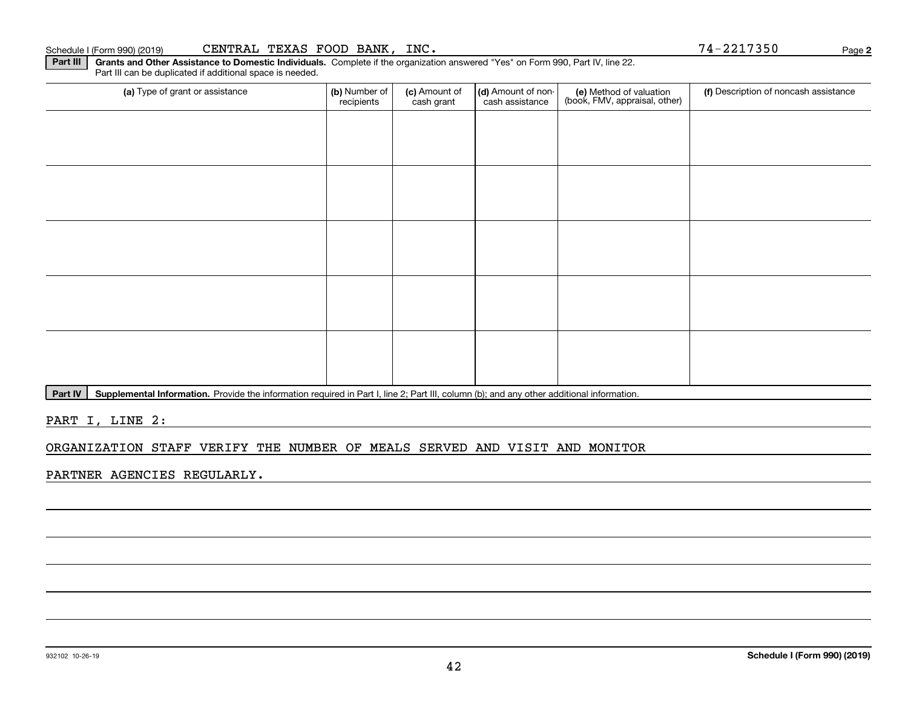Schedule I (Form 990) (2019) CENTRAL TEXAS FOOD BANK, INC. 74-2217350 Page **2**

**Part III** **Grants and Other Assistance to Domestic Individuals.** Complete if the organization answered "Yes" on Form 990, Part IV, line 22. Part III can be duplicated if additional space is needed.

| (a) Type of grant or assistance | (b) Number of recipients | (c) Amount of cash grant | (d) Amount of non-cash assistance | (e) Method of valuation (book, FMV, appraisal, other) | (f) Description of noncash assistance |
|---|---|---|---|---|---|
| | | | | | |
| | | | | | |
| | | | | | |
| | | | | | |
| | | | | | |

**Part IV** **Supplemental Information.** Provide the information required in Part I, line 2; Part III, column (b); and any other additional information.

PART I, LINE 2:

ORGANIZATION STAFF VERIFY THE NUMBER OF MEALS SERVED AND VISIT AND MONITOR PARTNER AGENCIES REGULARLY.

932102 10-26-19

**Schedule I (Form 990) (2019)**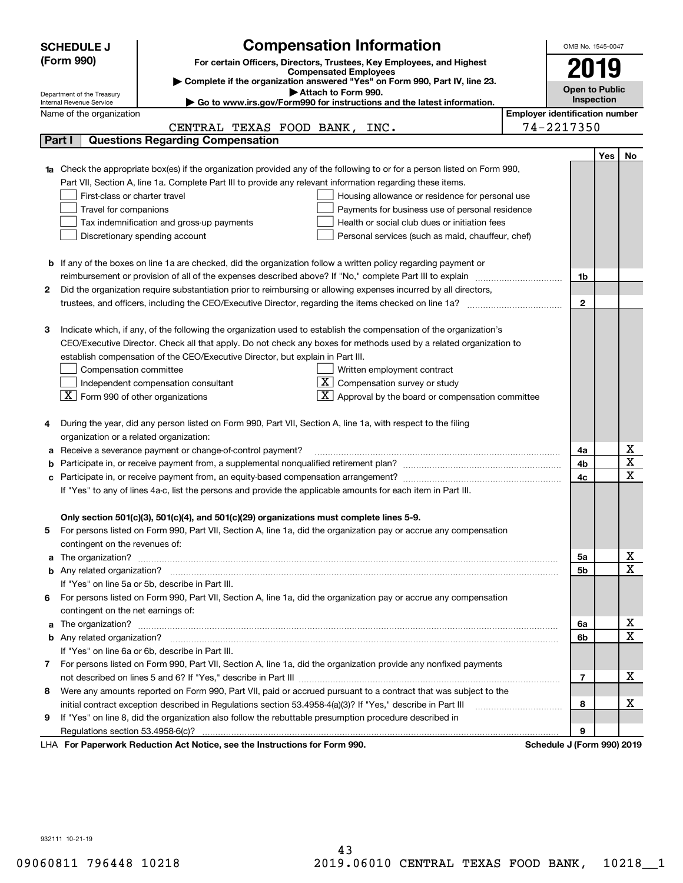# SCHEDULE J (Form 990)

## Compensation Information

**For certain Officers, Directors, Trustees, Key Employees, and Highest Compensated Employees**

▶ Complete if the organization answered "Yes" on Form 990, Part IV, line 23.

▶ Attach to Form 990.

▶ Go to www.irs.gov/Form990 for instructions and the latest information.

Department of the Treasury
Internal Revenue Service

OMB No. 1545-0047

**2019**

**Open to Public Inspection**

Name of the organization: CENTRAL TEXAS FOOD BANK, INC.

Employer identification number: 74-2217350

### Part I Questions Regarding Compensation

| | | | Yes | No |
|---|---|---|---|---|
| **1a** | Check the appropriate box(es) if the organization provided any of the following to or for a person listed on Form 990, Part VII, Section A, line 1a. Complete Part III to provide any relevant information regarding these items.<br>☐ First-class or charter travel ☐ Housing allowance or residence for personal use<br>☐ Travel for companions ☐ Payments for business use of personal residence<br>☐ Tax indemnification and gross-up payments ☐ Health or social club dues or initiation fees<br>☐ Discretionary spending account ☐ Personal services (such as maid, chauffeur, chef) | | | |
| **b** | If any of the boxes on line 1a are checked, did the organization follow a written policy regarding payment or reimbursement or provision of all of the expenses described above? If "No," complete Part III to explain | 1b | | |
| **2** | Did the organization require substantiation prior to reimbursing or allowing expenses incurred by all directors, trustees, and officers, including the CEO/Executive Director, regarding the items checked on line 1a? | 2 | | |
| **3** | Indicate which, if any, of the following the organization used to establish the compensation of the organization's CEO/Executive Director. Check all that apply. Do not check any boxes for methods used by a related organization to establish compensation of the CEO/Executive Director, but explain in Part III.<br>☐ Compensation committee ☐ Written employment contract<br>☐ Independent compensation consultant ☒ Compensation survey or study<br>☒ Form 990 of other organizations ☒ Approval by the board or compensation committee | | | |
| **4** | During the year, did any person listed on Form 990, Part VII, Section A, line 1a, with respect to the filing organization or a related organization: | | | |
| **a** | Receive a severance payment or change-of-control payment? | 4a | | X |
| **b** | Participate in, or receive payment from, a supplemental nonqualified retirement plan? | 4b | | X |
| **c** | Participate in, or receive payment from, an equity-based compensation arrangement? | 4c | | X |
| | If "Yes" to any of lines 4a-c, list the persons and provide the applicable amounts for each item in Part III. | | | |
| | **Only section 501(c)(3), 501(c)(4), and 501(c)(29) organizations must complete lines 5-9.** | | | |
| **5** | For persons listed on Form 990, Part VII, Section A, line 1a, did the organization pay or accrue any compensation contingent on the revenues of: | | | |
| **a** | The organization? | 5a | | X |
| **b** | Any related organization? | 5b | | X |
| | If "Yes" on line 5a or 5b, describe in Part III. | | | |
| **6** | For persons listed on Form 990, Part VII, Section A, line 1a, did the organization pay or accrue any compensation contingent on the net earnings of: | | | |
| **a** | The organization? | 6a | | X |
| **b** | Any related organization? | 6b | | X |
| | If "Yes" on line 6a or 6b, describe in Part III. | | | |
| **7** | For persons listed on Form 990, Part VII, Section A, line 1a, did the organization provide any nonfixed payments not described on lines 5 and 6? If "Yes," describe in Part III | 7 | | X |
| **8** | Were any amounts reported on Form 990, Part VII, paid or accrued pursuant to a contract that was subject to the initial contract exception described in Regulations section 53.4958-4(a)(3)? If "Yes," describe in Part III | 8 | | X |
| **9** | If "Yes" on line 8, did the organization also follow the rebuttable presumption procedure described in Regulations section 53.4958-6(c)? | 9 | | |

LHA **For Paperwork Reduction Act Notice, see the Instructions for Form 990.** **Schedule J (Form 990) 2019**

932111 10-21-19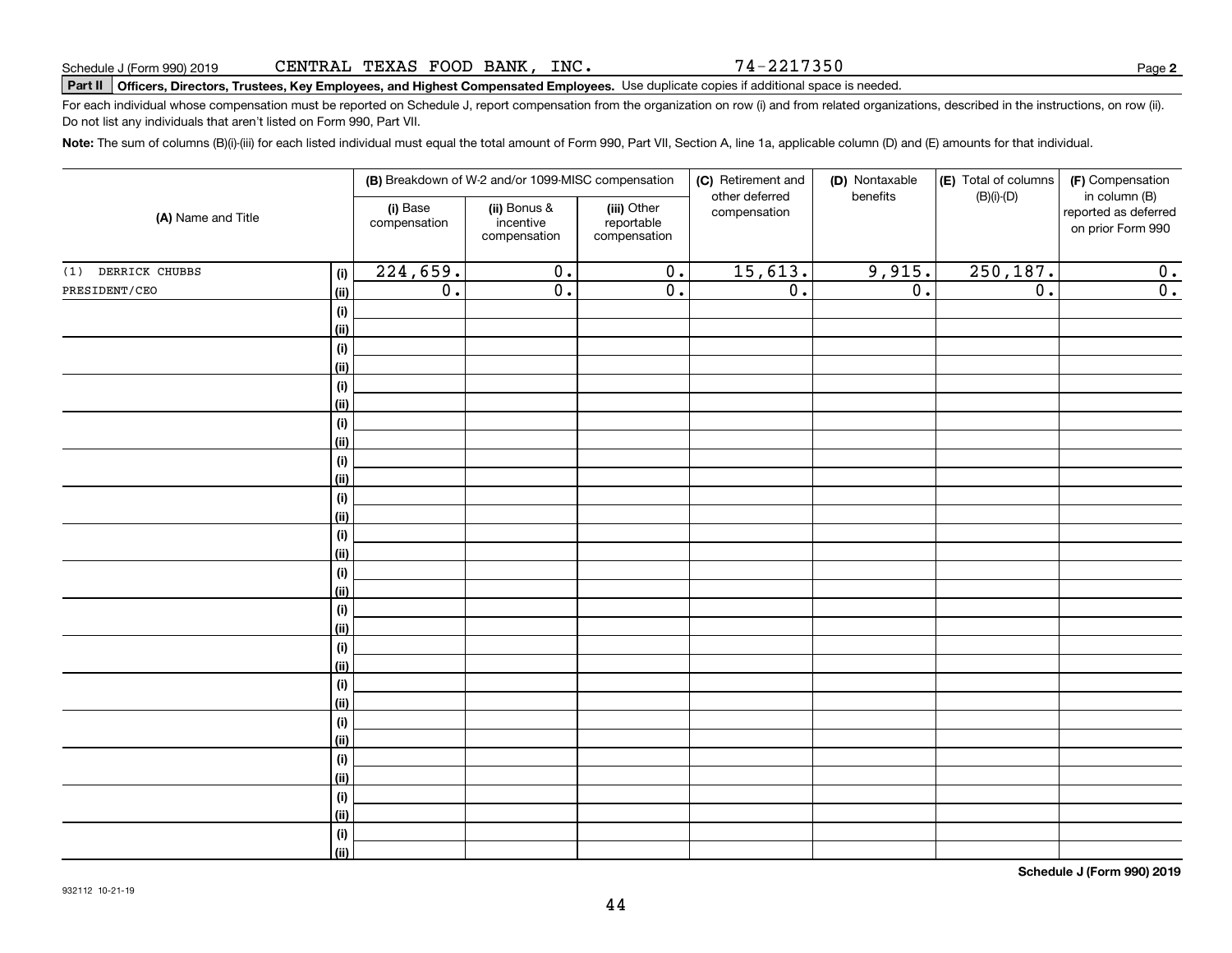Schedule J (Form 990) 2019 CENTRAL TEXAS FOOD BANK, INC. 74-2217350

**Part II** **Officers, Directors, Trustees, Key Employees, and Highest Compensated Employees.** Use duplicate copies if additional space is needed.

For each individual whose compensation must be reported on Schedule J, report compensation from the organization on row (i) and from related organizations, described in the instructions, on row (ii). Do not list any individuals that aren't listed on Form 990, Part VII.

**Note:** The sum of columns (B)(i)-(iii) for each listed individual must equal the total amount of Form 990, Part VII, Section A, line 1a, applicable column (D) and (E) amounts for that individual.

| (A) Name and Title | | (B) Breakdown of W-2 and/or 1099-MISC compensation | | | (C) Retirement and other deferred compensation | (D) Nontaxable benefits | (E) Total of columns (B)(i)-(D) | (F) Compensation in column (B) reported as deferred on prior Form 990 |
|---|---|---|---|---|---|---|---|---|
| | | (i) Base compensation | (ii) Bonus & incentive compensation | (iii) Other reportable compensation | | | | |
| (1) DERRICK CHUBBS | (i) | 224,659. | 0. | 0. | 15,613. | 9,915. | 250,187. | 0. |
| PRESIDENT/CEO | (ii) | 0. | 0. | 0. | 0. | 0. | 0. | 0. |
| | (i) | | | | | | | |
| | (ii) | | | | | | | |
| | (i) | | | | | | | |
| | (ii) | | | | | | | |
| | (i) | | | | | | | |
| | (ii) | | | | | | | |
| | (i) | | | | | | | |
| | (ii) | | | | | | | |
| | (i) | | | | | | | |
| | (ii) | | | | | | | |
| | (i) | | | | | | | |
| | (ii) | | | | | | | |
| | (i) | | | | | | | |
| | (ii) | | | | | | | |
| | (i) | | | | | | | |
| | (ii) | | | | | | | |
| | (i) | | | | | | | |
| | (ii) | | | | | | | |
| | (i) | | | | | | | |
| | (ii) | | | | | | | |
| | (i) | | | | | | | |
| | (ii) | | | | | | | |
| | (i) | | | | | | | |
| | (ii) | | | | | | | |
| | (i) | | | | | | | |
| | (ii) | | | | | | | |
| | (i) | | | | | | | |
| | (ii) | | | | | | | |
| | (i) | | | | | | | |
| | (ii) | | | | | | | |

**Schedule J (Form 990) 2019**

932112 10-21-19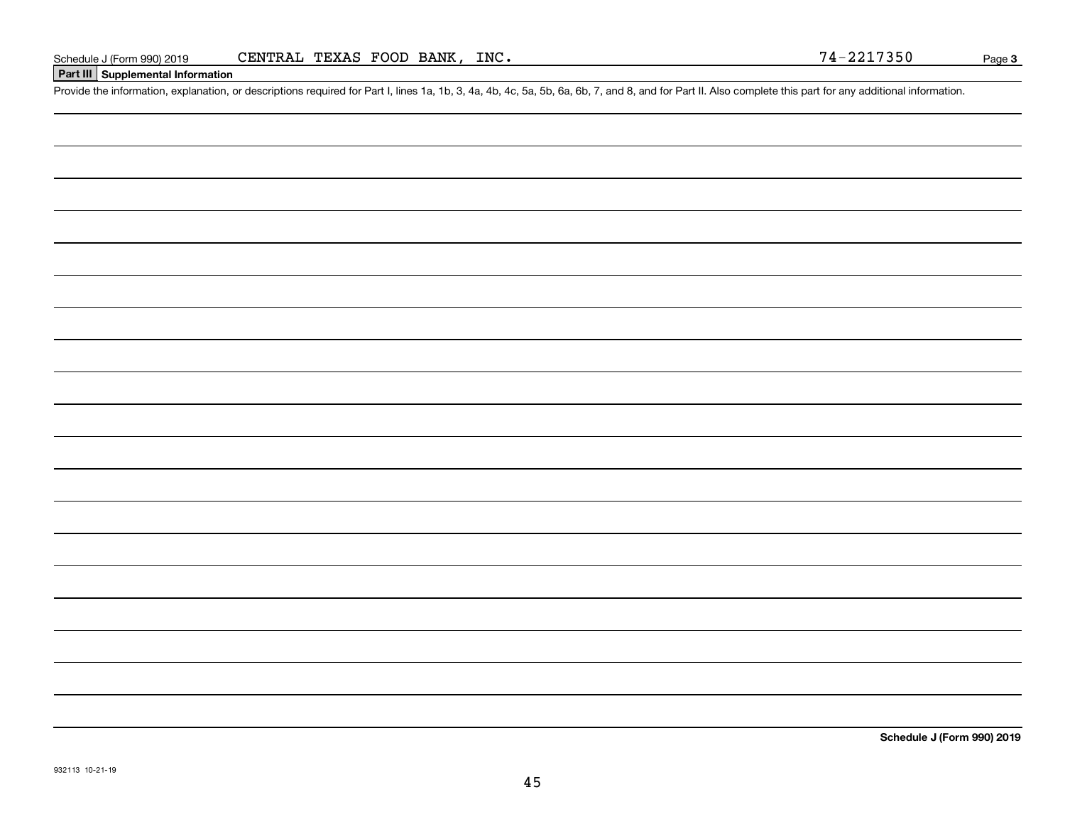Schedule J (Form 990) 2019 CENTRAL TEXAS FOOD BANK, INC. 74-2217350

## Part III Supplemental Information

Provide the information, explanation, or descriptions required for Part I, lines 1a, 1b, 3, 4a, 4b, 4c, 5a, 5b, 6a, 6b, 7, and 8, and for Part II. Also complete this part for any additional information.

**Schedule J (Form 990) 2019**

932113 10-21-19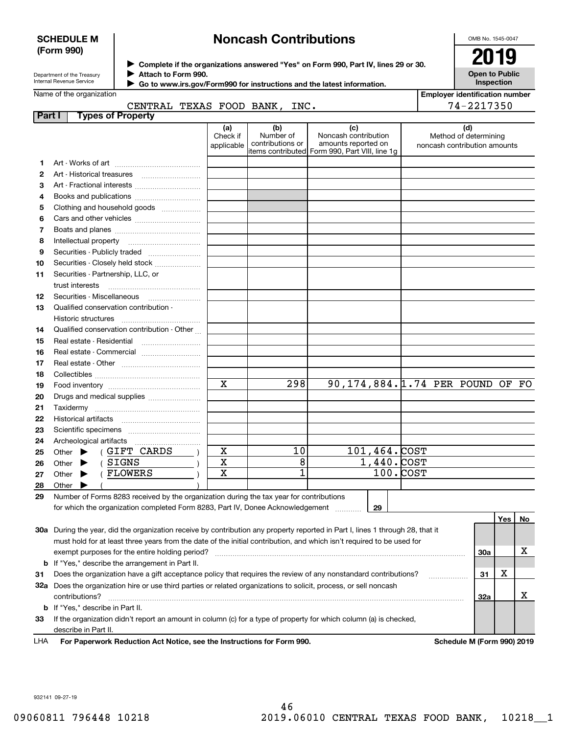**SCHEDULE M (Form 990)**

Department of the Treasury
Internal Revenue Service

# Noncash Contributions

▶ Complete if the organizations answered "Yes" on Form 990, Part IV, lines 29 or 30.
▶ Attach to Form 990.
▶ Go to www.irs.gov/Form990 for instructions and the latest information.

OMB No. 1545-0047

**2019**

**Open to Public Inspection**

Name of the organization: CENTRAL TEXAS FOOD BANK, INC.

Employer identification number: 74-2217350

**Part I — Types of Property**

| | | (a) Check if applicable | (b) Number of contributions or items contributed | (c) Noncash contribution amounts reported on Form 990, Part VIII, line 1g | (d) Method of determining noncash contribution amounts |
|---|---|---|---|---|---|
| 1 | Art - Works of art | | | | |
| 2 | Art - Historical treasures | | | | |
| 3 | Art - Fractional interests | | | | |
| 4 | Books and publications | | | | |
| 5 | Clothing and household goods | | | | |
| 6 | Cars and other vehicles | | | | |
| 7 | Boats and planes | | | | |
| 8 | Intellectual property | | | | |
| 9 | Securities - Publicly traded | | | | |
| 10 | Securities - Closely held stock | | | | |
| 11 | Securities - Partnership, LLC, or trust interests | | | | |
| 12 | Securities - Miscellaneous | | | | |
| 13 | Qualified conservation contribution - Historic structures | | | | |
| 14 | Qualified conservation contribution - Other | | | | |
| 15 | Real estate - Residential | | | | |
| 16 | Real estate - Commercial | | | | |
| 17 | Real estate - Other | | | | |
| 18 | Collectibles | | | | |
| 19 | Food inventory | X | 298 | 90,174,884. | 1.74 PER POUND OF FO |
| 20 | Drugs and medical supplies | | | | |
| 21 | Taxidermy | | | | |
| 22 | Historical artifacts | | | | |
| 23 | Scientific specimens | | | | |
| 24 | Archeological artifacts | | | | |
| 25 | Other ▶ ( GIFT CARDS ) | X | 10 | 101,464. | COST |
| 26 | Other ▶ ( SIGNS ) | X | 8 | 1,440. | COST |
| 27 | Other ▶ ( FLOWERS ) | X | 1 | 100. | COST |
| 28 | Other ▶ ( ) | | | | |

29 Number of Forms 8283 received by the organization during the tax year for contributions for which the organization completed Form 8283, Part IV, Donee Acknowledgement ..... 29

| | | | Yes | No |
|---|---|---|---|---|
| 30a | During the year, did the organization receive by contribution any property reported in Part I, lines 1 through 28, that it must hold for at least three years from the date of the initial contribution, and which isn't required to be used for exempt purposes for the entire holding period? | 30a | | X |
| b | If "Yes," describe the arrangement in Part II. | | | |
| 31 | Does the organization have a gift acceptance policy that requires the review of any nonstandard contributions? | 31 | X | |
| 32a | Does the organization hire or use third parties or related organizations to solicit, process, or sell noncash contributions? | 32a | | X |
| b | If "Yes," describe in Part II. | | | |
| 33 | If the organization didn't report an amount in column (c) for a type of property for which column (a) is checked, describe in Part II. | | | |

LHA **For Paperwork Reduction Act Notice, see the Instructions for Form 990.** **Schedule M (Form 990) 2019**

932141 09-27-19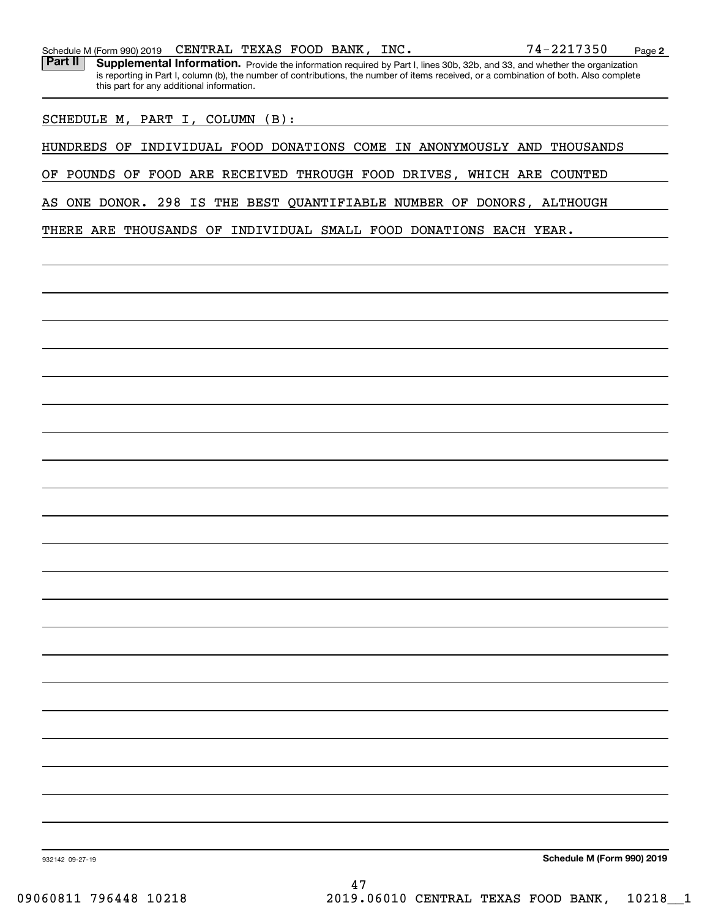Schedule M (Form 990) 2019 CENTRAL TEXAS FOOD BANK, INC. 74-2217350

**Part II** **Supplemental Information.** Provide the information required by Part I, lines 30b, 32b, and 33, and whether the organization is reporting in Part I, column (b), the number of contributions, the number of items received, or a combination of both. Also complete this part for any additional information.

SCHEDULE M, PART I, COLUMN (B):

HUNDREDS OF INDIVIDUAL FOOD DONATIONS COME IN ANONYMOUSLY AND THOUSANDS OF POUNDS OF FOOD ARE RECEIVED THROUGH FOOD DRIVES, WHICH ARE COUNTED AS ONE DONOR. 298 IS THE BEST QUANTIFIABLE NUMBER OF DONORS, ALTHOUGH THERE ARE THOUSANDS OF INDIVIDUAL SMALL FOOD DONATIONS EACH YEAR.

932142 09-27-19 **Schedule M (Form 990) 2019**

09060811 796448 10218 2019.06010 CENTRAL TEXAS FOOD BANK, 10218__1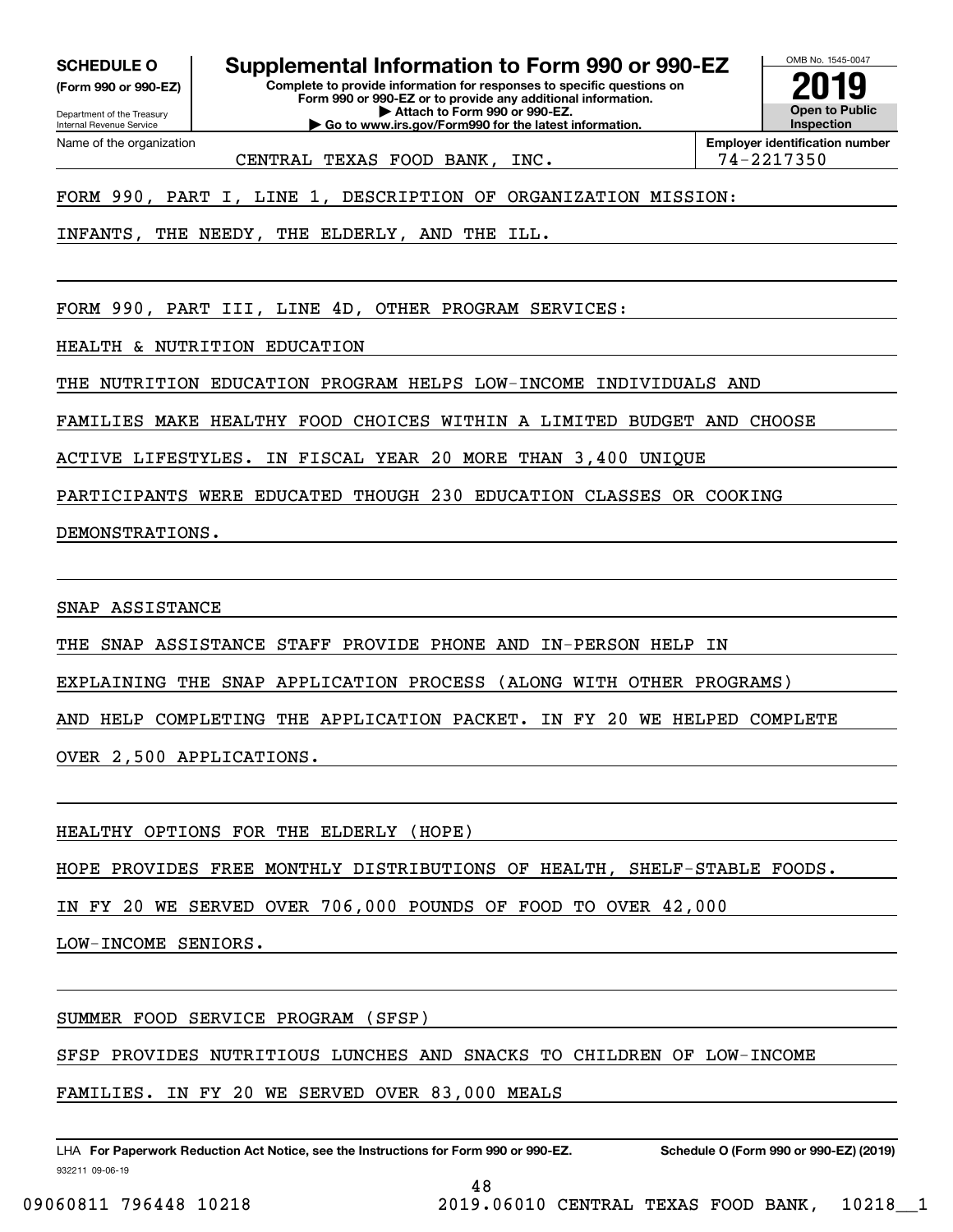**SCHEDULE O (Form 990 or 990-EZ)**

Department of the Treasury
Internal Revenue Service

# Supplemental Information to Form 990 or 990-EZ

**Complete to provide information for responses to specific questions on Form 990 or 990-EZ or to provide any additional information.**
**▶ Attach to Form 990 or 990-EZ.**
**▶ Go to www.irs.gov/Form990 for the latest information.**

OMB No. 1545-0047

**2019**

**Open to Public Inspection**

Name of the organization: CENTRAL TEXAS FOOD BANK, INC.

**Employer identification number:** 74-2217350

FORM 990, PART I, LINE 1, DESCRIPTION OF ORGANIZATION MISSION:

INFANTS, THE NEEDY, THE ELDERLY, AND THE ILL.

FORM 990, PART III, LINE 4D, OTHER PROGRAM SERVICES:

HEALTH & NUTRITION EDUCATION

THE NUTRITION EDUCATION PROGRAM HELPS LOW-INCOME INDIVIDUALS AND FAMILIES MAKE HEALTHY FOOD CHOICES WITHIN A LIMITED BUDGET AND CHOOSE ACTIVE LIFESTYLES. IN FISCAL YEAR 20 MORE THAN 3,400 UNIQUE PARTICIPANTS WERE EDUCATED THOUGH 230 EDUCATION CLASSES OR COOKING DEMONSTRATIONS.

SNAP ASSISTANCE

THE SNAP ASSISTANCE STAFF PROVIDE PHONE AND IN-PERSON HELP IN EXPLAINING THE SNAP APPLICATION PROCESS (ALONG WITH OTHER PROGRAMS) AND HELP COMPLETING THE APPLICATION PACKET. IN FY 20 WE HELPED COMPLETE OVER 2,500 APPLICATIONS.

HEALTHY OPTIONS FOR THE ELDERLY (HOPE)

HOPE PROVIDES FREE MONTHLY DISTRIBUTIONS OF HEALTH, SHELF-STABLE FOODS. IN FY 20 WE SERVED OVER 706,000 POUNDS OF FOOD TO OVER 42,000 LOW-INCOME SENIORS.

SUMMER FOOD SERVICE PROGRAM (SFSP)

SFSP PROVIDES NUTRITIOUS LUNCHES AND SNACKS TO CHILDREN OF LOW-INCOME FAMILIES. IN FY 20 WE SERVED OVER 83,000 MEALS

LHA **For Paperwork Reduction Act Notice, see the Instructions for Form 990 or 990-EZ.** **Schedule O (Form 990 or 990-EZ) (2019)**

932211 09-06-19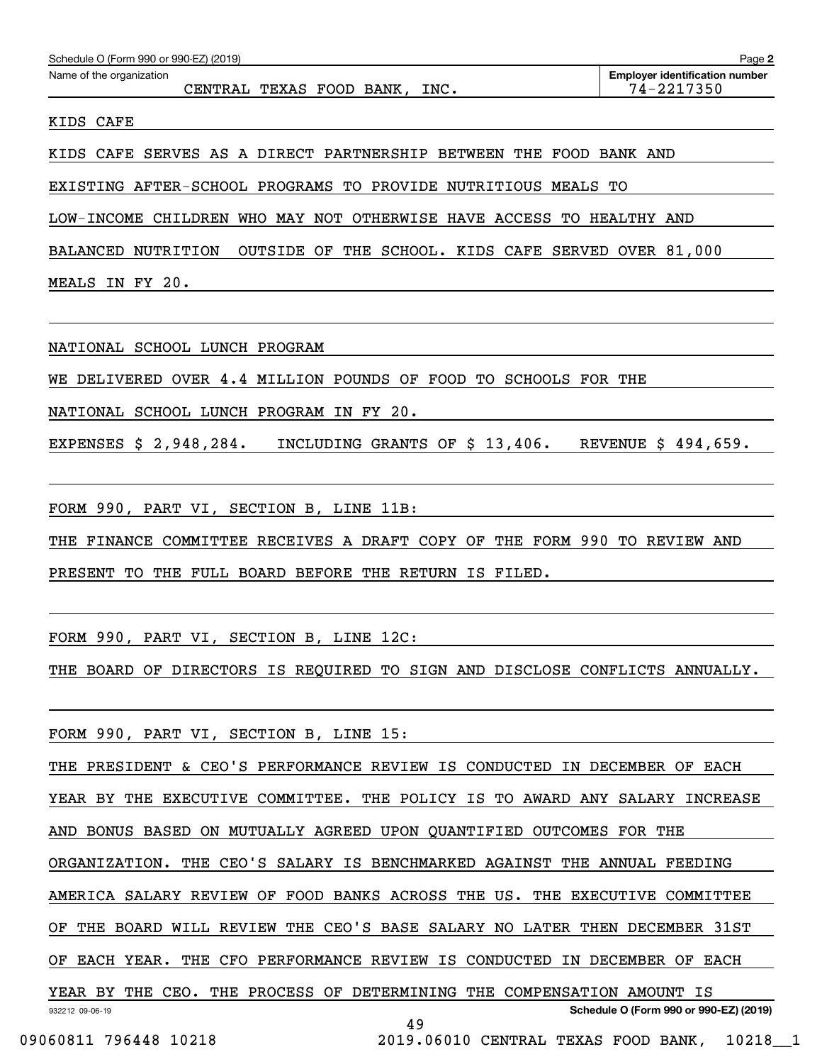Schedule O (Form 990 or 990-EZ) (2019)

Name of the organization: CENTRAL TEXAS FOOD BANK, INC.

Employer identification number: 74-2217350

KIDS CAFE

KIDS CAFE SERVES AS A DIRECT PARTNERSHIP BETWEEN THE FOOD BANK AND EXISTING AFTER-SCHOOL PROGRAMS TO PROVIDE NUTRITIOUS MEALS TO LOW-INCOME CHILDREN WHO MAY NOT OTHERWISE HAVE ACCESS TO HEALTHY AND BALANCED NUTRITION OUTSIDE OF THE SCHOOL. KIDS CAFE SERVED OVER 81,000 MEALS IN FY 20.

NATIONAL SCHOOL LUNCH PROGRAM

WE DELIVERED OVER 4.4 MILLION POUNDS OF FOOD TO SCHOOLS FOR THE NATIONAL SCHOOL LUNCH PROGRAM IN FY 20.

EXPENSES $ 2,948,284. INCLUDING GRANTS OF $ 13,406. REVENUE $ 494,659.

FORM 990, PART VI, SECTION B, LINE 11B:

THE FINANCE COMMITTEE RECEIVES A DRAFT COPY OF THE FORM 990 TO REVIEW AND PRESENT TO THE FULL BOARD BEFORE THE RETURN IS FILED.

FORM 990, PART VI, SECTION B, LINE 12C:

THE BOARD OF DIRECTORS IS REQUIRED TO SIGN AND DISCLOSE CONFLICTS ANNUALLY.

FORM 990, PART VI, SECTION B, LINE 15:

THE PRESIDENT & CEO'S PERFORMANCE REVIEW IS CONDUCTED IN DECEMBER OF EACH YEAR BY THE EXECUTIVE COMMITTEE. THE POLICY IS TO AWARD ANY SALARY INCREASE AND BONUS BASED ON MUTUALLY AGREED UPON QUANTIFIED OUTCOMES FOR THE ORGANIZATION. THE CEO'S SALARY IS BENCHMARKED AGAINST THE ANNUAL FEEDING AMERICA SALARY REVIEW OF FOOD BANKS ACROSS THE US. THE EXECUTIVE COMMITTEE OF THE BOARD WILL REVIEW THE CEO'S BASE SALARY NO LATER THEN DECEMBER 31ST OF EACH YEAR. THE CFO PERFORMANCE REVIEW IS CONDUCTED IN DECEMBER OF EACH YEAR BY THE CEO. THE PROCESS OF DETERMINING THE COMPENSATION AMOUNT IS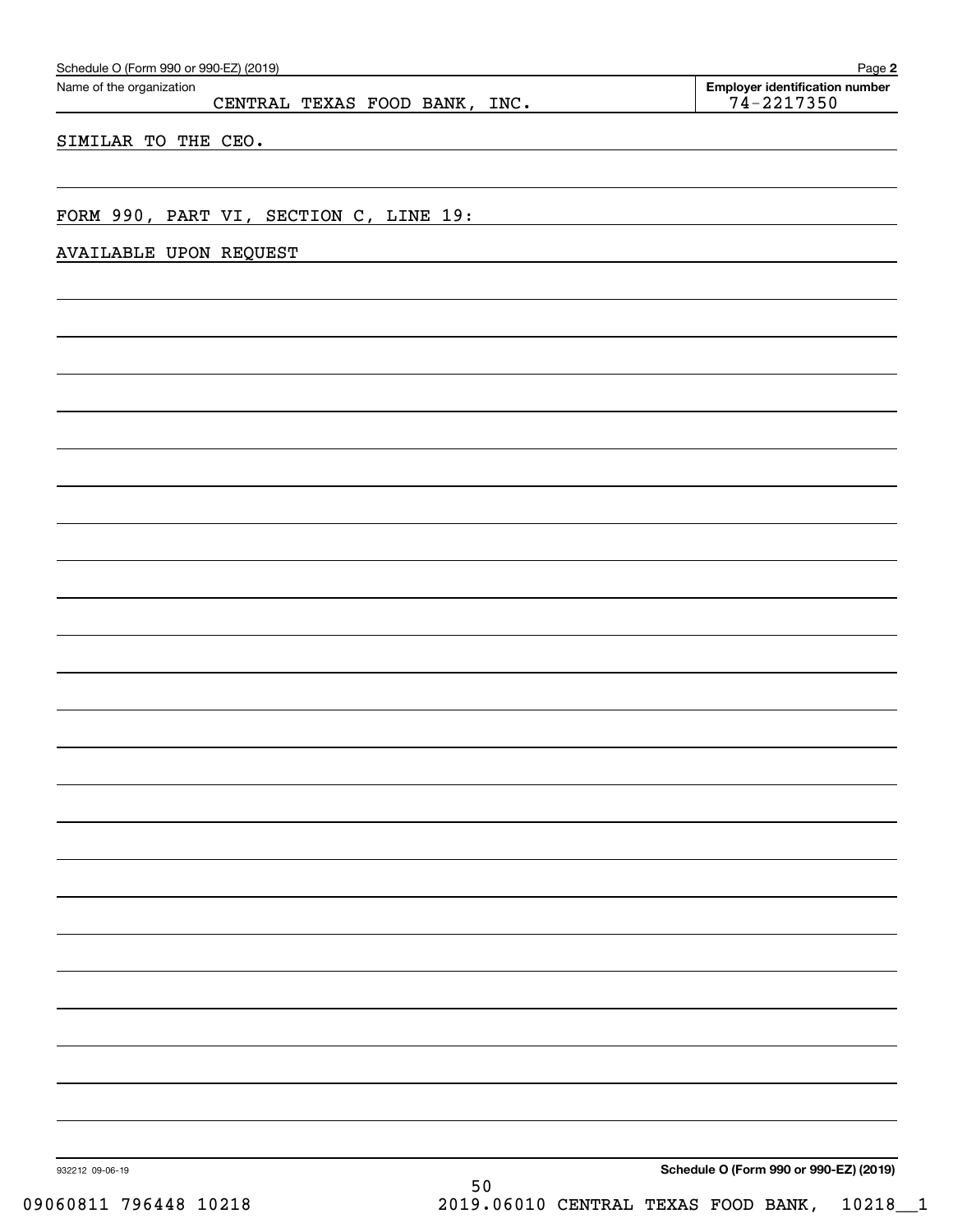Schedule O (Form 990 or 990-EZ) (2019) Page **2**

Name of the organization: CENTRAL TEXAS FOOD BANK, INC.

**Employer identification number**: 74-2217350

SIMILAR TO THE CEO.

FORM 990, PART VI, SECTION C, LINE 19:

AVAILABLE UPON REQUEST

932212 09-06-19 **Schedule O (Form 990 or 990-EZ) (2019)**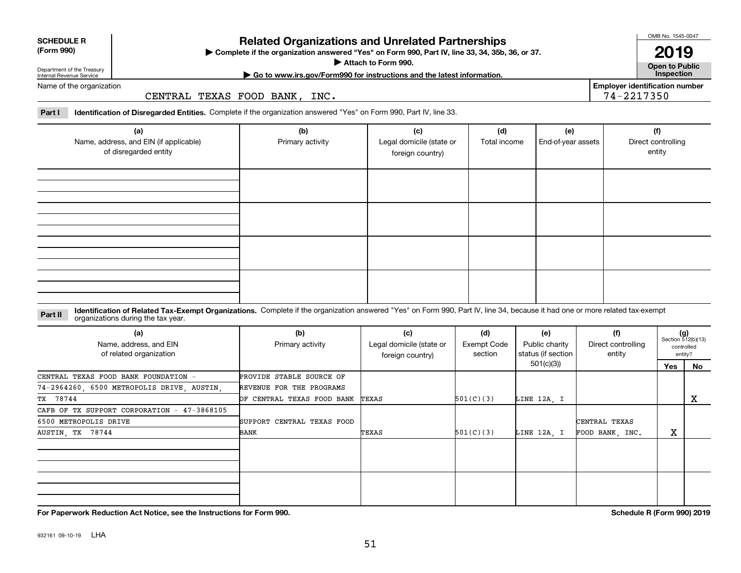**SCHEDULE R (Form 990)**

Department of the Treasury
Internal Revenue Service

# Related Organizations and Unrelated Partnerships

▶ Complete if the organization answered "Yes" on Form 990, Part IV, line 33, 34, 35b, 36, or 37.
▶ Attach to Form 990.
▶ Go to www.irs.gov/Form990 for instructions and the latest information.

OMB No. 1545-0047

**2019**

**Open to Public Inspection**

Name of the organization: CENTRAL TEXAS FOOD BANK, INC.

Employer identification number: 74-2217350

**Part I** **Identification of Disregarded Entities.** Complete if the organization answered "Yes" on Form 990, Part IV, line 33.

| (a) Name, address, and EIN (if applicable) of disregarded entity | (b) Primary activity | (c) Legal domicile (state or foreign country) | (d) Total income | (e) End-of-year assets | (f) Direct controlling entity |
|---|---|---|---|---|---|
| | | | | | |
| | | | | | |
| | | | | | |
| | | | | | |

**Part II** **Identification of Related Tax-Exempt Organizations.** Complete if the organization answered "Yes" on Form 990, Part IV, line 34, because it had one or more related tax-exempt organizations during the tax year.

| (a) Name, address, and EIN of related organization | (b) Primary activity | (c) Legal domicile (state or foreign country) | (d) Exempt Code section | (e) Public charity status (if section 501(c)(3)) | (f) Direct controlling entity | (g) Section 512(b)(13) controlled entity? Yes | No |
|---|---|---|---|---|---|---|---|
| CENTRAL TEXAS FOOD BANK FOUNDATION - 74-2964260, 6500 METROPOLIS DRIVE, AUSTIN, TX 78744 | PROVIDE STABLE SOURCE OF REVENUE FOR THE PROGRAMS OF CENTRAL TEXAS FOOD BANK | TEXAS | 501(C)(3) | LINE 12A, I | | | X |
| CAFB OF TX SUPPORT CORPORATION - 47-3868105 6500 METROPOLIS DRIVE AUSTIN, TX 78744 | SUPPORT CENTRAL TEXAS FOOD BANK | TEXAS | 501(C)(3) | LINE 12A, I | CENTRAL TEXAS FOOD BANK, INC. | X | |
| | | | | | | | |
| | | | | | | | |

**For Paperwork Reduction Act Notice, see the Instructions for Form 990.**

**Schedule R (Form 990) 2019**

932161 09-10-19 LHA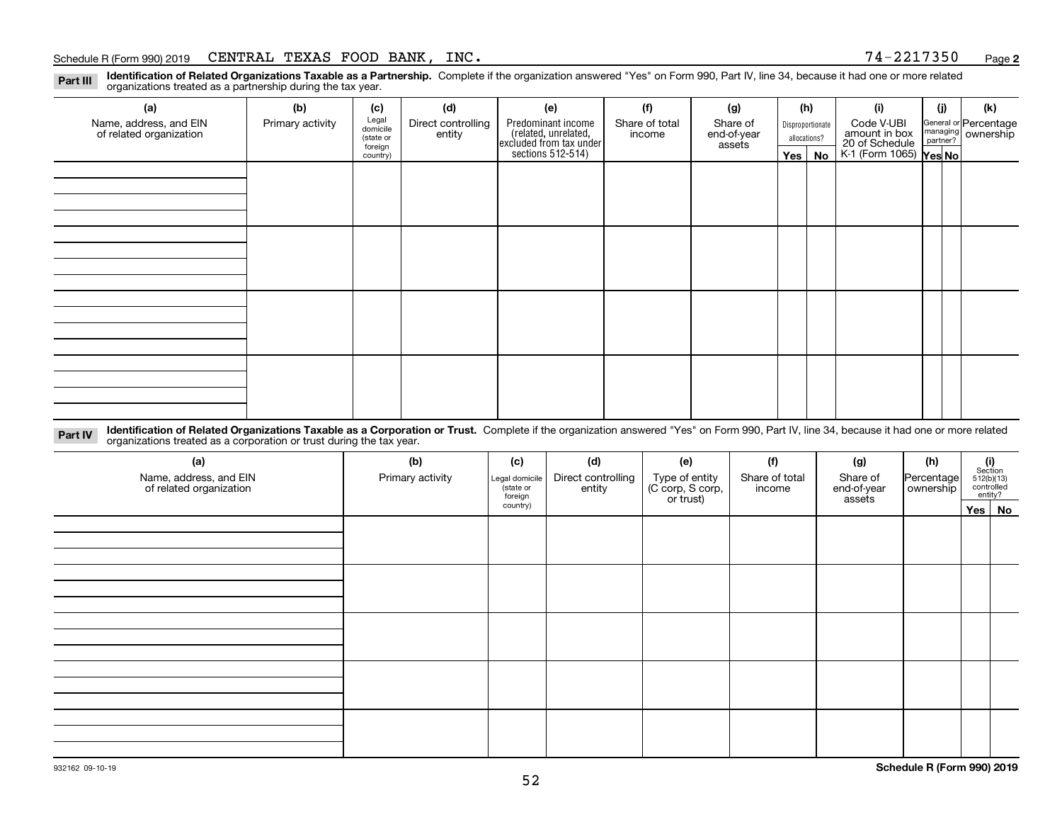Schedule R (Form 990) 2019 CENTRAL TEXAS FOOD BANK, INC. 74-2217350 Page 2

**Part III** **Identification of Related Organizations Taxable as a Partnership.** Complete if the organization answered "Yes" on Form 990, Part IV, line 34, because it had one or more related organizations treated as a partnership during the tax year.

| (a) Name, address, and EIN of related organization | (b) Primary activity | (c) Legal domicile (state or foreign country) | (d) Direct controlling entity | (e) Predominant income (related, unrelated, excluded from tax under sections 512-514) | (f) Share of total income | (g) Share of end-of-year assets | (h) Disproportionate allocations? | | (i) Code V-UBI amount in box 20 of Schedule K-1 (Form 1065) | (j) General or managing partner? | | (k) Percentage ownership |
|---|---|---|---|---|---|---|---|---|---|---|---|---|
| | | | | | | | Yes | No | | Yes | No | |
| | | | | | | | | | | | | |
| | | | | | | | | | | | | |
| | | | | | | | | | | | | |
| | | | | | | | | | | | | |

**Part IV** **Identification of Related Organizations Taxable as a Corporation or Trust.** Complete if the organization answered "Yes" on Form 990, Part IV, line 34, because it had one or more related organizations treated as a corporation or trust during the tax year.

| (a) Name, address, and EIN of related organization | (b) Primary activity | (c) Legal domicile (state or foreign country) | (d) Direct controlling entity | (e) Type of entity (C corp, S corp, or trust) | (f) Share of total income | (g) Share of end-of-year assets | (h) Percentage ownership | (i) Section 512(b)(13) controlled entity? | |
|---|---|---|---|---|---|---|---|---|---|
| | | | | | | | | Yes | No |
| | | | | | | | | | |
| | | | | | | | | | |
| | | | | | | | | | |
| | | | | | | | | | |
| | | | | | | | | | |

932162 09-10-19

**Schedule R (Form 990) 2019**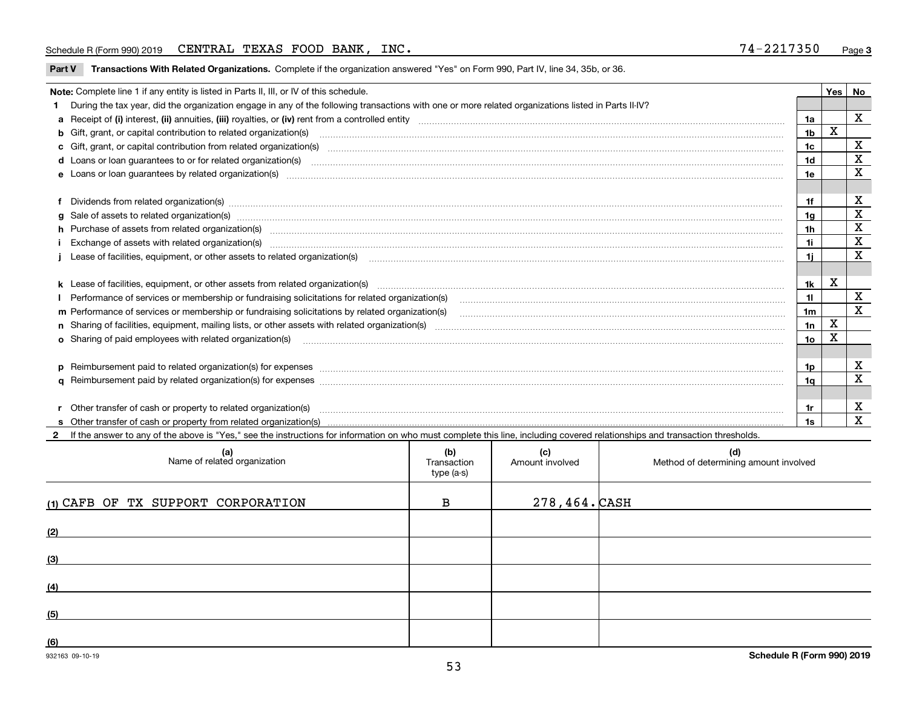Schedule R (Form 990) 2019 CENTRAL TEXAS FOOD BANK, INC. 74-2217350 Page 3

## Part V Transactions With Related Organizations. Complete if the organization answered "Yes" on Form 990, Part IV, line 34, 35b, or 36.

| Note: Complete line 1 if any entity is listed in Parts II, III, or IV of this schedule. | | Yes | No |
|---|---|---|---|
| **1** During the tax year, did the organization engage in any of the following transactions with one or more related organizations listed in Parts II-IV? | | | |
| **a** Receipt of **(i)** interest, **(ii)** annuities, **(iii)** royalties, or **(iv)** rent from a controlled entity | 1a | | X |
| **b** Gift, grant, or capital contribution to related organization(s) | 1b | X | |
| **c** Gift, grant, or capital contribution from related organization(s) | 1c | | X |
| **d** Loans or loan guarantees to or for related organization(s) | 1d | | X |
| **e** Loans or loan guarantees by related organization(s) | 1e | | X |
| **f** Dividends from related organization(s) | 1f | | X |
| **g** Sale of assets to related organization(s) | 1g | | X |
| **h** Purchase of assets from related organization(s) | 1h | | X |
| **i** Exchange of assets with related organization(s) | 1i | | X |
| **j** Lease of facilities, equipment, or other assets to related organization(s) | 1j | | X |
| **k** Lease of facilities, equipment, or other assets from related organization(s) | 1k | X | |
| **l** Performance of services or membership or fundraising solicitations for related organization(s) | 1l | | X |
| **m** Performance of services or membership or fundraising solicitations by related organization(s) | 1m | | X |
| **n** Sharing of facilities, equipment, mailing lists, or other assets with related organization(s) | 1n | X | |
| **o** Sharing of paid employees with related organization(s) | 1o | X | |
| **p** Reimbursement paid to related organization(s) for expenses | 1p | | X |
| **q** Reimbursement paid by related organization(s) for expenses | 1q | | X |
| **r** Other transfer of cash or property to related organization(s) | 1r | | X |
| **s** Other transfer of cash or property from related organization(s) | 1s | | X |

**2** If the answer to any of the above is "Yes," see the instructions for information on who must complete this line, including covered relationships and transaction thresholds.

| (a) Name of related organization | (b) Transaction type (a-s) | (c) Amount involved | (d) Method of determining amount involved |
|---|---|---|---|
| (1) CAFB OF TX SUPPORT CORPORATION | B | 278,464. | CASH |
| (2) | | | |
| (3) | | | |
| (4) | | | |
| (5) | | | |
| (6) | | | |

932163 09-10-19 **Schedule R (Form 990) 2019**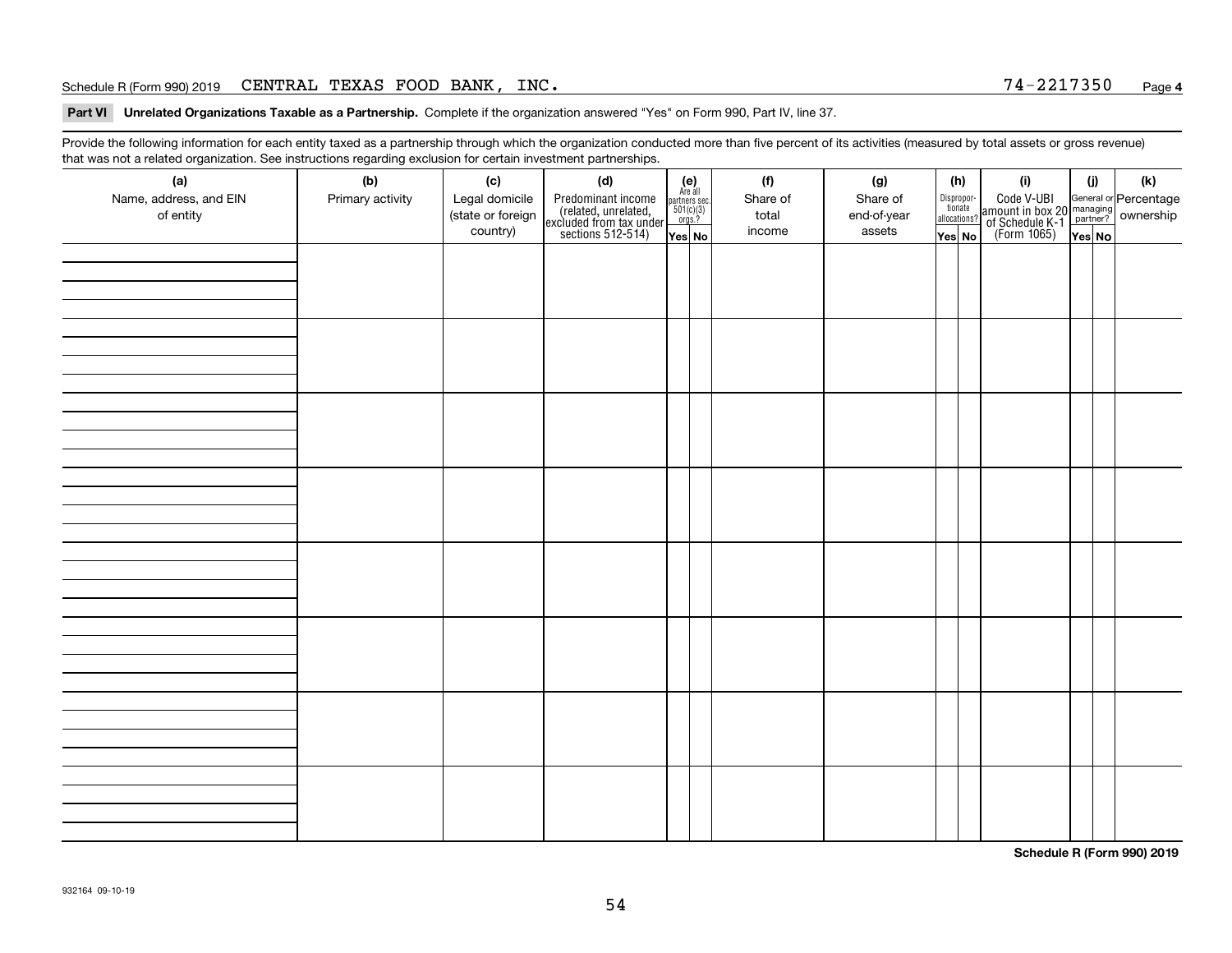Schedule R (Form 990) 2019 CENTRAL TEXAS FOOD BANK, INC. 74-2217350 Page **4**

**Part VI Unrelated Organizations Taxable as a Partnership.** Complete if the organization answered "Yes" on Form 990, Part IV, line 37.

Provide the following information for each entity taxed as a partnership through which the organization conducted more than five percent of its activities (measured by total assets or gross revenue) that was not a related organization. See instructions regarding exclusion for certain investment partnerships.

| (a) Name, address, and EIN of entity | (b) Primary activity | (c) Legal domicile (state or foreign country) | (d) Predominant income (related, unrelated, excluded from tax under sections 512-514) | (e) Are all partners sec. 501(c)(3) orgs.? | | (f) Share of total income | (g) Share of end-of-year assets | (h) Disproportionate allocations? | | (i) Code V-UBI amount in box 20 of Schedule K-1 (Form 1065) | (j) General or managing partner? | | (k) Percentage ownership |
|---|---|---|---|---|---|---|---|---|---|---|---|---|---|
| | | | | Yes | No | | | Yes | No | | Yes | No | |
| | | | | | | | | | | | | | |
| | | | | | | | | | | | | | |
| | | | | | | | | | | | | | |
| | | | | | | | | | | | | | |
| | | | | | | | | | | | | | |
| | | | | | | | | | | | | | |
| | | | | | | | | | | | | | |
| | | | | | | | | | | | | | |

**Schedule R (Form 990) 2019**

932164 09-10-19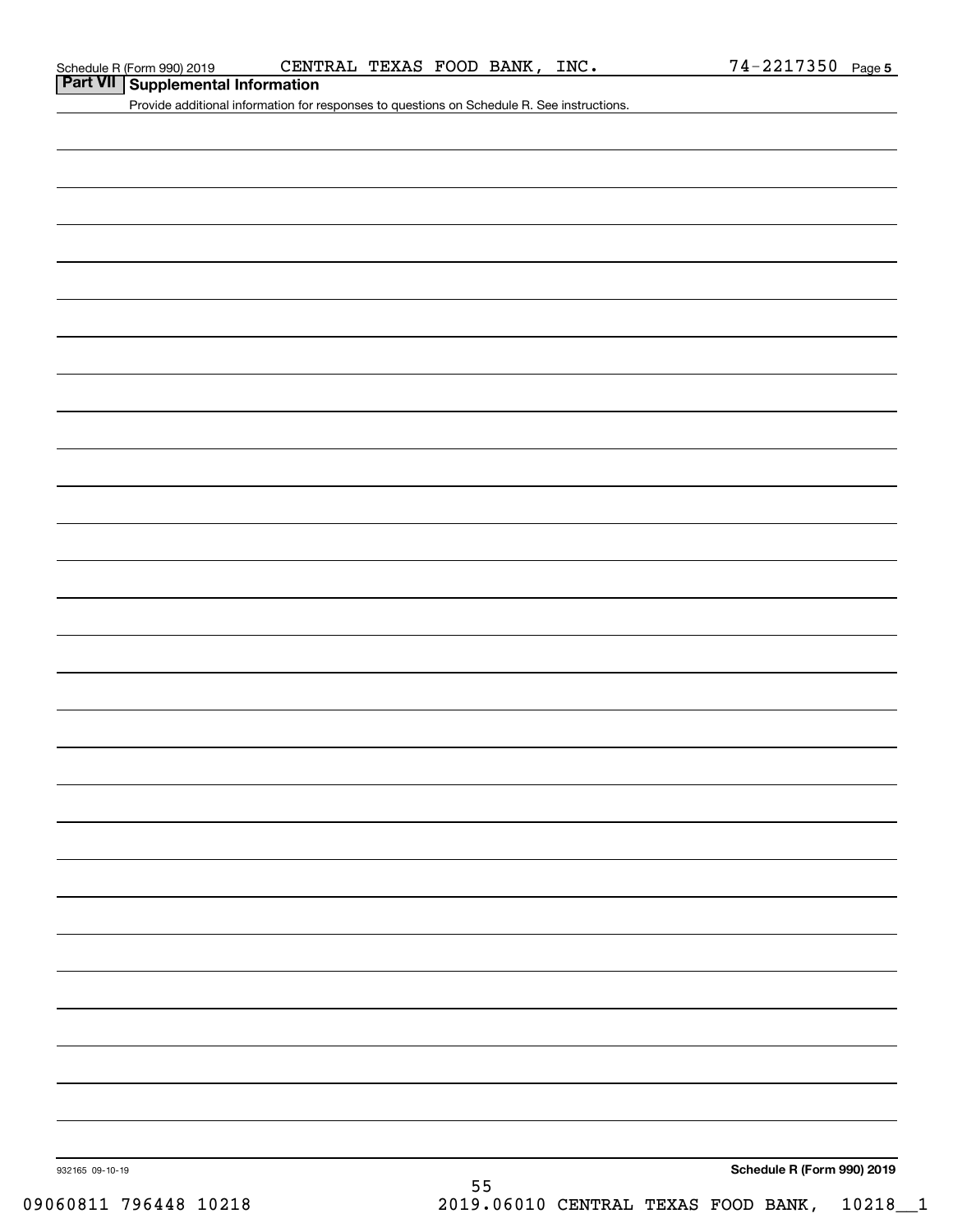Schedule R (Form 990) 2019 CENTRAL TEXAS FOOD BANK, INC. 74-2217350

## Part VII Supplemental Information

Provide additional information for responses to questions on Schedule R. See instructions.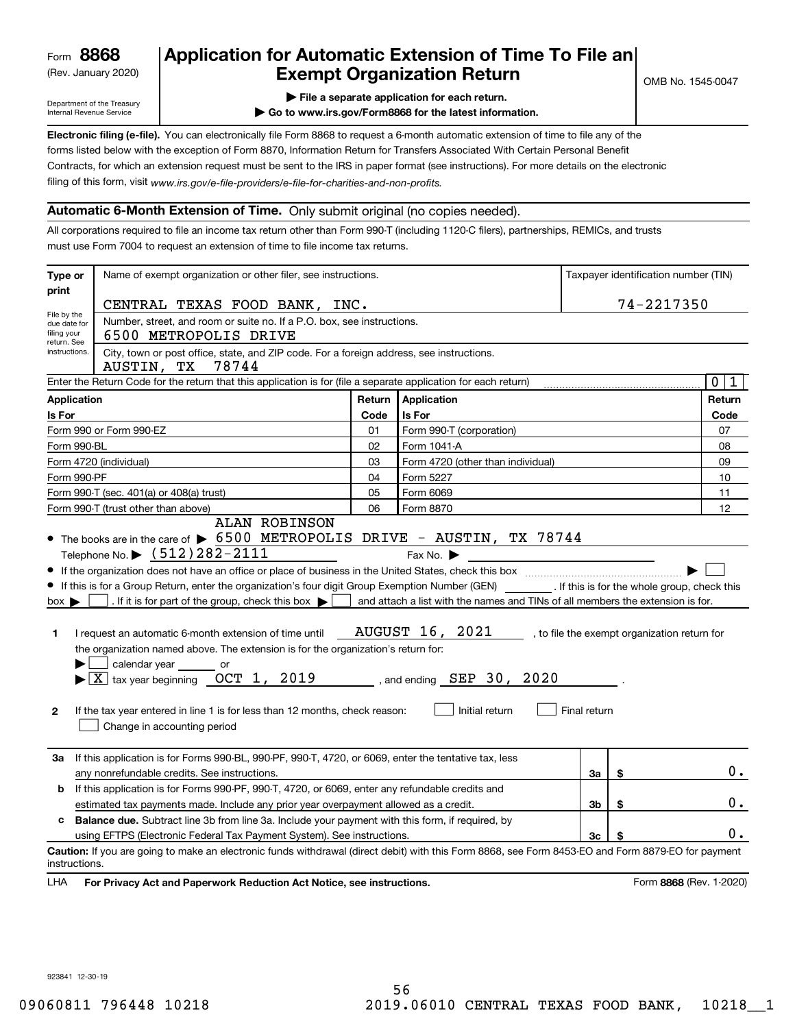Form **8868**
(Rev. January 2020)

Department of the Treasury
Internal Revenue Service

# Application for Automatic Extension of Time To File an Exempt Organization Return

▶ File a separate application for each return.

▶ Go to www.irs.gov/Form8868 for the latest information.

OMB No. 1545-0047

**Electronic filing (e-file).** You can electronically file Form 8868 to request a 6-month automatic extension of time to file any of the forms listed below with the exception of Form 8870, Information Return for Transfers Associated With Certain Personal Benefit Contracts, for which an extension request must be sent to the IRS in paper format (see instructions). For more details on the electronic filing of this form, visit *www.irs.gov/e-file-providers/e-file-for-charities-and-non-profits.*

## Automatic 6-Month Extension of Time. Only submit original (no copies needed).

All corporations required to file an income tax return other than Form 990-T (including 1120-C filers), partnerships, REMICs, and trusts must use Form 7004 to request an extension of time to file income tax returns.

**Type or print**

File by the due date for filing your return. See instructions.

Name of exempt organization or other filer, see instructions: CENTRAL TEXAS FOOD BANK, INC.

Taxpayer identification number (TIN): 74-2217350

Number, street, and room or suite no. If a P.O. box, see instructions: 6500 METROPOLIS DRIVE

City, town or post office, state, and ZIP code. For a foreign address, see instructions: AUSTIN, TX 78744

Enter the Return Code for the return that this application is for (file a separate application for each return): 01

| Application Is For | Return Code | Application Is For | Return Code |
|---|---|---|---|
| Form 990 or Form 990-EZ | 01 | Form 990-T (corporation) | 07 |
| Form 990-BL | 02 | Form 1041-A | 08 |
| Form 4720 (individual) | 03 | Form 4720 (other than individual) | 09 |
| Form 990-PF | 04 | Form 5227 | 10 |
| Form 990-T (sec. 401(a) or 408(a) trust) | 05 | Form 6069 | 11 |
| Form 990-T (trust other than above) | 06 | Form 8870 | 12 |

- The books are in the care of ▶ ALAN ROBINSON 6500 METROPOLIS DRIVE - AUSTIN, TX 78744
  Telephone No. ▶ (512)282-2111 Fax No. ▶
- If the organization does not have an office or place of business in the United States, check this box ▶ ☐
- If this is for a Group Return, enter the organization's four digit Group Exemption Number (GEN) ________ . If this is for the whole group, check this box ▶ ☐ . If it is for part of the group, check this box ▶ ☐ and attach a list with the names and TINs of all members the extension is for.

**1** I request an automatic 6-month extension of time until AUGUST 16, 2021 , to file the exempt organization return for the organization named above. The extension is for the organization's return for:
▶ ☐ calendar year ______ or
▶ ☒ tax year beginning OCT 1, 2019 , and ending SEP 30, 2020 .

**2** If the tax year entered in line 1 is for less than 12 months, check reason: ☐ Initial return ☐ Final return
☐ Change in accounting period

| | | | |
|---|---|---|---|
| **3a** | If this application is for Forms 990-BL, 990-PF, 990-T, 4720, or 6069, enter the tentative tax, less any nonrefundable credits. See instructions. | 3a | $ 0. |
| **b** | If this application is for Forms 990-PF, 990-T, 4720, or 6069, enter any refundable credits and estimated tax payments made. Include any prior year overpayment allowed as a credit. | 3b | $ 0. |
| **c** | **Balance due.** Subtract line 3b from line 3a. Include your payment with this form, if required, by using EFTPS (Electronic Federal Tax Payment System). See instructions. | 3c | $ 0. |

**Caution:** If you are going to make an electronic funds withdrawal (direct debit) with this Form 8868, see Form 8453-EO and Form 8879-EO for payment instructions.

LHA **For Privacy Act and Paperwork Reduction Act Notice, see instructions.** Form **8868** (Rev. 1-2020)

923841 12-30-19

09060811 796448 10218 2019.06010 CENTRAL TEXAS FOOD BANK, 10218__1